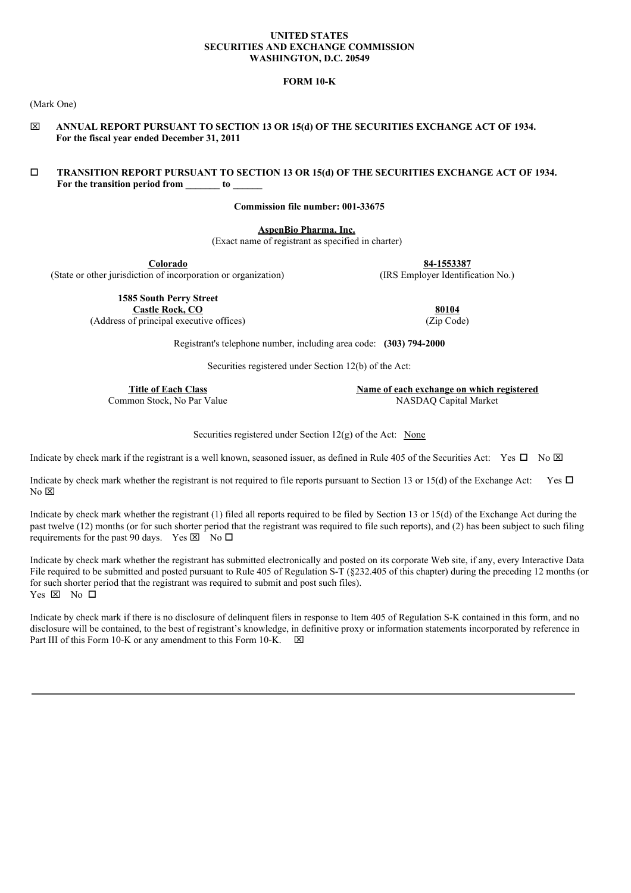**UNITED STATES**
**SECURITIES AND EXCHANGE COMMISSION**
**WASHINGTON, D.C. 20549**

**FORM 10-K**

(Mark One)

☒ **ANNUAL REPORT PURSUANT TO SECTION 13 OR 15(d) OF THE SECURITIES EXCHANGE ACT OF 1934.**
**For the fiscal year ended December 31, 2011**

☐ **TRANSITION REPORT PURSUANT TO SECTION 13 OR 15(d) OF THE SECURITIES EXCHANGE ACT OF 1934.**
**For the transition period from _______ to ______**

**Commission file number: 001-33675**

**AspenBio Pharma, Inc.**
(Exact name of registrant as specified in charter)

| | |
|---|---|
| **Colorado** | **84-1553387** |
| (State or other jurisdiction of incorporation or organization) | (IRS Employer Identification No.) |

| | |
|---|---|
| **1585 South Perry Street** | |
| **Castle Rock, CO** | **80104** |
| (Address of principal executive offices) | (Zip Code) |

Registrant's telephone number, including area code: **(303) 794-2000**

Securities registered under Section 12(b) of the Act:

| Title of Each Class | Name of each exchange on which registered |
|---|---|
| Common Stock, No Par Value | NASDAQ Capital Market |

Securities registered under Section 12(g) of the Act: None

Indicate by check mark if the registrant is a well known, seasoned issuer, as defined in Rule 405 of the Securities Act: Yes ☐ No ☒

Indicate by check mark whether the registrant is not required to file reports pursuant to Section 13 or 15(d) of the Exchange Act: Yes ☐ No ☒

Indicate by check mark whether the registrant (1) filed all reports required to be filed by Section 13 or 15(d) of the Exchange Act during the past twelve (12) months (or for such shorter period that the registrant was required to file such reports), and (2) has been subject to such filing requirements for the past 90 days. Yes ☒ No ☐

Indicate by check mark whether the registrant has submitted electronically and posted on its corporate Web site, if any, every Interactive Data File required to be submitted and posted pursuant to Rule 405 of Regulation S-T (§232.405 of this chapter) during the preceding 12 months (or for such shorter period that the registrant was required to submit and post such files).
Yes ☒ No ☐

Indicate by check mark if there is no disclosure of delinquent filers in response to Item 405 of Regulation S-K contained in this form, and no disclosure will be contained, to the best of registrant's knowledge, in definitive proxy or information statements incorporated by reference in Part III of this Form 10-K or any amendment to this Form 10-K. ☒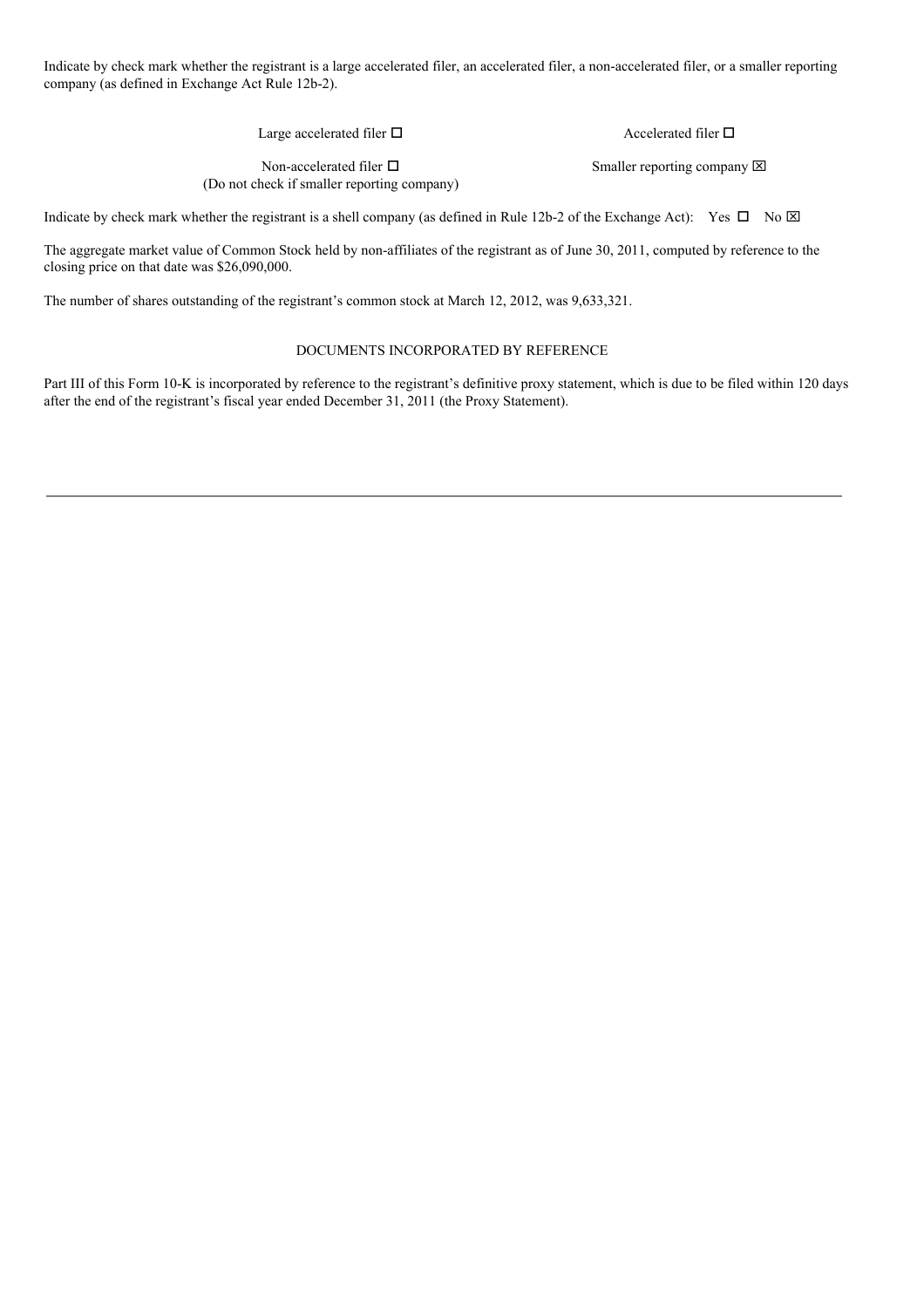Indicate by check mark whether the registrant is a large accelerated filer, an accelerated filer, a non-accelerated filer, or a smaller reporting company (as defined in Exchange Act Rule 12b-2).

| | |
|---|---|
| Large accelerated filer ☐ | Accelerated filer ☐ |
| Non-accelerated filer ☐<br>(Do not check if smaller reporting company) | Smaller reporting company ☒ |

Indicate by check mark whether the registrant is a shell company (as defined in Rule 12b-2 of the Exchange Act): Yes ☐ No ☒

The aggregate market value of Common Stock held by non-affiliates of the registrant as of June 30, 2011, computed by reference to the closing price on that date was $26,090,000.

The number of shares outstanding of the registrant's common stock at March 12, 2012, was 9,633,321.

DOCUMENTS INCORPORATED BY REFERENCE

Part III of this Form 10-K is incorporated by reference to the registrant's definitive proxy statement, which is due to be filed within 120 days after the end of the registrant's fiscal year ended December 31, 2011 (the Proxy Statement).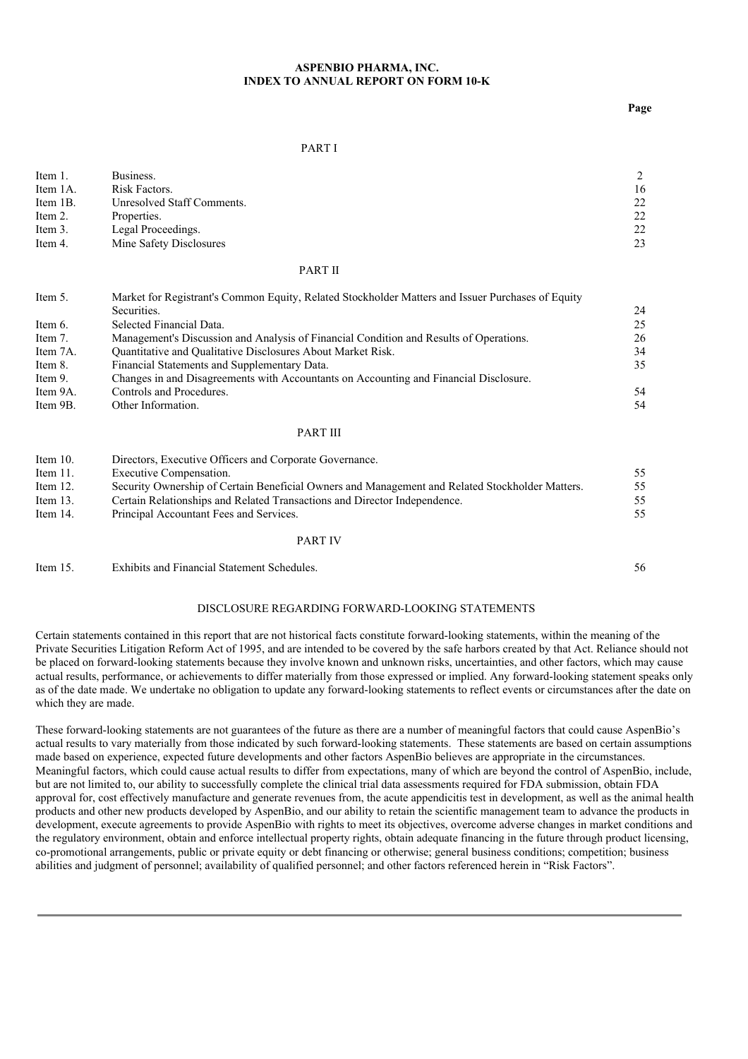**ASPENBIO PHARMA, INC.**
**INDEX TO ANNUAL REPORT ON FORM 10-K**

| | | Page |
|---|---|---|
| | PART I | |
| Item 1. | Business. | 2 |
| Item 1A. | Risk Factors. | 16 |
| Item 1B. | Unresolved Staff Comments. | 22 |
| Item 2. | Properties. | 22 |
| Item 3. | Legal Proceedings. | 22 |
| Item 4. | Mine Safety Disclosures | 23 |
| | PART II | |
| Item 5. | Market for Registrant's Common Equity, Related Stockholder Matters and Issuer Purchases of Equity Securities. | 24 |
| Item 6. | Selected Financial Data. | 25 |
| Item 7. | Management's Discussion and Analysis of Financial Condition and Results of Operations. | 26 |
| Item 7A. | Quantitative and Qualitative Disclosures About Market Risk. | 34 |
| Item 8. | Financial Statements and Supplementary Data. | 35 |
| Item 9. | Changes in and Disagreements with Accountants on Accounting and Financial Disclosure. | |
| Item 9A. | Controls and Procedures. | 54 |
| Item 9B. | Other Information. | 54 |
| | PART III | |
| Item 10. | Directors, Executive Officers and Corporate Governance. | |
| Item 11. | Executive Compensation. | 55 |
| Item 12. | Security Ownership of Certain Beneficial Owners and Management and Related Stockholder Matters. | 55 |
| Item 13. | Certain Relationships and Related Transactions and Director Independence. | 55 |
| Item 14. | Principal Accountant Fees and Services. | 55 |
| | PART IV | |
| Item 15. | Exhibits and Financial Statement Schedules. | 56 |

DISCLOSURE REGARDING FORWARD-LOOKING STATEMENTS

Certain statements contained in this report that are not historical facts constitute forward-looking statements, within the meaning of the Private Securities Litigation Reform Act of 1995, and are intended to be covered by the safe harbors created by that Act. Reliance should not be placed on forward-looking statements because they involve known and unknown risks, uncertainties, and other factors, which may cause actual results, performance, or achievements to differ materially from those expressed or implied. Any forward-looking statement speaks only as of the date made. We undertake no obligation to update any forward-looking statements to reflect events or circumstances after the date on which they are made.

These forward-looking statements are not guarantees of the future as there are a number of meaningful factors that could cause AspenBio's actual results to vary materially from those indicated by such forward-looking statements. These statements are based on certain assumptions made based on experience, expected future developments and other factors AspenBio believes are appropriate in the circumstances. Meaningful factors, which could cause actual results to differ from expectations, many of which are beyond the control of AspenBio, include, but are not limited to, our ability to successfully complete the clinical trial data assessments required for FDA submission, obtain FDA approval for, cost effectively manufacture and generate revenues from, the acute appendicitis test in development, as well as the animal health products and other new products developed by AspenBio, and our ability to retain the scientific management team to advance the products in development, execute agreements to provide AspenBio with rights to meet its objectives, overcome adverse changes in market conditions and the regulatory environment, obtain and enforce intellectual property rights, obtain adequate financing in the future through product licensing, co-promotional arrangements, public or private equity or debt financing or otherwise; general business conditions; competition; business abilities and judgment of personnel; availability of qualified personnel; and other factors referenced herein in "Risk Factors".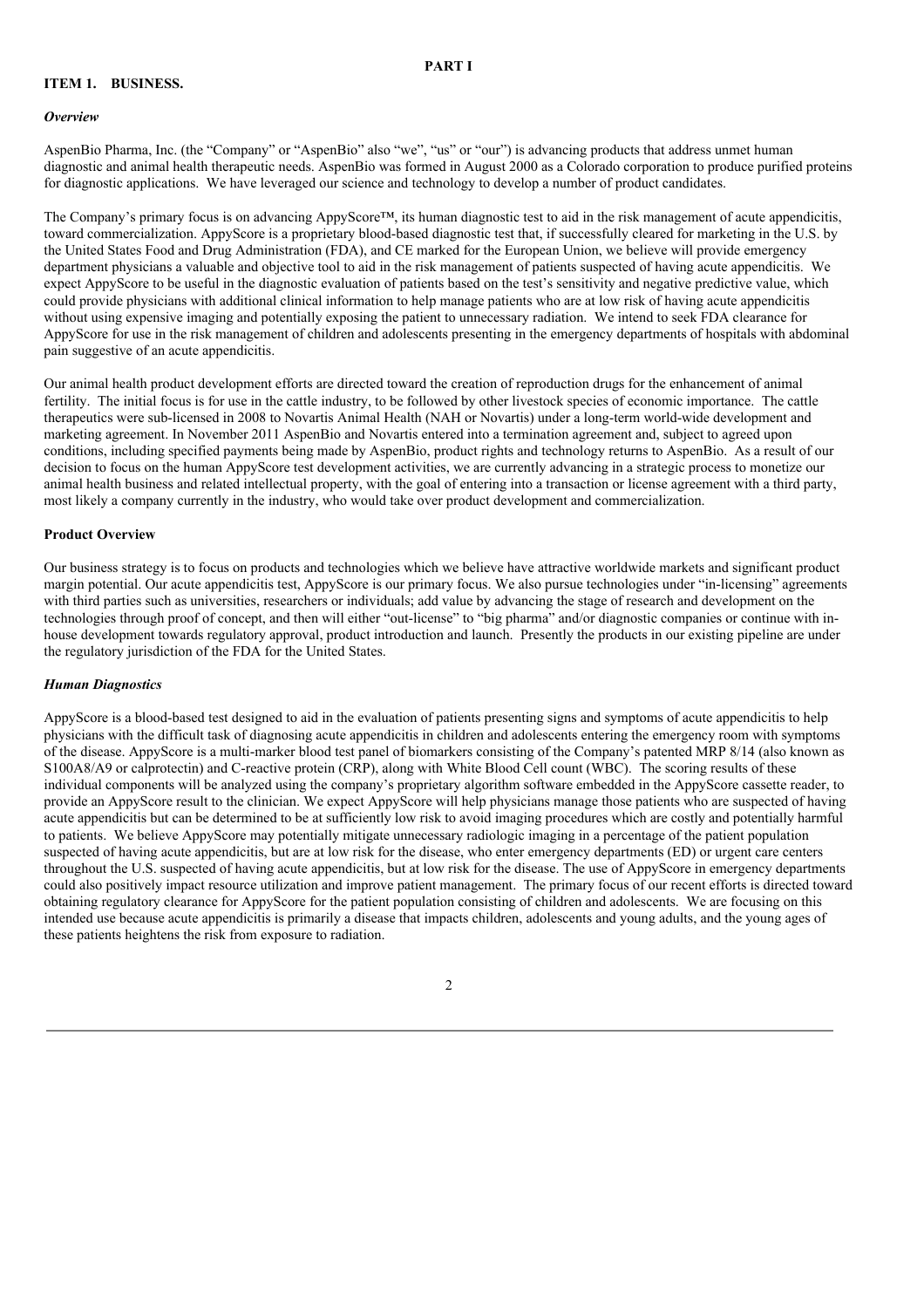# PART I

## ITEM 1. BUSINESS.

### *Overview*

AspenBio Pharma, Inc. (the "Company" or "AspenBio" also "we", "us" or "our") is advancing products that address unmet human diagnostic and animal health therapeutic needs. AspenBio was formed in August 2000 as a Colorado corporation to produce purified proteins for diagnostic applications. We have leveraged our science and technology to develop a number of product candidates.

The Company's primary focus is on advancing AppyScore™, its human diagnostic test to aid in the risk management of acute appendicitis, toward commercialization. AppyScore is a proprietary blood-based diagnostic test that, if successfully cleared for marketing in the U.S. by the United States Food and Drug Administration (FDA), and CE marked for the European Union, we believe will provide emergency department physicians a valuable and objective tool to aid in the risk management of patients suspected of having acute appendicitis. We expect AppyScore to be useful in the diagnostic evaluation of patients based on the test's sensitivity and negative predictive value, which could provide physicians with additional clinical information to help manage patients who are at low risk of having acute appendicitis without using expensive imaging and potentially exposing the patient to unnecessary radiation. We intend to seek FDA clearance for AppyScore for use in the risk management of children and adolescents presenting in the emergency departments of hospitals with abdominal pain suggestive of an acute appendicitis.

Our animal health product development efforts are directed toward the creation of reproduction drugs for the enhancement of animal fertility. The initial focus is for use in the cattle industry, to be followed by other livestock species of economic importance. The cattle therapeutics were sub-licensed in 2008 to Novartis Animal Health (NAH or Novartis) under a long-term world-wide development and marketing agreement. In November 2011 AspenBio and Novartis entered into a termination agreement and, subject to agreed upon conditions, including specified payments being made by AspenBio, product rights and technology returns to AspenBio. As a result of our decision to focus on the human AppyScore test development activities, we are currently advancing in a strategic process to monetize our animal health business and related intellectual property, with the goal of entering into a transaction or license agreement with a third party, most likely a company currently in the industry, who would take over product development and commercialization.

### Product Overview

Our business strategy is to focus on products and technologies which we believe have attractive worldwide markets and significant product margin potential. Our acute appendicitis test, AppyScore is our primary focus. We also pursue technologies under "in-licensing" agreements with third parties such as universities, researchers or individuals; add value by advancing the stage of research and development on the technologies through proof of concept, and then will either "out-license" to "big pharma" and/or diagnostic companies or continue with in-house development towards regulatory approval, product introduction and launch. Presently the products in our existing pipeline are under the regulatory jurisdiction of the FDA for the United States.

### *Human Diagnostics*

AppyScore is a blood-based test designed to aid in the evaluation of patients presenting signs and symptoms of acute appendicitis to help physicians with the difficult task of diagnosing acute appendicitis in children and adolescents entering the emergency room with symptoms of the disease. AppyScore is a multi-marker blood test panel of biomarkers consisting of the Company's patented MRP 8/14 (also known as S100A8/A9 or calprotectin) and C-reactive protein (CRP), along with White Blood Cell count (WBC). The scoring results of these individual components will be analyzed using the company's proprietary algorithm software embedded in the AppyScore cassette reader, to provide an AppyScore result to the clinician. We expect AppyScore will help physicians manage those patients who are suspected of having acute appendicitis but can be determined to be at sufficiently low risk to avoid imaging procedures which are costly and potentially harmful to patients. We believe AppyScore may potentially mitigate unnecessary radiologic imaging in a percentage of the patient population suspected of having acute appendicitis, but are at low risk for the disease, who enter emergency departments (ED) or urgent care centers throughout the U.S. suspected of having acute appendicitis, but at low risk for the disease. The use of AppyScore in emergency departments could also positively impact resource utilization and improve patient management. The primary focus of our recent efforts is directed toward obtaining regulatory clearance for AppyScore for the patient population consisting of children and adolescents. We are focusing on this intended use because acute appendicitis is primarily a disease that impacts children, adolescents and young adults, and the young ages of these patients heightens the risk from exposure to radiation.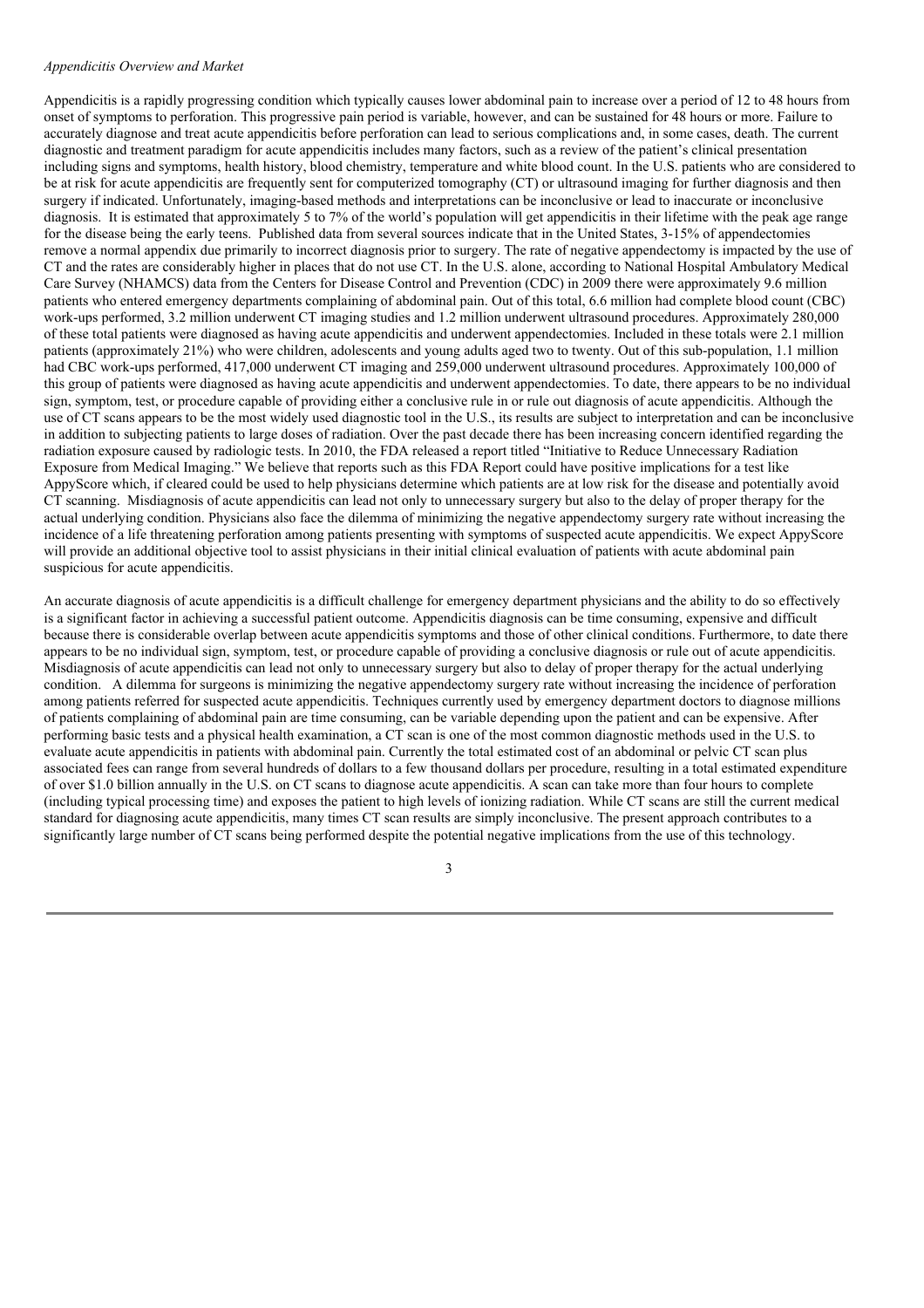*Appendicitis Overview and Market*

Appendicitis is a rapidly progressing condition which typically causes lower abdominal pain to increase over a period of 12 to 48 hours from onset of symptoms to perforation. This progressive pain period is variable, however, and can be sustained for 48 hours or more. Failure to accurately diagnose and treat acute appendicitis before perforation can lead to serious complications and, in some cases, death. The current diagnostic and treatment paradigm for acute appendicitis includes many factors, such as a review of the patient's clinical presentation including signs and symptoms, health history, blood chemistry, temperature and white blood count. In the U.S. patients who are considered to be at risk for acute appendicitis are frequently sent for computerized tomography (CT) or ultrasound imaging for further diagnosis and then surgery if indicated. Unfortunately, imaging-based methods and interpretations can be inconclusive or lead to inaccurate or inconclusive diagnosis. It is estimated that approximately 5 to 7% of the world's population will get appendicitis in their lifetime with the peak age range for the disease being the early teens. Published data from several sources indicate that in the United States, 3-15% of appendectomies remove a normal appendix due primarily to incorrect diagnosis prior to surgery. The rate of negative appendectomy is impacted by the use of CT and the rates are considerably higher in places that do not use CT. In the U.S. alone, according to National Hospital Ambulatory Medical Care Survey (NHAMCS) data from the Centers for Disease Control and Prevention (CDC) in 2009 there were approximately 9.6 million patients who entered emergency departments complaining of abdominal pain. Out of this total, 6.6 million had complete blood count (CBC) work-ups performed, 3.2 million underwent CT imaging studies and 1.2 million underwent ultrasound procedures. Approximately 280,000 of these total patients were diagnosed as having acute appendicitis and underwent appendectomies. Included in these totals were 2.1 million patients (approximately 21%) who were children, adolescents and young adults aged two to twenty. Out of this sub-population, 1.1 million had CBC work-ups performed, 417,000 underwent CT imaging and 259,000 underwent ultrasound procedures. Approximately 100,000 of this group of patients were diagnosed as having acute appendicitis and underwent appendectomies. To date, there appears to be no individual sign, symptom, test, or procedure capable of providing either a conclusive rule in or rule out diagnosis of acute appendicitis. Although the use of CT scans appears to be the most widely used diagnostic tool in the U.S., its results are subject to interpretation and can be inconclusive in addition to subjecting patients to large doses of radiation. Over the past decade there has been increasing concern identified regarding the radiation exposure caused by radiologic tests. In 2010, the FDA released a report titled "Initiative to Reduce Unnecessary Radiation Exposure from Medical Imaging." We believe that reports such as this FDA Report could have positive implications for a test like AppyScore which, if cleared could be used to help physicians determine which patients are at low risk for the disease and potentially avoid CT scanning. Misdiagnosis of acute appendicitis can lead not only to unnecessary surgery but also to the delay of proper therapy for the actual underlying condition. Physicians also face the dilemma of minimizing the negative appendectomy surgery rate without increasing the incidence of a life threatening perforation among patients presenting with symptoms of suspected acute appendicitis. We expect AppyScore will provide an additional objective tool to assist physicians in their initial clinical evaluation of patients with acute abdominal pain suspicious for acute appendicitis.

An accurate diagnosis of acute appendicitis is a difficult challenge for emergency department physicians and the ability to do so effectively is a significant factor in achieving a successful patient outcome. Appendicitis diagnosis can be time consuming, expensive and difficult because there is considerable overlap between acute appendicitis symptoms and those of other clinical conditions. Furthermore, to date there appears to be no individual sign, symptom, test, or procedure capable of providing a conclusive diagnosis or rule out of acute appendicitis. Misdiagnosis of acute appendicitis can lead not only to unnecessary surgery but also to delay of proper therapy for the actual underlying condition. A dilemma for surgeons is minimizing the negative appendectomy surgery rate without increasing the incidence of perforation among patients referred for suspected acute appendicitis. Techniques currently used by emergency department doctors to diagnose millions of patients complaining of abdominal pain are time consuming, can be variable depending upon the patient and can be expensive. After performing basic tests and a physical health examination, a CT scan is one of the most common diagnostic methods used in the U.S. to evaluate acute appendicitis in patients with abdominal pain. Currently the total estimated cost of an abdominal or pelvic CT scan plus associated fees can range from several hundreds of dollars to a few thousand dollars per procedure, resulting in a total estimated expenditure of over $1.0 billion annually in the U.S. on CT scans to diagnose acute appendicitis. A scan can take more than four hours to complete (including typical processing time) and exposes the patient to high levels of ionizing radiation. While CT scans are still the current medical standard for diagnosing acute appendicitis, many times CT scan results are simply inconclusive. The present approach contributes to a significantly large number of CT scans being performed despite the potential negative implications from the use of this technology.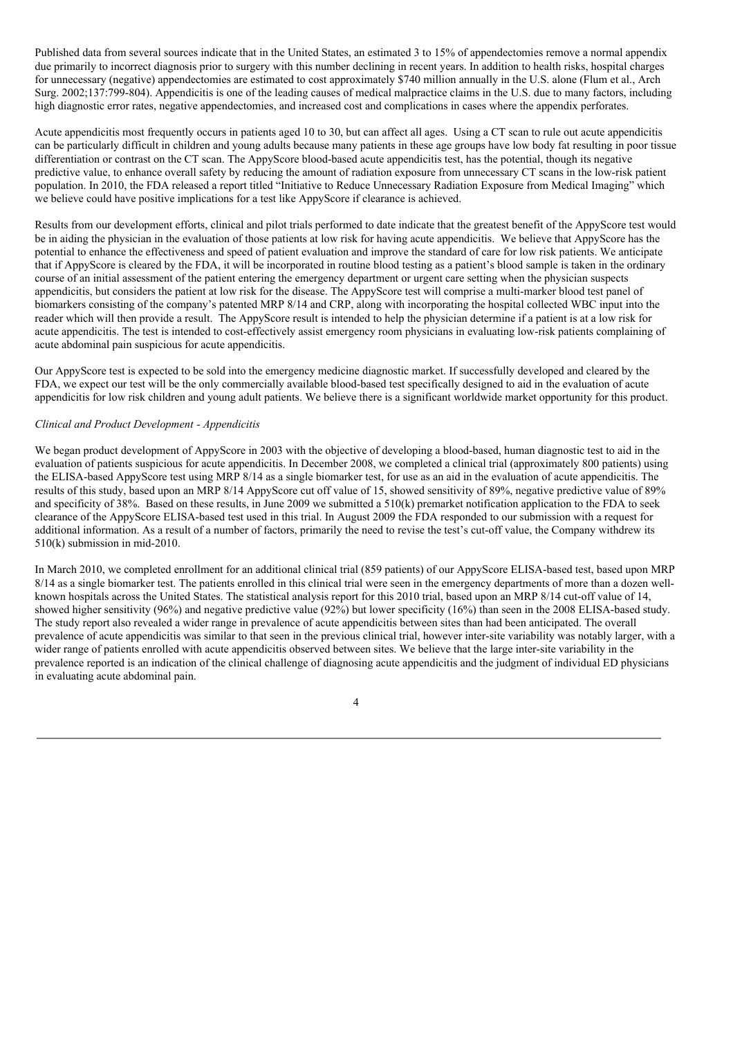Published data from several sources indicate that in the United States, an estimated 3 to 15% of appendectomies remove a normal appendix due primarily to incorrect diagnosis prior to surgery with this number declining in recent years. In addition to health risks, hospital charges for unnecessary (negative) appendectomies are estimated to cost approximately $740 million annually in the U.S. alone (Flum et al., Arch Surg. 2002;137:799-804). Appendicitis is one of the leading causes of medical malpractice claims in the U.S. due to many factors, including high diagnostic error rates, negative appendectomies, and increased cost and complications in cases where the appendix perforates.

Acute appendicitis most frequently occurs in patients aged 10 to 30, but can affect all ages. Using a CT scan to rule out acute appendicitis can be particularly difficult in children and young adults because many patients in these age groups have low body fat resulting in poor tissue differentiation or contrast on the CT scan. The AppyScore blood-based acute appendicitis test, has the potential, though its negative predictive value, to enhance overall safety by reducing the amount of radiation exposure from unnecessary CT scans in the low-risk patient population. In 2010, the FDA released a report titled "Initiative to Reduce Unnecessary Radiation Exposure from Medical Imaging" which we believe could have positive implications for a test like AppyScore if clearance is achieved.

Results from our development efforts, clinical and pilot trials performed to date indicate that the greatest benefit of the AppyScore test would be in aiding the physician in the evaluation of those patients at low risk for having acute appendicitis. We believe that AppyScore has the potential to enhance the effectiveness and speed of patient evaluation and improve the standard of care for low risk patients. We anticipate that if AppyScore is cleared by the FDA, it will be incorporated in routine blood testing as a patient's blood sample is taken in the ordinary course of an initial assessment of the patient entering the emergency department or urgent care setting when the physician suspects appendicitis, but considers the patient at low risk for the disease. The AppyScore test will comprise a multi-marker blood test panel of biomarkers consisting of the company's patented MRP 8/14 and CRP, along with incorporating the hospital collected WBC input into the reader which will then provide a result. The AppyScore result is intended to help the physician determine if a patient is at a low risk for acute appendicitis. The test is intended to cost-effectively assist emergency room physicians in evaluating low-risk patients complaining of acute abdominal pain suspicious for acute appendicitis.

Our AppyScore test is expected to be sold into the emergency medicine diagnostic market. If successfully developed and cleared by the FDA, we expect our test will be the only commercially available blood-based test specifically designed to aid in the evaluation of acute appendicitis for low risk children and young adult patients. We believe there is a significant worldwide market opportunity for this product.

*Clinical and Product Development - Appendicitis*

We began product development of AppyScore in 2003 with the objective of developing a blood-based, human diagnostic test to aid in the evaluation of patients suspicious for acute appendicitis. In December 2008, we completed a clinical trial (approximately 800 patients) using the ELISA-based AppyScore test using MRP 8/14 as a single biomarker test, for use as an aid in the evaluation of acute appendicitis. The results of this study, based upon an MRP 8/14 AppyScore cut off value of 15, showed sensitivity of 89%, negative predictive value of 89% and specificity of 38%. Based on these results, in June 2009 we submitted a 510(k) premarket notification application to the FDA to seek clearance of the AppyScore ELISA-based test used in this trial. In August 2009 the FDA responded to our submission with a request for additional information. As a result of a number of factors, primarily the need to revise the test's cut-off value, the Company withdrew its 510(k) submission in mid-2010.

In March 2010, we completed enrollment for an additional clinical trial (859 patients) of our AppyScore ELISA-based test, based upon MRP 8/14 as a single biomarker test. The patients enrolled in this clinical trial were seen in the emergency departments of more than a dozen well-known hospitals across the United States. The statistical analysis report for this 2010 trial, based upon an MRP 8/14 cut-off value of 14, showed higher sensitivity (96%) and negative predictive value (92%) but lower specificity (16%) than seen in the 2008 ELISA-based study. The study report also revealed a wider range in prevalence of acute appendicitis between sites than had been anticipated. The overall prevalence of acute appendicitis was similar to that seen in the previous clinical trial, however inter-site variability was notably larger, with a wider range of patients enrolled with acute appendicitis observed between sites. We believe that the large inter-site variability in the prevalence reported is an indication of the clinical challenge of diagnosing acute appendicitis and the judgment of individual ED physicians in evaluating acute abdominal pain.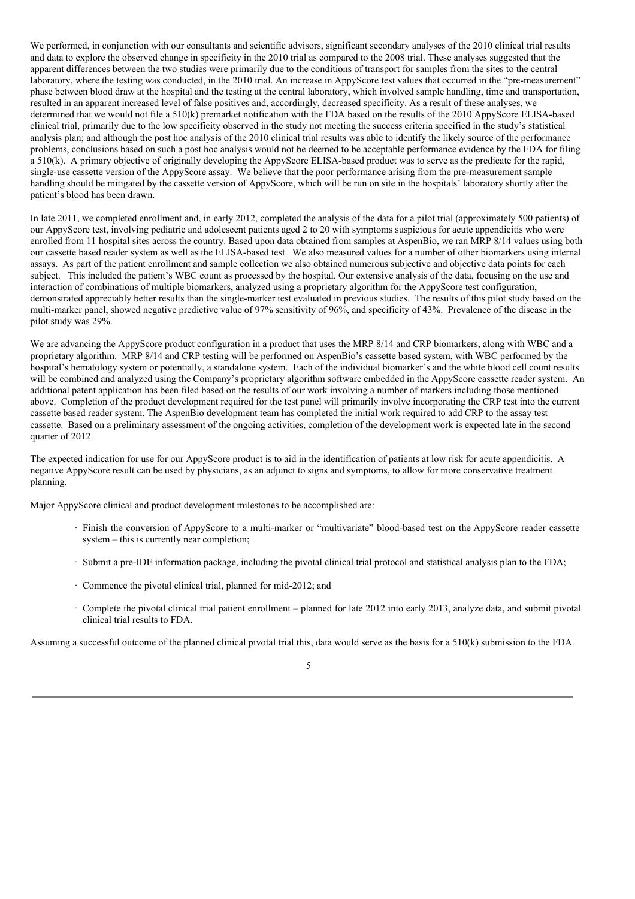We performed, in conjunction with our consultants and scientific advisors, significant secondary analyses of the 2010 clinical trial results and data to explore the observed change in specificity in the 2010 trial as compared to the 2008 trial. These analyses suggested that the apparent differences between the two studies were primarily due to the conditions of transport for samples from the sites to the central laboratory, where the testing was conducted, in the 2010 trial. An increase in AppyScore test values that occurred in the "pre-measurement" phase between blood draw at the hospital and the testing at the central laboratory, which involved sample handling, time and transportation, resulted in an apparent increased level of false positives and, accordingly, decreased specificity. As a result of these analyses, we determined that we would not file a 510(k) premarket notification with the FDA based on the results of the 2010 AppyScore ELISA-based clinical trial, primarily due to the low specificity observed in the study not meeting the success criteria specified in the study's statistical analysis plan; and although the post hoc analysis of the 2010 clinical trial results was able to identify the likely source of the performance problems, conclusions based on such a post hoc analysis would not be deemed to be acceptable performance evidence by the FDA for filing a 510(k). A primary objective of originally developing the AppyScore ELISA-based product was to serve as the predicate for the rapid, single-use cassette version of the AppyScore assay. We believe that the poor performance arising from the pre-measurement sample handling should be mitigated by the cassette version of AppyScore, which will be run on site in the hospitals' laboratory shortly after the patient's blood has been drawn.

In late 2011, we completed enrollment and, in early 2012, completed the analysis of the data for a pilot trial (approximately 500 patients) of our AppyScore test, involving pediatric and adolescent patients aged 2 to 20 with symptoms suspicious for acute appendicitis who were enrolled from 11 hospital sites across the country. Based upon data obtained from samples at AspenBio, we ran MRP 8/14 values using both our cassette based reader system as well as the ELISA-based test. We also measured values for a number of other biomarkers using internal assays. As part of the patient enrollment and sample collection we also obtained numerous subjective and objective data points for each subject. This included the patient's WBC count as processed by the hospital. Our extensive analysis of the data, focusing on the use and interaction of combinations of multiple biomarkers, analyzed using a proprietary algorithm for the AppyScore test configuration, demonstrated appreciably better results than the single-marker test evaluated in previous studies. The results of this pilot study based on the multi-marker panel, showed negative predictive value of 97% sensitivity of 96%, and specificity of 43%. Prevalence of the disease in the pilot study was 29%.

We are advancing the AppyScore product configuration in a product that uses the MRP 8/14 and CRP biomarkers, along with WBC and a proprietary algorithm. MRP 8/14 and CRP testing will be performed on AspenBio's cassette based system, with WBC performed by the hospital's hematology system or potentially, a standalone system. Each of the individual biomarker's and the white blood cell count results will be combined and analyzed using the Company's proprietary algorithm software embedded in the AppyScore cassette reader system. An additional patent application has been filed based on the results of our work involving a number of markers including those mentioned above. Completion of the product development required for the test panel will primarily involve incorporating the CRP test into the current cassette based reader system. The AspenBio development team has completed the initial work required to add CRP to the assay test cassette. Based on a preliminary assessment of the ongoing activities, completion of the development work is expected late in the second quarter of 2012.

The expected indication for use for our AppyScore product is to aid in the identification of patients at low risk for acute appendicitis. A negative AppyScore result can be used by physicians, as an adjunct to signs and symptoms, to allow for more conservative treatment planning.

Major AppyScore clinical and product development milestones to be accomplished are:

- Finish the conversion of AppyScore to a multi-marker or "multivariate" blood-based test on the AppyScore reader cassette system – this is currently near completion;
- Submit a pre-IDE information package, including the pivotal clinical trial protocol and statistical analysis plan to the FDA;
- Commence the pivotal clinical trial, planned for mid-2012; and
- Complete the pivotal clinical trial patient enrollment – planned for late 2012 into early 2013, analyze data, and submit pivotal clinical trial results to FDA.

Assuming a successful outcome of the planned clinical pivotal trial this, data would serve as the basis for a 510(k) submission to the FDA.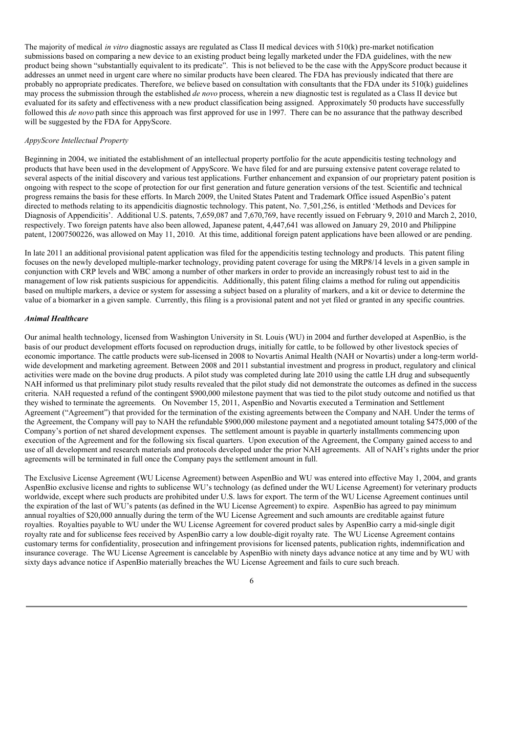The majority of medical *in vitro* diagnostic assays are regulated as Class II medical devices with 510(k) pre-market notification submissions based on comparing a new device to an existing product being legally marketed under the FDA guidelines, with the new product being shown "substantially equivalent to its predicate". This is not believed to be the case with the AppyScore product because it addresses an unmet need in urgent care where no similar products have been cleared. The FDA has previously indicated that there are probably no appropriate predicates. Therefore, we believe based on consultation with consultants that the FDA under its 510(k) guidelines may process the submission through the established *de novo* process, wherein a new diagnostic test is regulated as a Class II device but evaluated for its safety and effectiveness with a new product classification being assigned. Approximately 50 products have successfully followed this *de novo* path since this approach was first approved for use in 1997. There can be no assurance that the pathway described will be suggested by the FDA for AppyScore.

*AppyScore Intellectual Property*

Beginning in 2004, we initiated the establishment of an intellectual property portfolio for the acute appendicitis testing technology and products that have been used in the development of AppyScore. We have filed for and are pursuing extensive patent coverage related to several aspects of the initial discovery and various test applications. Further enhancement and expansion of our proprietary patent position is ongoing with respect to the scope of protection for our first generation and future generation versions of the test. Scientific and technical progress remains the basis for these efforts. In March 2009, the United States Patent and Trademark Office issued AspenBio's patent directed to methods relating to its appendicitis diagnostic technology. This patent, No. 7,501,256, is entitled 'Methods and Devices for Diagnosis of Appendicitis'. Additional U.S. patents, 7,659,087 and 7,670,769, have recently issued on February 9, 2010 and March 2, 2010, respectively. Two foreign patents have also been allowed, Japanese patent, 4,447,641 was allowed on January 29, 2010 and Philippine patent, 12007500226, was allowed on May 11, 2010. At this time, additional foreign patent applications have been allowed or are pending.

In late 2011 an additional provisional patent application was filed for the appendicitis testing technology and products. This patent filing focuses on the newly developed multiple-marker technology, providing patent coverage for using the MRP8/14 levels in a given sample in conjunction with CRP levels and WBC among a number of other markers in order to provide an increasingly robust test to aid in the management of low risk patients suspicious for appendicitis. Additionally, this patent filing claims a method for ruling out appendicitis based on multiple markers, a device or system for assessing a subject based on a plurality of markers, and a kit or device to determine the value of a biomarker in a given sample. Currently, this filing is a provisional patent and not yet filed or granted in any specific countries.

***Animal Healthcare***

Our animal health technology, licensed from Washington University in St. Louis (WU) in 2004 and further developed at AspenBio, is the basis of our product development efforts focused on reproduction drugs, initially for cattle, to be followed by other livestock species of economic importance. The cattle products were sub-licensed in 2008 to Novartis Animal Health (NAH or Novartis) under a long-term world-wide development and marketing agreement. Between 2008 and 2011 substantial investment and progress in product, regulatory and clinical activities were made on the bovine drug products. A pilot study was completed during late 2010 using the cattle LH drug and subsequently NAH informed us that preliminary pilot study results revealed that the pilot study did not demonstrate the outcomes as defined in the success criteria. NAH requested a refund of the contingent $900,000 milestone payment that was tied to the pilot study outcome and notified us that they wished to terminate the agreements. On November 15, 2011, AspenBio and Novartis executed a Termination and Settlement Agreement ("Agreement") that provided for the termination of the existing agreements between the Company and NAH. Under the terms of the Agreement, the Company will pay to NAH the refundable $900,000 milestone payment and a negotiated amount totaling $475,000 of the Company's portion of net shared development expenses. The settlement amount is payable in quarterly installments commencing upon execution of the Agreement and for the following six fiscal quarters. Upon execution of the Agreement, the Company gained access to and use of all development and research materials and protocols developed under the prior NAH agreements. All of NAH's rights under the prior agreements will be terminated in full once the Company pays the settlement amount in full.

The Exclusive License Agreement (WU License Agreement) between AspenBio and WU was entered into effective May 1, 2004, and grants AspenBio exclusive license and rights to sublicense WU's technology (as defined under the WU License Agreement) for veterinary products worldwide, except where such products are prohibited under U.S. laws for export. The term of the WU License Agreement continues until the expiration of the last of WU's patents (as defined in the WU License Agreement) to expire. AspenBio has agreed to pay minimum annual royalties of $20,000 annually during the term of the WU License Agreement and such amounts are creditable against future royalties. Royalties payable to WU under the WU License Agreement for covered product sales by AspenBio carry a mid-single digit royalty rate and for sublicense fees received by AspenBio carry a low double-digit royalty rate. The WU License Agreement contains customary terms for confidentiality, prosecution and infringement provisions for licensed patents, publication rights, indemnification and insurance coverage. The WU License Agreement is cancelable by AspenBio with ninety days advance notice at any time and by WU with sixty days advance notice if AspenBio materially breaches the WU License Agreement and fails to cure such breach.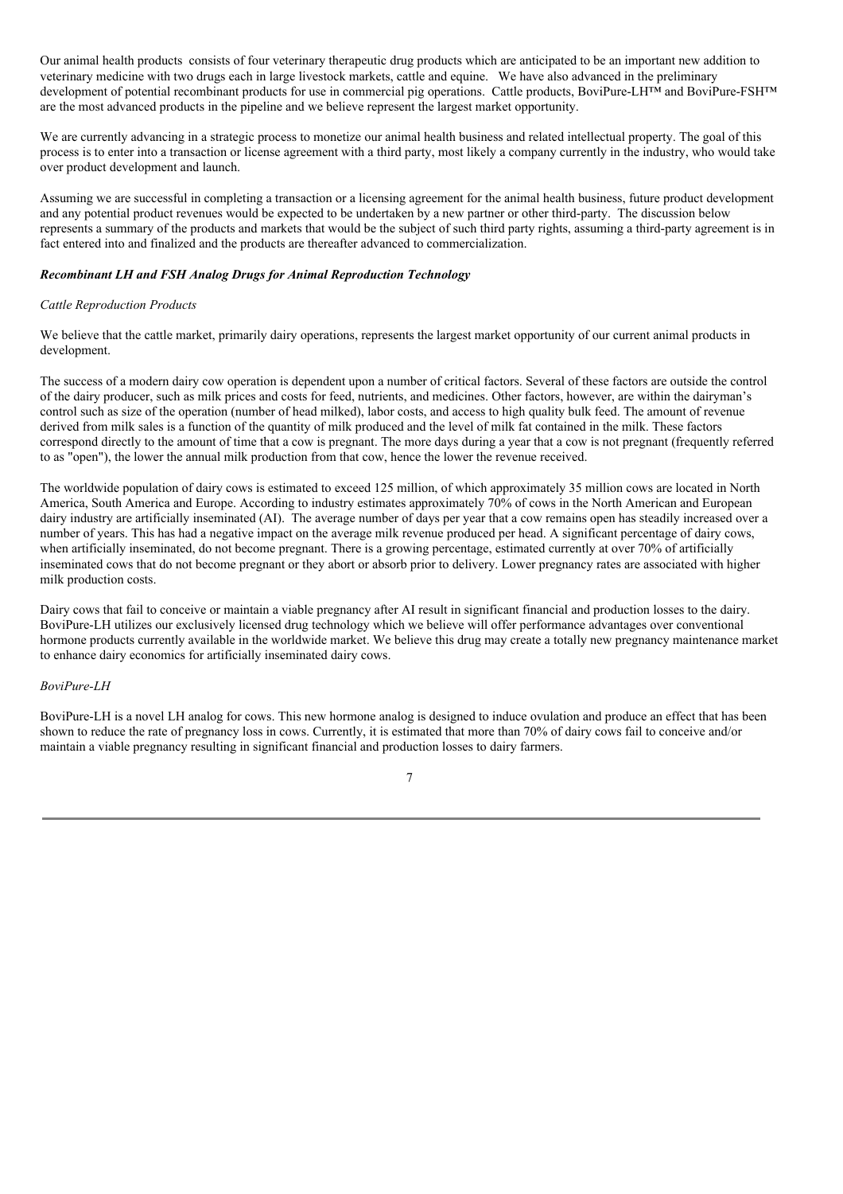Our animal health products consists of four veterinary therapeutic drug products which are anticipated to be an important new addition to veterinary medicine with two drugs each in large livestock markets, cattle and equine. We have also advanced in the preliminary development of potential recombinant products for use in commercial pig operations. Cattle products, BoviPure-LH™ and BoviPure-FSH™ are the most advanced products in the pipeline and we believe represent the largest market opportunity.

We are currently advancing in a strategic process to monetize our animal health business and related intellectual property. The goal of this process is to enter into a transaction or license agreement with a third party, most likely a company currently in the industry, who would take over product development and launch.

Assuming we are successful in completing a transaction or a licensing agreement for the animal health business, future product development and any potential product revenues would be expected to be undertaken by a new partner or other third-party. The discussion below represents a summary of the products and markets that would be the subject of such third party rights, assuming a third-party agreement is in fact entered into and finalized and the products are thereafter advanced to commercialization.

### *Recombinant LH and FSH Analog Drugs for Animal Reproduction Technology*

#### *Cattle Reproduction Products*

We believe that the cattle market, primarily dairy operations, represents the largest market opportunity of our current animal products in development.

The success of a modern dairy cow operation is dependent upon a number of critical factors. Several of these factors are outside the control of the dairy producer, such as milk prices and costs for feed, nutrients, and medicines. Other factors, however, are within the dairyman's control such as size of the operation (number of head milked), labor costs, and access to high quality bulk feed. The amount of revenue derived from milk sales is a function of the quantity of milk produced and the level of milk fat contained in the milk. These factors correspond directly to the amount of time that a cow is pregnant. The more days during a year that a cow is not pregnant (frequently referred to as "open"), the lower the annual milk production from that cow, hence the lower the revenue received.

The worldwide population of dairy cows is estimated to exceed 125 million, of which approximately 35 million cows are located in North America, South America and Europe. According to industry estimates approximately 70% of cows in the North American and European dairy industry are artificially inseminated (AI). The average number of days per year that a cow remains open has steadily increased over a number of years. This has had a negative impact on the average milk revenue produced per head. A significant percentage of dairy cows, when artificially inseminated, do not become pregnant. There is a growing percentage, estimated currently at over 70% of artificially inseminated cows that do not become pregnant or they abort or absorb prior to delivery. Lower pregnancy rates are associated with higher milk production costs.

Dairy cows that fail to conceive or maintain a viable pregnancy after AI result in significant financial and production losses to the dairy. BoviPure-LH utilizes our exclusively licensed drug technology which we believe will offer performance advantages over conventional hormone products currently available in the worldwide market. We believe this drug may create a totally new pregnancy maintenance market to enhance dairy economics for artificially inseminated dairy cows.

#### *BoviPure-LH*

BoviPure-LH is a novel LH analog for cows. This new hormone analog is designed to induce ovulation and produce an effect that has been shown to reduce the rate of pregnancy loss in cows. Currently, it is estimated that more than 70% of dairy cows fail to conceive and/or maintain a viable pregnancy resulting in significant financial and production losses to dairy farmers.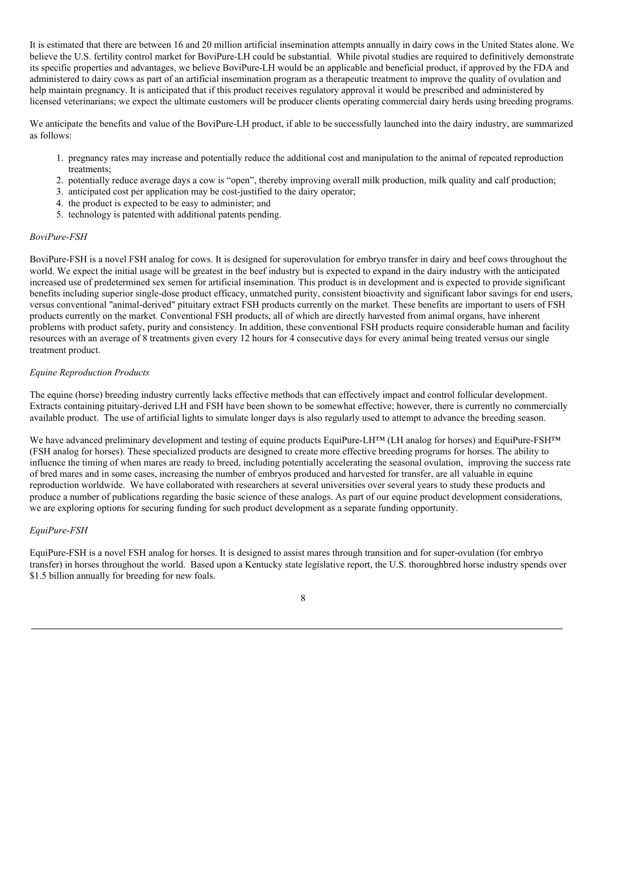It is estimated that there are between 16 and 20 million artificial insemination attempts annually in dairy cows in the United States alone. We believe the U.S. fertility control market for BoviPure-LH could be substantial. While pivotal studies are required to definitively demonstrate its specific properties and advantages, we believe BoviPure-LH would be an applicable and beneficial product, if approved by the FDA and administered to dairy cows as part of an artificial insemination program as a therapeutic treatment to improve the quality of ovulation and help maintain pregnancy. It is anticipated that if this product receives regulatory approval it would be prescribed and administered by licensed veterinarians; we expect the ultimate customers will be producer clients operating commercial dairy herds using breeding programs.

We anticipate the benefits and value of the BoviPure-LH product, if able to be successfully launched into the dairy industry, are summarized as follows:

1. pregnancy rates may increase and potentially reduce the additional cost and manipulation to the animal of repeated reproduction treatments;
2. potentially reduce average days a cow is "open", thereby improving overall milk production, milk quality and calf production;
3. anticipated cost per application may be cost-justified to the dairy operator;
4. the product is expected to be easy to administer; and
5. technology is patented with additional patents pending.

*BoviPure-FSH*

BoviPure-FSH is a novel FSH analog for cows. It is designed for superovulation for embryo transfer in dairy and beef cows throughout the world. We expect the initial usage will be greatest in the beef industry but is expected to expand in the dairy industry with the anticipated increased use of predetermined sex semen for artificial insemination. This product is in development and is expected to provide significant benefits including superior single-dose product efficacy, unmatched purity, consistent bioactivity and significant labor savings for end users, versus conventional "animal-derived" pituitary extract FSH products currently on the market. These benefits are important to users of FSH products currently on the market. Conventional FSH products, all of which are directly harvested from animal organs, have inherent problems with product safety, purity and consistency. In addition, these conventional FSH products require considerable human and facility resources with an average of 8 treatments given every 12 hours for 4 consecutive days for every animal being treated versus our single treatment product.

*Equine Reproduction Products*

The equine (horse) breeding industry currently lacks effective methods that can effectively impact and control follicular development. Extracts containing pituitary-derived LH and FSH have been shown to be somewhat effective; however, there is currently no commercially available product. The use of artificial lights to simulate longer days is also regularly used to attempt to advance the breeding season.

We have advanced preliminary development and testing of equine products EquiPure-LH™ (LH analog for horses) and EquiPure-FSH™ (FSH analog for horses). These specialized products are designed to create more effective breeding programs for horses. The ability to influence the timing of when mares are ready to breed, including potentially accelerating the seasonal ovulation, improving the success rate of bred mares and in some cases, increasing the number of embryos produced and harvested for transfer, are all valuable in equine reproduction worldwide. We have collaborated with researchers at several universities over several years to study these products and produce a number of publications regarding the basic science of these analogs. As part of our equine product development considerations, we are exploring options for securing funding for such product development as a separate funding opportunity.

*EquiPure-FSH*

EquiPure-FSH is a novel FSH analog for horses. It is designed to assist mares through transition and for super-ovulation (for embryo transfer) in horses throughout the world. Based upon a Kentucky state legislative report, the U.S. thoroughbred horse industry spends over $1.5 billion annually for breeding for new foals.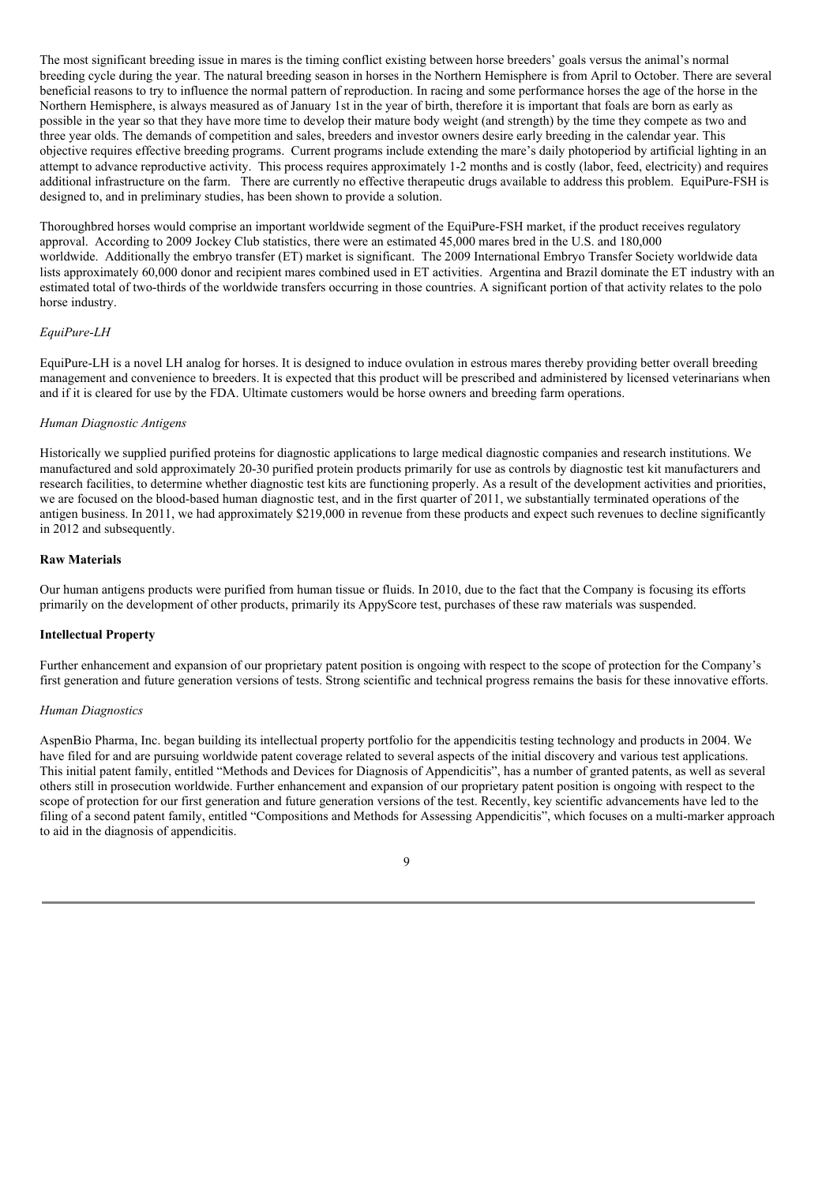The most significant breeding issue in mares is the timing conflict existing between horse breeders' goals versus the animal's normal breeding cycle during the year. The natural breeding season in horses in the Northern Hemisphere is from April to October. There are several beneficial reasons to try to influence the normal pattern of reproduction. In racing and some performance horses the age of the horse in the Northern Hemisphere, is always measured as of January 1st in the year of birth, therefore it is important that foals are born as early as possible in the year so that they have more time to develop their mature body weight (and strength) by the time they compete as two and three year olds. The demands of competition and sales, breeders and investor owners desire early breeding in the calendar year. This objective requires effective breeding programs. Current programs include extending the mare's daily photoperiod by artificial lighting in an attempt to advance reproductive activity. This process requires approximately 1-2 months and is costly (labor, feed, electricity) and requires additional infrastructure on the farm. There are currently no effective therapeutic drugs available to address this problem. EquiPure-FSH is designed to, and in preliminary studies, has been shown to provide a solution.

Thoroughbred horses would comprise an important worldwide segment of the EquiPure-FSH market, if the product receives regulatory approval. According to 2009 Jockey Club statistics, there were an estimated 45,000 mares bred in the U.S. and 180,000 worldwide. Additionally the embryo transfer (ET) market is significant. The 2009 International Embryo Transfer Society worldwide data lists approximately 60,000 donor and recipient mares combined used in ET activities. Argentina and Brazil dominate the ET industry with an estimated total of two-thirds of the worldwide transfers occurring in those countries. A significant portion of that activity relates to the polo horse industry.

*EquiPure-LH*

EquiPure-LH is a novel LH analog for horses. It is designed to induce ovulation in estrous mares thereby providing better overall breeding management and convenience to breeders. It is expected that this product will be prescribed and administered by licensed veterinarians when and if it is cleared for use by the FDA. Ultimate customers would be horse owners and breeding farm operations.

*Human Diagnostic Antigens*

Historically we supplied purified proteins for diagnostic applications to large medical diagnostic companies and research institutions. We manufactured and sold approximately 20-30 purified protein products primarily for use as controls by diagnostic test kit manufacturers and research facilities, to determine whether diagnostic test kits are functioning properly. As a result of the development activities and priorities, we are focused on the blood-based human diagnostic test, and in the first quarter of 2011, we substantially terminated operations of the antigen business. In 2011, we had approximately $219,000 in revenue from these products and expect such revenues to decline significantly in 2012 and subsequently.

**Raw Materials**

Our human antigens products were purified from human tissue or fluids. In 2010, due to the fact that the Company is focusing its efforts primarily on the development of other products, primarily its AppyScore test, purchases of these raw materials was suspended.

**Intellectual Property**

Further enhancement and expansion of our proprietary patent position is ongoing with respect to the scope of protection for the Company's first generation and future generation versions of tests. Strong scientific and technical progress remains the basis for these innovative efforts.

*Human Diagnostics*

AspenBio Pharma, Inc. began building its intellectual property portfolio for the appendicitis testing technology and products in 2004. We have filed for and are pursuing worldwide patent coverage related to several aspects of the initial discovery and various test applications. This initial patent family, entitled "Methods and Devices for Diagnosis of Appendicitis", has a number of granted patents, as well as several others still in prosecution worldwide. Further enhancement and expansion of our proprietary patent position is ongoing with respect to the scope of protection for our first generation and future generation versions of the test. Recently, key scientific advancements have led to the filing of a second patent family, entitled "Compositions and Methods for Assessing Appendicitis", which focuses on a multi-marker approach to aid in the diagnosis of appendicitis.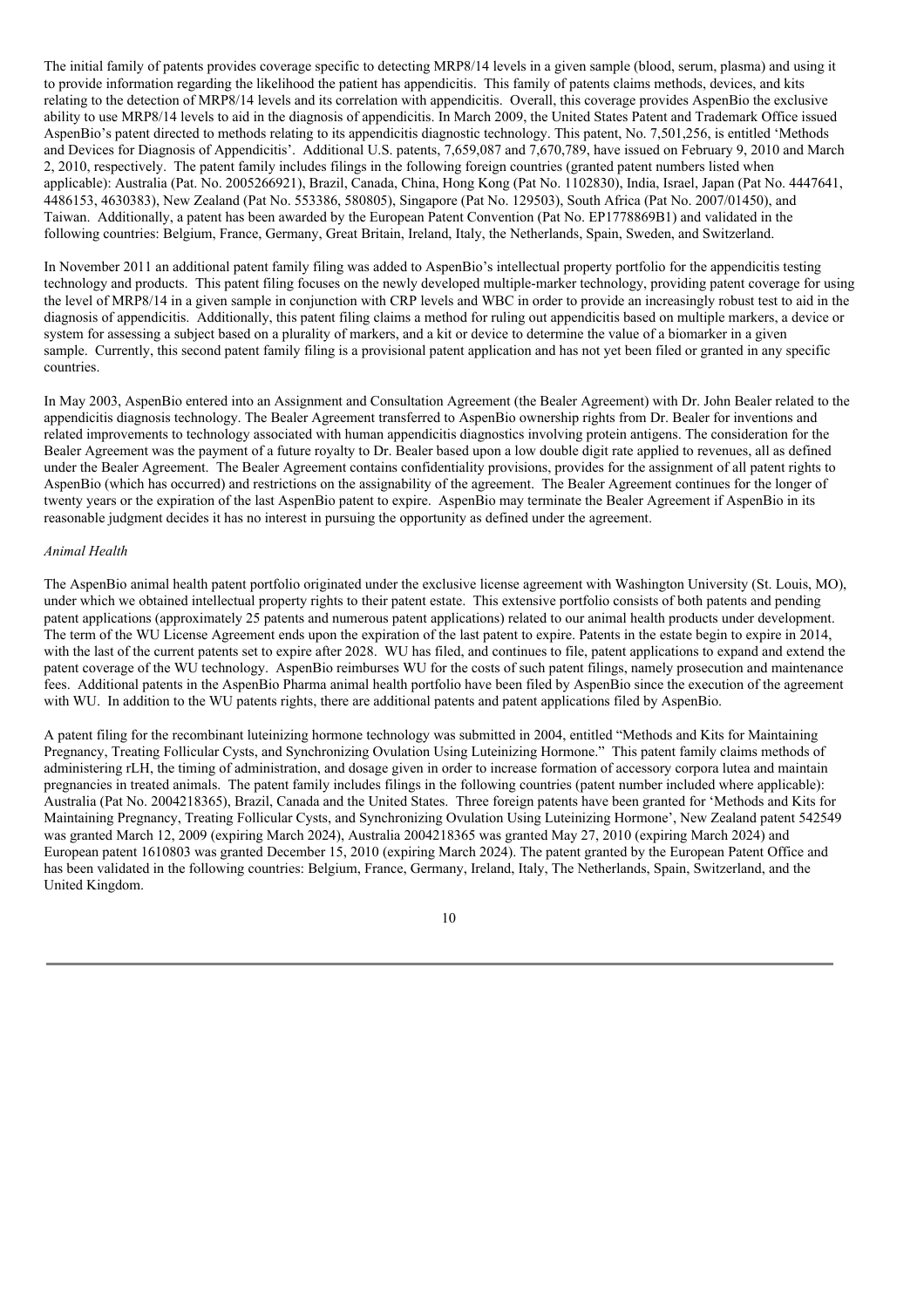The initial family of patents provides coverage specific to detecting MRP8/14 levels in a given sample (blood, serum, plasma) and using it to provide information regarding the likelihood the patient has appendicitis. This family of patents claims methods, devices, and kits relating to the detection of MRP8/14 levels and its correlation with appendicitis. Overall, this coverage provides AspenBio the exclusive ability to use MRP8/14 levels to aid in the diagnosis of appendicitis. In March 2009, the United States Patent and Trademark Office issued AspenBio's patent directed to methods relating to its appendicitis diagnostic technology. This patent, No. 7,501,256, is entitled 'Methods and Devices for Diagnosis of Appendicitis'. Additional U.S. patents, 7,659,087 and 7,670,789, have issued on February 9, 2010 and March 2, 2010, respectively. The patent family includes filings in the following foreign countries (granted patent numbers listed when applicable): Australia (Pat. No. 2005266921), Brazil, Canada, China, Hong Kong (Pat No. 1102830), India, Israel, Japan (Pat No. 4447641, 4486153, 4630383), New Zealand (Pat No. 553386, 580805), Singapore (Pat No. 129503), South Africa (Pat No. 2007/01450), and Taiwan. Additionally, a patent has been awarded by the European Patent Convention (Pat No. EP1778869B1) and validated in the following countries: Belgium, France, Germany, Great Britain, Ireland, Italy, the Netherlands, Spain, Sweden, and Switzerland.

In November 2011 an additional patent family filing was added to AspenBio's intellectual property portfolio for the appendicitis testing technology and products. This patent filing focuses on the newly developed multiple-marker technology, providing patent coverage for using the level of MRP8/14 in a given sample in conjunction with CRP levels and WBC in order to provide an increasingly robust test to aid in the diagnosis of appendicitis. Additionally, this patent filing claims a method for ruling out appendicitis based on multiple markers, a device or system for assessing a subject based on a plurality of markers, and a kit or device to determine the value of a biomarker in a given sample. Currently, this second patent family filing is a provisional patent application and has not yet been filed or granted in any specific countries.

In May 2003, AspenBio entered into an Assignment and Consultation Agreement (the Bealer Agreement) with Dr. John Bealer related to the appendicitis diagnosis technology. The Bealer Agreement transferred to AspenBio ownership rights from Dr. Bealer for inventions and related improvements to technology associated with human appendicitis diagnostics involving protein antigens. The consideration for the Bealer Agreement was the payment of a future royalty to Dr. Bealer based upon a low double digit rate applied to revenues, all as defined under the Bealer Agreement. The Bealer Agreement contains confidentiality provisions, provides for the assignment of all patent rights to AspenBio (which has occurred) and restrictions on the assignability of the agreement. The Bealer Agreement continues for the longer of twenty years or the expiration of the last AspenBio patent to expire. AspenBio may terminate the Bealer Agreement if AspenBio in its reasonable judgment decides it has no interest in pursuing the opportunity as defined under the agreement.

*Animal Health*

The AspenBio animal health patent portfolio originated under the exclusive license agreement with Washington University (St. Louis, MO), under which we obtained intellectual property rights to their patent estate. This extensive portfolio consists of both patents and pending patent applications (approximately 25 patents and numerous patent applications) related to our animal health products under development. The term of the WU License Agreement ends upon the expiration of the last patent to expire. Patents in the estate begin to expire in 2014, with the last of the current patents set to expire after 2028. WU has filed, and continues to file, patent applications to expand and extend the patent coverage of the WU technology. AspenBio reimburses WU for the costs of such patent filings, namely prosecution and maintenance fees. Additional patents in the AspenBio Pharma animal health portfolio have been filed by AspenBio since the execution of the agreement with WU. In addition to the WU patents rights, there are additional patents and patent applications filed by AspenBio.

A patent filing for the recombinant luteinizing hormone technology was submitted in 2004, entitled "Methods and Kits for Maintaining Pregnancy, Treating Follicular Cysts, and Synchronizing Ovulation Using Luteinizing Hormone." This patent family claims methods of administering rLH, the timing of administration, and dosage given in order to increase formation of accessory corpora lutea and maintain pregnancies in treated animals. The patent family includes filings in the following countries (patent number included where applicable): Australia (Pat No. 2004218365), Brazil, Canada and the United States. Three foreign patents have been granted for 'Methods and Kits for Maintaining Pregnancy, Treating Follicular Cysts, and Synchronizing Ovulation Using Luteinizing Hormone', New Zealand patent 542549 was granted March 12, 2009 (expiring March 2024), Australia 2004218365 was granted May 27, 2010 (expiring March 2024) and European patent 1610803 was granted December 15, 2010 (expiring March 2024). The patent granted by the European Patent Office and has been validated in the following countries: Belgium, France, Germany, Ireland, Italy, The Netherlands, Spain, Switzerland, and the United Kingdom.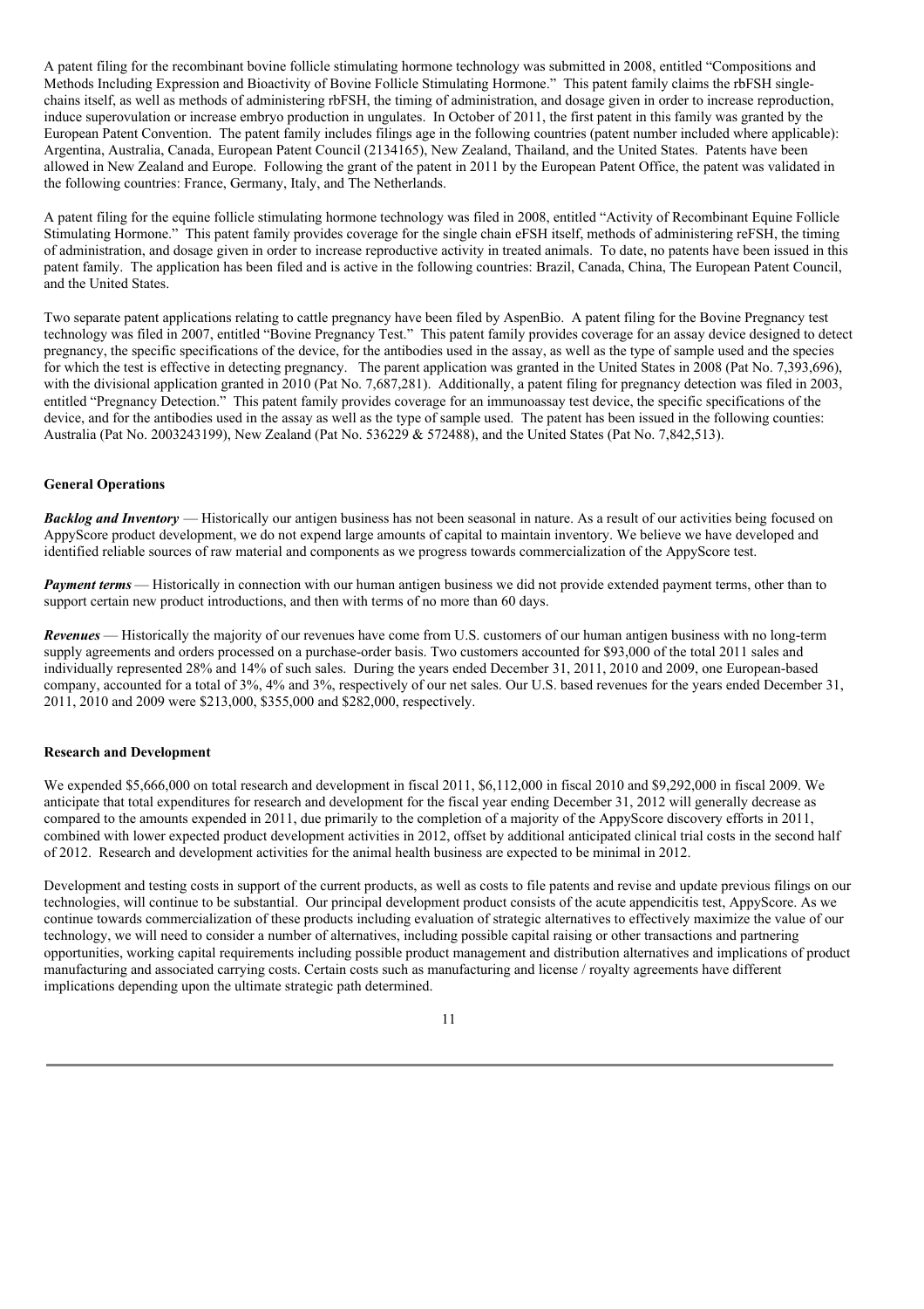A patent filing for the recombinant bovine follicle stimulating hormone technology was submitted in 2008, entitled "Compositions and Methods Including Expression and Bioactivity of Bovine Follicle Stimulating Hormone." This patent family claims the rbFSH single-chains itself, as well as methods of administering rbFSH, the timing of administration, and dosage given in order to increase reproduction, induce superovulation or increase embryo production in ungulates. In October of 2011, the first patent in this family was granted by the European Patent Convention. The patent family includes filings age in the following countries (patent number included where applicable): Argentina, Australia, Canada, European Patent Council (2134165), New Zealand, Thailand, and the United States. Patents have been allowed in New Zealand and Europe. Following the grant of the patent in 2011 by the European Patent Office, the patent was validated in the following countries: France, Germany, Italy, and The Netherlands.

A patent filing for the equine follicle stimulating hormone technology was filed in 2008, entitled "Activity of Recombinant Equine Follicle Stimulating Hormone." This patent family provides coverage for the single chain eFSH itself, methods of administering reFSH, the timing of administration, and dosage given in order to increase reproductive activity in treated animals. To date, no patents have been issued in this patent family. The application has been filed and is active in the following countries: Brazil, Canada, China, The European Patent Council, and the United States.

Two separate patent applications relating to cattle pregnancy have been filed by AspenBio. A patent filing for the Bovine Pregnancy test technology was filed in 2007, entitled "Bovine Pregnancy Test." This patent family provides coverage for an assay device designed to detect pregnancy, the specific specifications of the device, for the antibodies used in the assay, as well as the type of sample used and the species for which the test is effective in detecting pregnancy. The parent application was granted in the United States in 2008 (Pat No. 7,393,696), with the divisional application granted in 2010 (Pat No. 7,687,281). Additionally, a patent filing for pregnancy detection was filed in 2003, entitled "Pregnancy Detection." This patent family provides coverage for an immunoassay test device, the specific specifications of the device, and for the antibodies used in the assay as well as the type of sample used. The patent has been issued in the following counties: Australia (Pat No. 2003243199), New Zealand (Pat No. 536229 & 572488), and the United States (Pat No. 7,842,513).

## General Operations

***Backlog and Inventory*** — Historically our antigen business has not been seasonal in nature. As a result of our activities being focused on AppyScore product development, we do not expend large amounts of capital to maintain inventory. We believe we have developed and identified reliable sources of raw material and components as we progress towards commercialization of the AppyScore test.

***Payment terms*** — Historically in connection with our human antigen business we did not provide extended payment terms, other than to support certain new product introductions, and then with terms of no more than 60 days.

***Revenues*** — Historically the majority of our revenues have come from U.S. customers of our human antigen business with no long-term supply agreements and orders processed on a purchase-order basis. Two customers accounted for $93,000 of the total 2011 sales and individually represented 28% and 14% of such sales. During the years ended December 31, 2011, 2010 and 2009, one European-based company, accounted for a total of 3%, 4% and 3%, respectively of our net sales. Our U.S. based revenues for the years ended December 31, 2011, 2010 and 2009 were $213,000, $355,000 and $282,000, respectively.

## Research and Development

We expended $5,666,000 on total research and development in fiscal 2011, $6,112,000 in fiscal 2010 and $9,292,000 in fiscal 2009. We anticipate that total expenditures for research and development for the fiscal year ending December 31, 2012 will generally decrease as compared to the amounts expended in 2011, due primarily to the completion of a majority of the AppyScore discovery efforts in 2011, combined with lower expected product development activities in 2012, offset by additional anticipated clinical trial costs in the second half of 2012. Research and development activities for the animal health business are expected to be minimal in 2012.

Development and testing costs in support of the current products, as well as costs to file patents and revise and update previous filings on our technologies, will continue to be substantial. Our principal development product consists of the acute appendicitis test, AppyScore. As we continue towards commercialization of these products including evaluation of strategic alternatives to effectively maximize the value of our technology, we will need to consider a number of alternatives, including possible capital raising or other transactions and partnering opportunities, working capital requirements including possible product management and distribution alternatives and implications of product manufacturing and associated carrying costs. Certain costs such as manufacturing and license / royalty agreements have different implications depending upon the ultimate strategic path determined.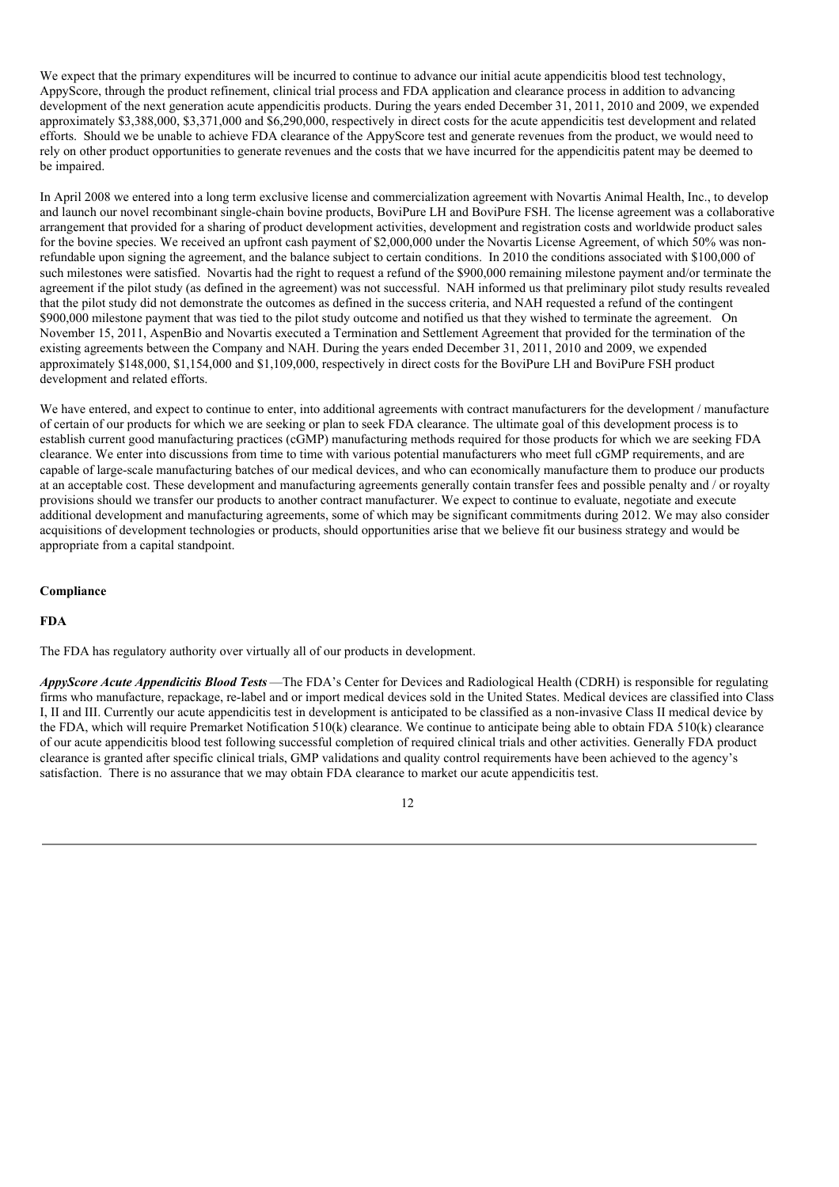We expect that the primary expenditures will be incurred to continue to advance our initial acute appendicitis blood test technology, AppyScore, through the product refinement, clinical trial process and FDA application and clearance process in addition to advancing development of the next generation acute appendicitis products. During the years ended December 31, 2011, 2010 and 2009, we expended approximately $3,388,000, $3,371,000 and $6,290,000, respectively in direct costs for the acute appendicitis test development and related efforts. Should we be unable to achieve FDA clearance of the AppyScore test and generate revenues from the product, we would need to rely on other product opportunities to generate revenues and the costs that we have incurred for the appendicitis patent may be deemed to be impaired.

In April 2008 we entered into a long term exclusive license and commercialization agreement with Novartis Animal Health, Inc., to develop and launch our novel recombinant single-chain bovine products, BoviPure LH and BoviPure FSH. The license agreement was a collaborative arrangement that provided for a sharing of product development activities, development and registration costs and worldwide product sales for the bovine species. We received an upfront cash payment of $2,000,000 under the Novartis License Agreement, of which 50% was non-refundable upon signing the agreement, and the balance subject to certain conditions. In 2010 the conditions associated with $100,000 of such milestones were satisfied. Novartis had the right to request a refund of the $900,000 remaining milestone payment and/or terminate the agreement if the pilot study (as defined in the agreement) was not successful. NAH informed us that preliminary pilot study results revealed that the pilot study did not demonstrate the outcomes as defined in the success criteria, and NAH requested a refund of the contingent $900,000 milestone payment that was tied to the pilot study outcome and notified us that they wished to terminate the agreement. On November 15, 2011, AspenBio and Novartis executed a Termination and Settlement Agreement that provided for the termination of the existing agreements between the Company and NAH. During the years ended December 31, 2011, 2010 and 2009, we expended approximately $148,000, $1,154,000 and $1,109,000, respectively in direct costs for the BoviPure LH and BoviPure FSH product development and related efforts.

We have entered, and expect to continue to enter, into additional agreements with contract manufacturers for the development / manufacture of certain of our products for which we are seeking or plan to seek FDA clearance. The ultimate goal of this development process is to establish current good manufacturing practices (cGMP) manufacturing methods required for those products for which we are seeking FDA clearance. We enter into discussions from time to time with various potential manufacturers who meet full cGMP requirements, and are capable of large-scale manufacturing batches of our medical devices, and who can economically manufacture them to produce our products at an acceptable cost. These development and manufacturing agreements generally contain transfer fees and possible penalty and / or royalty provisions should we transfer our products to another contract manufacturer. We expect to continue to evaluate, negotiate and execute additional development and manufacturing agreements, some of which may be significant commitments during 2012. We may also consider acquisitions of development technologies or products, should opportunities arise that we believe fit our business strategy and would be appropriate from a capital standpoint.

**Compliance**

**FDA**

The FDA has regulatory authority over virtually all of our products in development.

***AppyScore Acute Appendicitis Blood Tests*** —The FDA's Center for Devices and Radiological Health (CDRH) is responsible for regulating firms who manufacture, repackage, re-label and or import medical devices sold in the United States. Medical devices are classified into Class I, II and III. Currently our acute appendicitis test in development is anticipated to be classified as a non-invasive Class II medical device by the FDA, which will require Premarket Notification 510(k) clearance. We continue to anticipate being able to obtain FDA 510(k) clearance of our acute appendicitis blood test following successful completion of required clinical trials and other activities. Generally FDA product clearance is granted after specific clinical trials, GMP validations and quality control requirements have been achieved to the agency's satisfaction. There is no assurance that we may obtain FDA clearance to market our acute appendicitis test.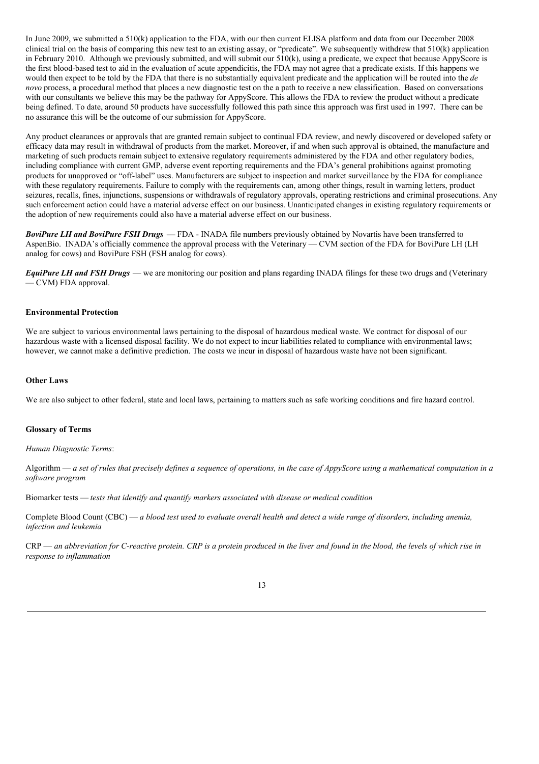In June 2009, we submitted a 510(k) application to the FDA, with our then current ELISA platform and data from our December 2008 clinical trial on the basis of comparing this new test to an existing assay, or "predicate". We subsequently withdrew that 510(k) application in February 2010. Although we previously submitted, and will submit our 510(k), using a predicate, we expect that because AppyScore is the first blood-based test to aid in the evaluation of acute appendicitis, the FDA may not agree that a predicate exists. If this happens we would then expect to be told by the FDA that there is no substantially equivalent predicate and the application will be routed into the *de novo* process, a procedural method that places a new diagnostic test on the a path to receive a new classification. Based on conversations with our consultants we believe this may be the pathway for AppyScore. This allows the FDA to review the product without a predicate being defined. To date, around 50 products have successfully followed this path since this approach was first used in 1997. There can be no assurance this will be the outcome of our submission for AppyScore.

Any product clearances or approvals that are granted remain subject to continual FDA review, and newly discovered or developed safety or efficacy data may result in withdrawal of products from the market. Moreover, if and when such approval is obtained, the manufacture and marketing of such products remain subject to extensive regulatory requirements administered by the FDA and other regulatory bodies, including compliance with current GMP, adverse event reporting requirements and the FDA's general prohibitions against promoting products for unapproved or "off-label" uses. Manufacturers are subject to inspection and market surveillance by the FDA for compliance with these regulatory requirements. Failure to comply with the requirements can, among other things, result in warning letters, product seizures, recalls, fines, injunctions, suspensions or withdrawals of regulatory approvals, operating restrictions and criminal prosecutions. Any such enforcement action could have a material adverse effect on our business. Unanticipated changes in existing regulatory requirements or the adoption of new requirements could also have a material adverse effect on our business.

***BoviPure LH and BoviPure FSH Drugs*** — FDA - INADA file numbers previously obtained by Novartis have been transferred to AspenBio. INADA's officially commence the approval process with the Veterinary — CVM section of the FDA for BoviPure LH (LH analog for cows) and BoviPure FSH (FSH analog for cows).

***EquiPure LH and FSH Drugs*** — we are monitoring our position and plans regarding INADA filings for these two drugs and (Veterinary — CVM) FDA approval.

**Environmental Protection**

We are subject to various environmental laws pertaining to the disposal of hazardous medical waste. We contract for disposal of our hazardous waste with a licensed disposal facility. We do not expect to incur liabilities related to compliance with environmental laws; however, we cannot make a definitive prediction. The costs we incur in disposal of hazardous waste have not been significant.

**Other Laws**

We are also subject to other federal, state and local laws, pertaining to matters such as safe working conditions and fire hazard control.

**Glossary of Terms**

*Human Diagnostic Terms*:

Algorithm — *a set of rules that precisely defines a sequence of operations, in the case of AppyScore using a mathematical computation in a software program*

Biomarker tests — *tests that identify and quantify markers associated with disease or medical condition*

Complete Blood Count (CBC) — *a blood test used to evaluate overall health and detect a wide range of disorders, including anemia, infection and leukemia*

CRP — *an abbreviation for C-reactive protein. CRP is a protein produced in the liver and found in the blood, the levels of which rise in response to inflammation*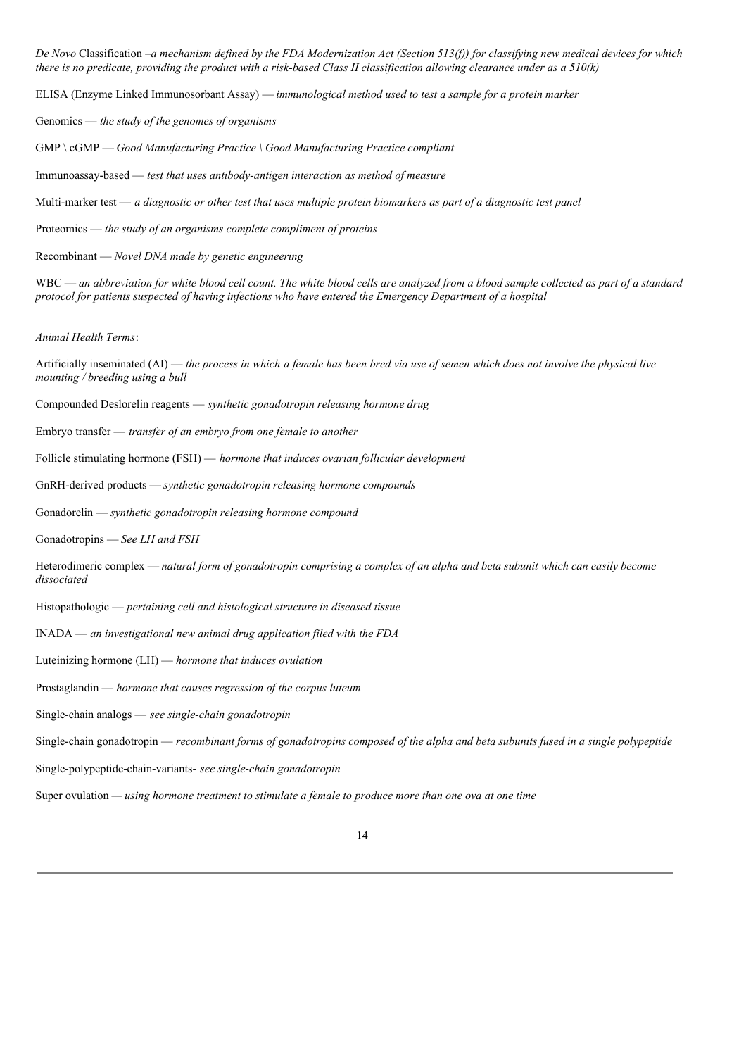*De Novo* Classification –*a mechanism defined by the FDA Modernization Act (Section 513(f)) for classifying new medical devices for which there is no predicate, providing the product with a risk-based Class II classification allowing clearance under as a 510(k)*

ELISA (Enzyme Linked Immunosorbant Assay) — *immunological method used to test a sample for a protein marker*

Genomics — *the study of the genomes of organisms*

GMP \ cGMP — *Good Manufacturing Practice \ Good Manufacturing Practice compliant*

Immunoassay-based — *test that uses antibody-antigen interaction as method of measure*

Multi-marker test — *a diagnostic or other test that uses multiple protein biomarkers as part of a diagnostic test panel*

Proteomics — *the study of an organisms complete compliment of proteins*

Recombinant — *Novel DNA made by genetic engineering*

WBC — *an abbreviation for white blood cell count. The white blood cells are analyzed from a blood sample collected as part of a standard protocol for patients suspected of having infections who have entered the Emergency Department of a hospital*

*Animal Health Terms*:

Artificially inseminated (AI) — *the process in which a female has been bred via use of semen which does not involve the physical live mounting / breeding using a bull*

Compounded Deslorelin reagents — *synthetic gonadotropin releasing hormone drug*

Embryo transfer — *transfer of an embryo from one female to another*

Follicle stimulating hormone (FSH) — *hormone that induces ovarian follicular development*

GnRH-derived products — *synthetic gonadotropin releasing hormone compounds*

Gonadorelin — *synthetic gonadotropin releasing hormone compound*

Gonadotropins — *See LH and FSH*

Heterodimeric complex — *natural form of gonadotropin comprising a complex of an alpha and beta subunit which can easily become dissociated*

Histopathologic — *pertaining cell and histological structure in diseased tissue*

INADA — *an investigational new animal drug application filed with the FDA*

Luteinizing hormone (LH) — *hormone that induces ovulation*

Prostaglandin — *hormone that causes regression of the corpus luteum*

Single-chain analogs — *see single-chain gonadotropin*

Single-chain gonadotropin — *recombinant forms of gonadotropins composed of the alpha and beta subunits fused in a single polypeptide*

Single-polypeptide-chain-variants- *see single-chain gonadotropin*

Super ovulation — *using hormone treatment to stimulate a female to produce more than one ova at one time*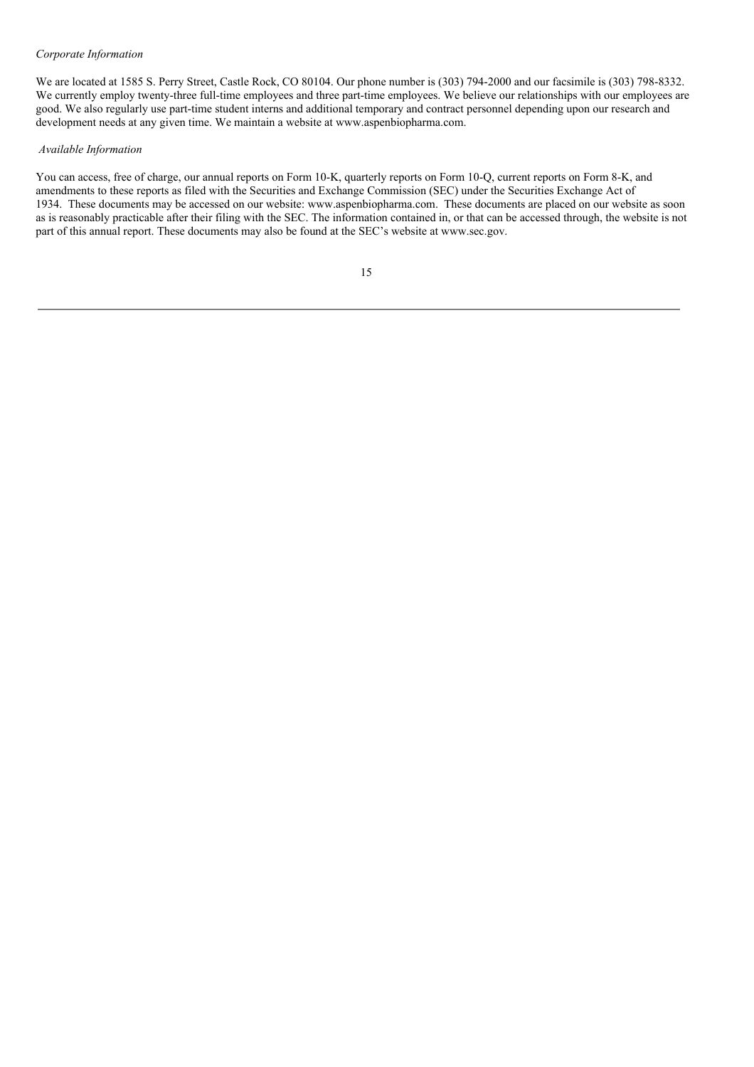*Corporate Information*

We are located at 1585 S. Perry Street, Castle Rock, CO 80104. Our phone number is (303) 794-2000 and our facsimile is (303) 798-8332. We currently employ twenty-three full-time employees and three part-time employees. We believe our relationships with our employees are good. We also regularly use part-time student interns and additional temporary and contract personnel depending upon our research and development needs at any given time. We maintain a website at www.aspenbiopharma.com.

*Available Information*

You can access, free of charge, our annual reports on Form 10-K, quarterly reports on Form 10-Q, current reports on Form 8-K, and amendments to these reports as filed with the Securities and Exchange Commission (SEC) under the Securities Exchange Act of 1934. These documents may be accessed on our website: www.aspenbiopharma.com. These documents are placed on our website as soon as is reasonably practicable after their filing with the SEC. The information contained in, or that can be accessed through, the website is not part of this annual report. These documents may also be found at the SEC's website at www.sec.gov.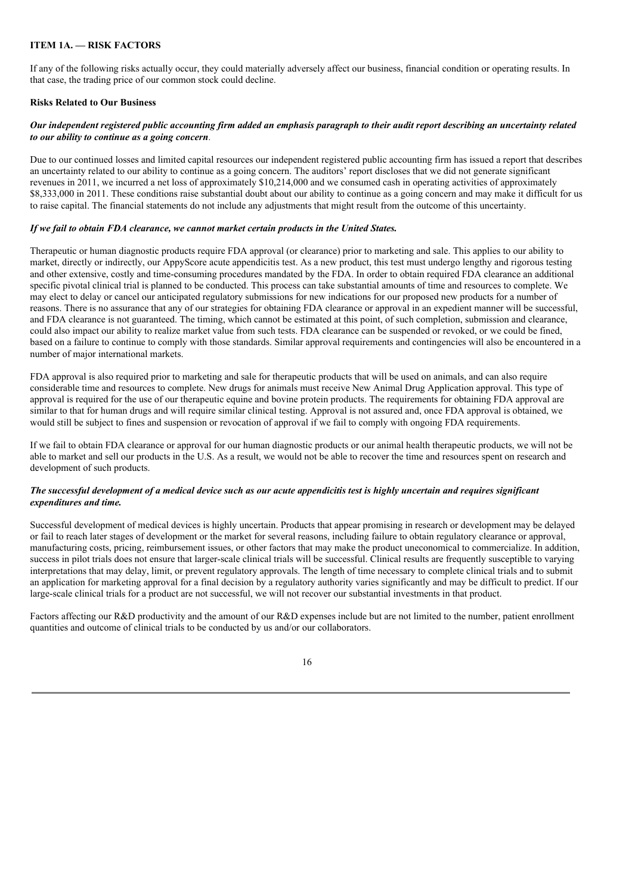## ITEM 1A. — RISK FACTORS

If any of the following risks actually occur, they could materially adversely affect our business, financial condition or operating results. In that case, the trading price of our common stock could decline.

### Risks Related to Our Business

***Our independent registered public accounting firm added an emphasis paragraph to their audit report describing an uncertainty related to our ability to continue as a going concern*.**

Due to our continued losses and limited capital resources our independent registered public accounting firm has issued a report that describes an uncertainty related to our ability to continue as a going concern. The auditors' report discloses that we did not generate significant revenues in 2011, we incurred a net loss of approximately $10,214,000 and we consumed cash in operating activities of approximately $8,333,000 in 2011. These conditions raise substantial doubt about our ability to continue as a going concern and may make it difficult for us to raise capital. The financial statements do not include any adjustments that might result from the outcome of this uncertainty.

***If we fail to obtain FDA clearance, we cannot market certain products in the United States.***

Therapeutic or human diagnostic products require FDA approval (or clearance) prior to marketing and sale. This applies to our ability to market, directly or indirectly, our AppyScore acute appendicitis test. As a new product, this test must undergo lengthy and rigorous testing and other extensive, costly and time-consuming procedures mandated by the FDA. In order to obtain required FDA clearance an additional specific pivotal clinical trial is planned to be conducted. This process can take substantial amounts of time and resources to complete. We may elect to delay or cancel our anticipated regulatory submissions for new indications for our proposed new products for a number of reasons. There is no assurance that any of our strategies for obtaining FDA clearance or approval in an expedient manner will be successful, and FDA clearance is not guaranteed. The timing, which cannot be estimated at this point, of such completion, submission and clearance, could also impact our ability to realize market value from such tests. FDA clearance can be suspended or revoked, or we could be fined, based on a failure to continue to comply with those standards. Similar approval requirements and contingencies will also be encountered in a number of major international markets.

FDA approval is also required prior to marketing and sale for therapeutic products that will be used on animals, and can also require considerable time and resources to complete. New drugs for animals must receive New Animal Drug Application approval. This type of approval is required for the use of our therapeutic equine and bovine protein products. The requirements for obtaining FDA approval are similar to that for human drugs and will require similar clinical testing. Approval is not assured and, once FDA approval is obtained, we would still be subject to fines and suspension or revocation of approval if we fail to comply with ongoing FDA requirements.

If we fail to obtain FDA clearance or approval for our human diagnostic products or our animal health therapeutic products, we will not be able to market and sell our products in the U.S. As a result, we would not be able to recover the time and resources spent on research and development of such products.

***The successful development of a medical device such as our acute appendicitis test is highly uncertain and requires significant expenditures and time.***

Successful development of medical devices is highly uncertain. Products that appear promising in research or development may be delayed or fail to reach later stages of development or the market for several reasons, including failure to obtain regulatory clearance or approval, manufacturing costs, pricing, reimbursement issues, or other factors that may make the product uneconomical to commercialize. In addition, success in pilot trials does not ensure that larger-scale clinical trials will be successful. Clinical results are frequently susceptible to varying interpretations that may delay, limit, or prevent regulatory approvals. The length of time necessary to complete clinical trials and to submit an application for marketing approval for a final decision by a regulatory authority varies significantly and may be difficult to predict. If our large-scale clinical trials for a product are not successful, we will not recover our substantial investments in that product.

Factors affecting our R&D productivity and the amount of our R&D expenses include but are not limited to the number, patient enrollment quantities and outcome of clinical trials to be conducted by us and/or our collaborators.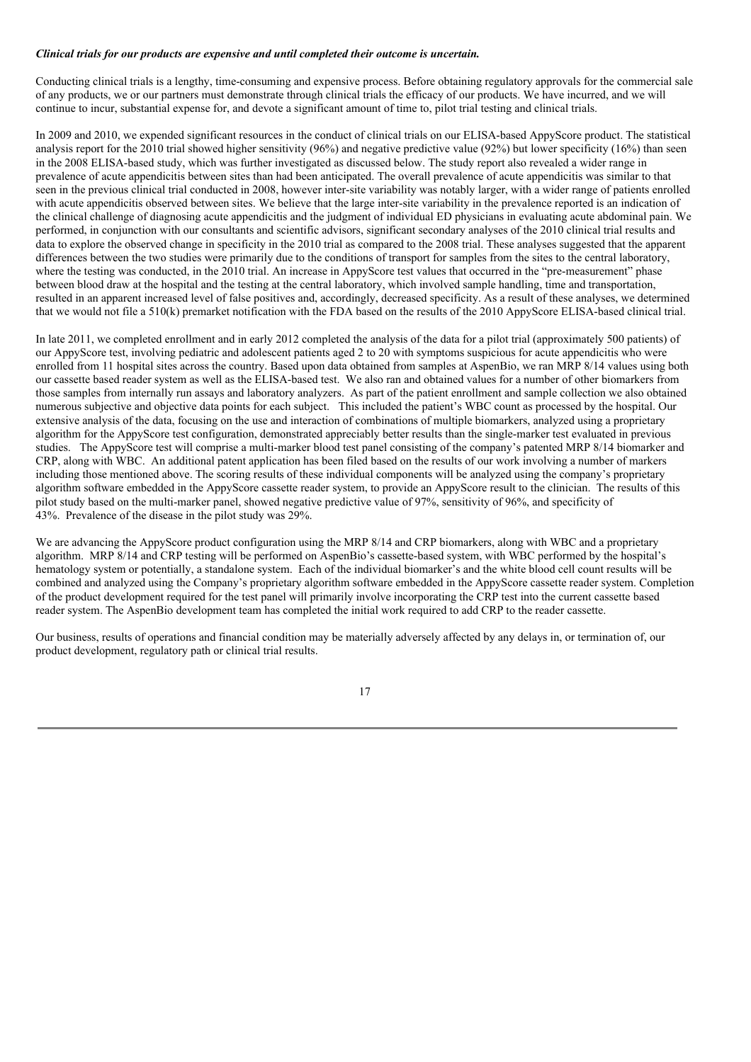***Clinical trials for our products are expensive and until completed their outcome is uncertain.***

Conducting clinical trials is a lengthy, time-consuming and expensive process. Before obtaining regulatory approvals for the commercial sale of any products, we or our partners must demonstrate through clinical trials the efficacy of our products. We have incurred, and we will continue to incur, substantial expense for, and devote a significant amount of time to, pilot trial testing and clinical trials.

In 2009 and 2010, we expended significant resources in the conduct of clinical trials on our ELISA-based AppyScore product. The statistical analysis report for the 2010 trial showed higher sensitivity (96%) and negative predictive value (92%) but lower specificity (16%) than seen in the 2008 ELISA-based study, which was further investigated as discussed below. The study report also revealed a wider range in prevalence of acute appendicitis between sites than had been anticipated. The overall prevalence of acute appendicitis was similar to that seen in the previous clinical trial conducted in 2008, however inter-site variability was notably larger, with a wider range of patients enrolled with acute appendicitis observed between sites. We believe that the large inter-site variability in the prevalence reported is an indication of the clinical challenge of diagnosing acute appendicitis and the judgment of individual ED physicians in evaluating acute abdominal pain. We performed, in conjunction with our consultants and scientific advisors, significant secondary analyses of the 2010 clinical trial results and data to explore the observed change in specificity in the 2010 trial as compared to the 2008 trial. These analyses suggested that the apparent differences between the two studies were primarily due to the conditions of transport for samples from the sites to the central laboratory, where the testing was conducted, in the 2010 trial. An increase in AppyScore test values that occurred in the "pre-measurement" phase between blood draw at the hospital and the testing at the central laboratory, which involved sample handling, time and transportation, resulted in an apparent increased level of false positives and, accordingly, decreased specificity. As a result of these analyses, we determined that we would not file a 510(k) premarket notification with the FDA based on the results of the 2010 AppyScore ELISA-based clinical trial.

In late 2011, we completed enrollment and in early 2012 completed the analysis of the data for a pilot trial (approximately 500 patients) of our AppyScore test, involving pediatric and adolescent patients aged 2 to 20 with symptoms suspicious for acute appendicitis who were enrolled from 11 hospital sites across the country. Based upon data obtained from samples at AspenBio, we ran MRP 8/14 values using both our cassette based reader system as well as the ELISA-based test. We also ran and obtained values for a number of other biomarkers from those samples from internally run assays and laboratory analyzers. As part of the patient enrollment and sample collection we also obtained numerous subjective and objective data points for each subject. This included the patient's WBC count as processed by the hospital. Our extensive analysis of the data, focusing on the use and interaction of combinations of multiple biomarkers, analyzed using a proprietary algorithm for the AppyScore test configuration, demonstrated appreciably better results than the single-marker test evaluated in previous studies. The AppyScore test will comprise a multi-marker blood test panel consisting of the company's patented MRP 8/14 biomarker and CRP, along with WBC. An additional patent application has been filed based on the results of our work involving a number of markers including those mentioned above. The scoring results of these individual components will be analyzed using the company's proprietary algorithm software embedded in the AppyScore cassette reader system, to provide an AppyScore result to the clinician. The results of this pilot study based on the multi-marker panel, showed negative predictive value of 97%, sensitivity of 96%, and specificity of 43%. Prevalence of the disease in the pilot study was 29%.

We are advancing the AppyScore product configuration using the MRP 8/14 and CRP biomarkers, along with WBC and a proprietary algorithm. MRP 8/14 and CRP testing will be performed on AspenBio's cassette-based system, with WBC performed by the hospital's hematology system or potentially, a standalone system. Each of the individual biomarker's and the white blood cell count results will be combined and analyzed using the Company's proprietary algorithm software embedded in the AppyScore cassette reader system. Completion of the product development required for the test panel will primarily involve incorporating the CRP test into the current cassette based reader system. The AspenBio development team has completed the initial work required to add CRP to the reader cassette.

Our business, results of operations and financial condition may be materially adversely affected by any delays in, or termination of, our product development, regulatory path or clinical trial results.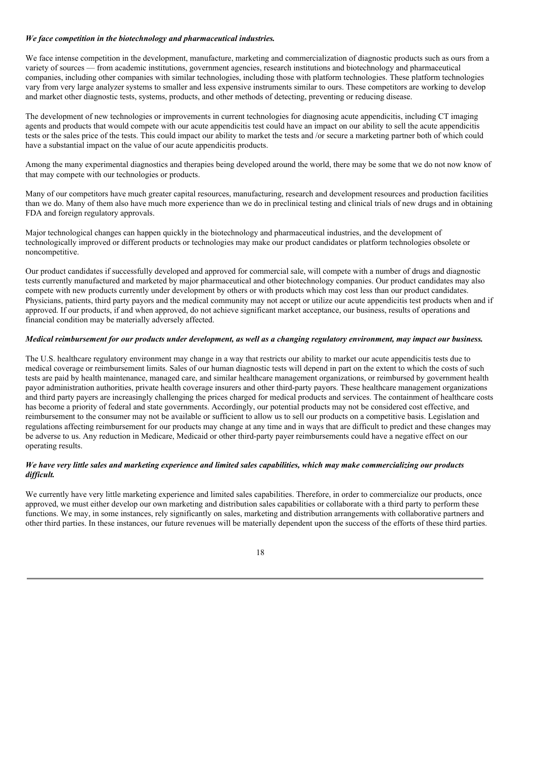***We face competition in the biotechnology and pharmaceutical industries.***

We face intense competition in the development, manufacture, marketing and commercialization of diagnostic products such as ours from a variety of sources — from academic institutions, government agencies, research institutions and biotechnology and pharmaceutical companies, including other companies with similar technologies, including those with platform technologies. These platform technologies vary from very large analyzer systems to smaller and less expensive instruments similar to ours. These competitors are working to develop and market other diagnostic tests, systems, products, and other methods of detecting, preventing or reducing disease.

The development of new technologies or improvements in current technologies for diagnosing acute appendicitis, including CT imaging agents and products that would compete with our acute appendicitis test could have an impact on our ability to sell the acute appendicitis tests or the sales price of the tests. This could impact our ability to market the tests and /or secure a marketing partner both of which could have a substantial impact on the value of our acute appendicitis products.

Among the many experimental diagnostics and therapies being developed around the world, there may be some that we do not now know of that may compete with our technologies or products.

Many of our competitors have much greater capital resources, manufacturing, research and development resources and production facilities than we do. Many of them also have much more experience than we do in preclinical testing and clinical trials of new drugs and in obtaining FDA and foreign regulatory approvals.

Major technological changes can happen quickly in the biotechnology and pharmaceutical industries, and the development of technologically improved or different products or technologies may make our product candidates or platform technologies obsolete or noncompetitive.

Our product candidates if successfully developed and approved for commercial sale, will compete with a number of drugs and diagnostic tests currently manufactured and marketed by major pharmaceutical and other biotechnology companies. Our product candidates may also compete with new products currently under development by others or with products which may cost less than our product candidates. Physicians, patients, third party payors and the medical community may not accept or utilize our acute appendicitis test products when and if approved. If our products, if and when approved, do not achieve significant market acceptance, our business, results of operations and financial condition may be materially adversely affected.

***Medical reimbursement for our products under development, as well as a changing regulatory environment, may impact our business.***

The U.S. healthcare regulatory environment may change in a way that restricts our ability to market our acute appendicitis tests due to medical coverage or reimbursement limits. Sales of our human diagnostic tests will depend in part on the extent to which the costs of such tests are paid by health maintenance, managed care, and similar healthcare management organizations, or reimbursed by government health payor administration authorities, private health coverage insurers and other third-party payors. These healthcare management organizations and third party payers are increasingly challenging the prices charged for medical products and services. The containment of healthcare costs has become a priority of federal and state governments. Accordingly, our potential products may not be considered cost effective, and reimbursement to the consumer may not be available or sufficient to allow us to sell our products on a competitive basis. Legislation and regulations affecting reimbursement for our products may change at any time and in ways that are difficult to predict and these changes may be adverse to us. Any reduction in Medicare, Medicaid or other third-party payer reimbursements could have a negative effect on our operating results.

***We have very little sales and marketing experience and limited sales capabilities, which may make commercializing our products difficult.***

We currently have very little marketing experience and limited sales capabilities. Therefore, in order to commercialize our products, once approved, we must either develop our own marketing and distribution sales capabilities or collaborate with a third party to perform these functions. We may, in some instances, rely significantly on sales, marketing and distribution arrangements with collaborative partners and other third parties. In these instances, our future revenues will be materially dependent upon the success of the efforts of these third parties.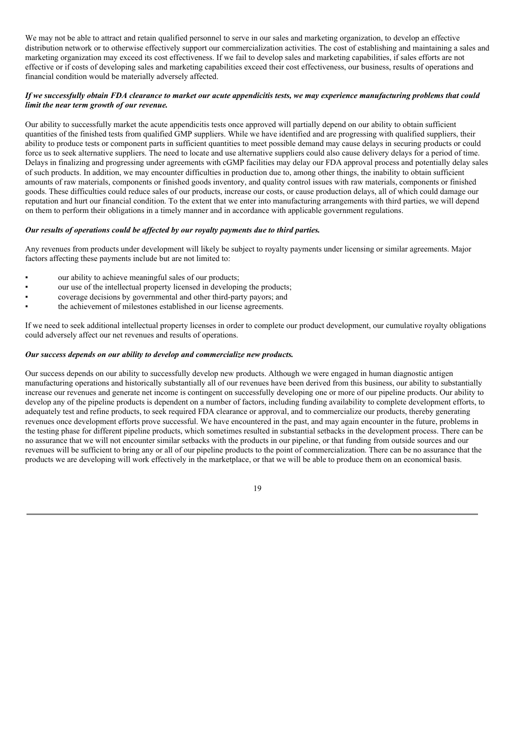We may not be able to attract and retain qualified personnel to serve in our sales and marketing organization, to develop an effective distribution network or to otherwise effectively support our commercialization activities. The cost of establishing and maintaining a sales and marketing organization may exceed its cost effectiveness. If we fail to develop sales and marketing capabilities, if sales efforts are not effective or if costs of developing sales and marketing capabilities exceed their cost effectiveness, our business, results of operations and financial condition would be materially adversely affected.

***If we successfully obtain FDA clearance to market our acute appendicitis tests, we may experience manufacturing problems that could limit the near term growth of our revenue.***

Our ability to successfully market the acute appendicitis tests once approved will partially depend on our ability to obtain sufficient quantities of the finished tests from qualified GMP suppliers. While we have identified and are progressing with qualified suppliers, their ability to produce tests or component parts in sufficient quantities to meet possible demand may cause delays in securing products or could force us to seek alternative suppliers. The need to locate and use alternative suppliers could also cause delivery delays for a period of time. Delays in finalizing and progressing under agreements with cGMP facilities may delay our FDA approval process and potentially delay sales of such products. In addition, we may encounter difficulties in production due to, among other things, the inability to obtain sufficient amounts of raw materials, components or finished goods inventory, and quality control issues with raw materials, components or finished goods. These difficulties could reduce sales of our products, increase our costs, or cause production delays, all of which could damage our reputation and hurt our financial condition. To the extent that we enter into manufacturing arrangements with third parties, we will depend on them to perform their obligations in a timely manner and in accordance with applicable government regulations.

***Our results of operations could be affected by our royalty payments due to third parties.***

Any revenues from products under development will likely be subject to royalty payments under licensing or similar agreements. Major factors affecting these payments include but are not limited to:

- our ability to achieve meaningful sales of our products;
- our use of the intellectual property licensed in developing the products;
- coverage decisions by governmental and other third-party payors; and
- the achievement of milestones established in our license agreements.

If we need to seek additional intellectual property licenses in order to complete our product development, our cumulative royalty obligations could adversely affect our net revenues and results of operations.

***Our success depends on our ability to develop and commercialize new products.***

Our success depends on our ability to successfully develop new products. Although we were engaged in human diagnostic antigen manufacturing operations and historically substantially all of our revenues have been derived from this business, our ability to substantially increase our revenues and generate net income is contingent on successfully developing one or more of our pipeline products. Our ability to develop any of the pipeline products is dependent on a number of factors, including funding availability to complete development efforts, to adequately test and refine products, to seek required FDA clearance or approval, and to commercialize our products, thereby generating revenues once development efforts prove successful. We have encountered in the past, and may again encounter in the future, problems in the testing phase for different pipeline products, which sometimes resulted in substantial setbacks in the development process. There can be no assurance that we will not encounter similar setbacks with the products in our pipeline, or that funding from outside sources and our revenues will be sufficient to bring any or all of our pipeline products to the point of commercialization. There can be no assurance that the products we are developing will work effectively in the marketplace, or that we will be able to produce them on an economical basis.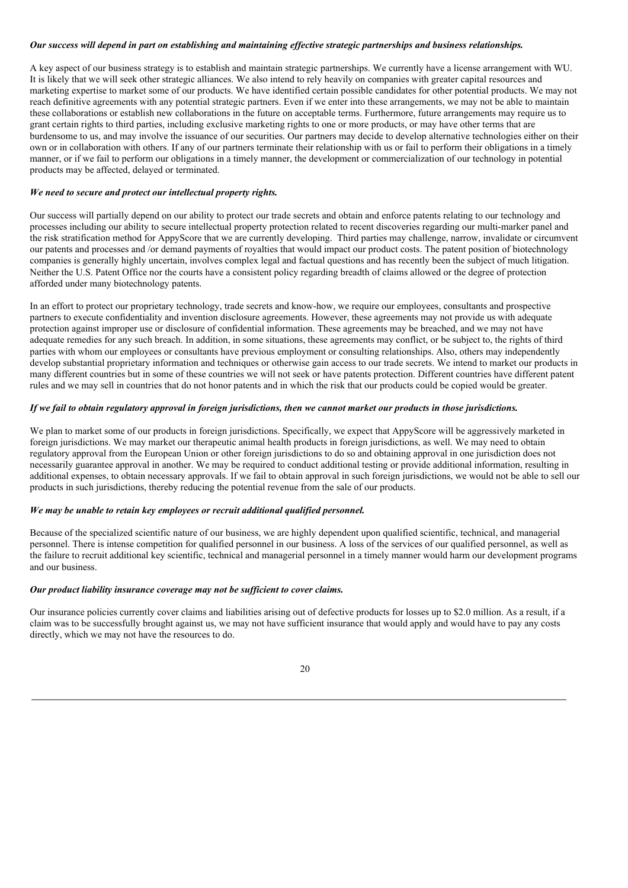***Our success will depend in part on establishing and maintaining effective strategic partnerships and business relationships.***

A key aspect of our business strategy is to establish and maintain strategic partnerships. We currently have a license arrangement with WU. It is likely that we will seek other strategic alliances. We also intend to rely heavily on companies with greater capital resources and marketing expertise to market some of our products. We have identified certain possible candidates for other potential products. We may not reach definitive agreements with any potential strategic partners. Even if we enter into these arrangements, we may not be able to maintain these collaborations or establish new collaborations in the future on acceptable terms. Furthermore, future arrangements may require us to grant certain rights to third parties, including exclusive marketing rights to one or more products, or may have other terms that are burdensome to us, and may involve the issuance of our securities. Our partners may decide to develop alternative technologies either on their own or in collaboration with others. If any of our partners terminate their relationship with us or fail to perform their obligations in a timely manner, or if we fail to perform our obligations in a timely manner, the development or commercialization of our technology in potential products may be affected, delayed or terminated.

***We need to secure and protect our intellectual property rights.***

Our success will partially depend on our ability to protect our trade secrets and obtain and enforce patents relating to our technology and processes including our ability to secure intellectual property protection related to recent discoveries regarding our multi-marker panel and the risk stratification method for AppyScore that we are currently developing. Third parties may challenge, narrow, invalidate or circumvent our patents and processes and /or demand payments of royalties that would impact our product costs. The patent position of biotechnology companies is generally highly uncertain, involves complex legal and factual questions and has recently been the subject of much litigation. Neither the U.S. Patent Office nor the courts have a consistent policy regarding breadth of claims allowed or the degree of protection afforded under many biotechnology patents.

In an effort to protect our proprietary technology, trade secrets and know-how, we require our employees, consultants and prospective partners to execute confidentiality and invention disclosure agreements. However, these agreements may not provide us with adequate protection against improper use or disclosure of confidential information. These agreements may be breached, and we may not have adequate remedies for any such breach. In addition, in some situations, these agreements may conflict, or be subject to, the rights of third parties with whom our employees or consultants have previous employment or consulting relationships. Also, others may independently develop substantial proprietary information and techniques or otherwise gain access to our trade secrets. We intend to market our products in many different countries but in some of these countries we will not seek or have patents protection. Different countries have different patent rules and we may sell in countries that do not honor patents and in which the risk that our products could be copied would be greater.

***If we fail to obtain regulatory approval in foreign jurisdictions, then we cannot market our products in those jurisdictions.***

We plan to market some of our products in foreign jurisdictions. Specifically, we expect that AppyScore will be aggressively marketed in foreign jurisdictions. We may market our therapeutic animal health products in foreign jurisdictions, as well. We may need to obtain regulatory approval from the European Union or other foreign jurisdictions to do so and obtaining approval in one jurisdiction does not necessarily guarantee approval in another. We may be required to conduct additional testing or provide additional information, resulting in additional expenses, to obtain necessary approvals. If we fail to obtain approval in such foreign jurisdictions, we would not be able to sell our products in such jurisdictions, thereby reducing the potential revenue from the sale of our products.

***We may be unable to retain key employees or recruit additional qualified personnel.***

Because of the specialized scientific nature of our business, we are highly dependent upon qualified scientific, technical, and managerial personnel. There is intense competition for qualified personnel in our business. A loss of the services of our qualified personnel, as well as the failure to recruit additional key scientific, technical and managerial personnel in a timely manner would harm our development programs and our business.

***Our product liability insurance coverage may not be sufficient to cover claims.***

Our insurance policies currently cover claims and liabilities arising out of defective products for losses up to $2.0 million. As a result, if a claim was to be successfully brought against us, we may not have sufficient insurance that would apply and would have to pay any costs directly, which we may not have the resources to do.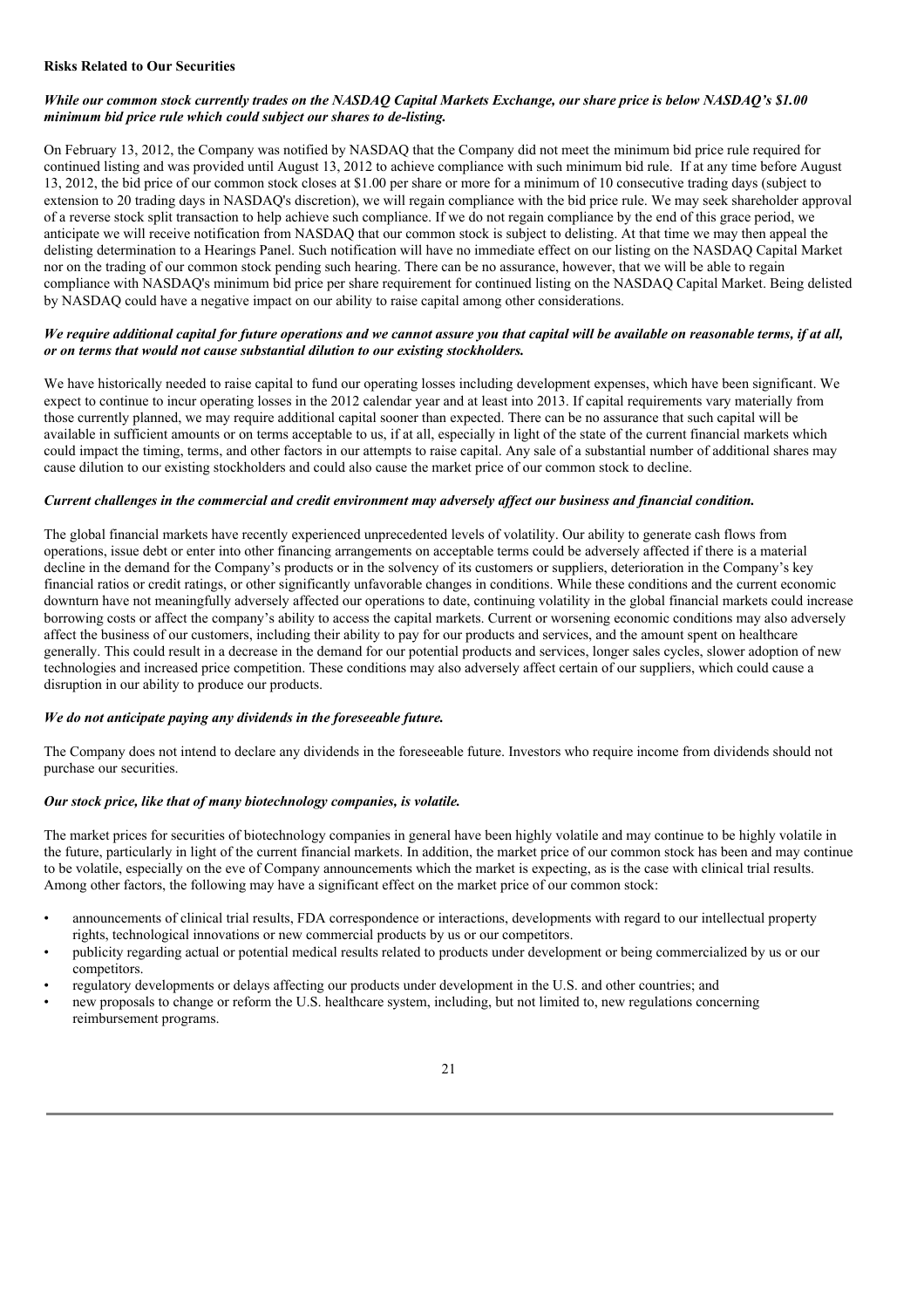**Risks Related to Our Securities**

***While our common stock currently trades on the NASDAQ Capital Markets Exchange, our share price is below NASDAQ's $1.00 minimum bid price rule which could subject our shares to de-listing.***

On February 13, 2012, the Company was notified by NASDAQ that the Company did not meet the minimum bid price rule required for continued listing and was provided until August 13, 2012 to achieve compliance with such minimum bid rule. If at any time before August 13, 2012, the bid price of our common stock closes at $1.00 per share or more for a minimum of 10 consecutive trading days (subject to extension to 20 trading days in NASDAQ's discretion), we will regain compliance with the bid price rule. We may seek shareholder approval of a reverse stock split transaction to help achieve such compliance. If we do not regain compliance by the end of this grace period, we anticipate we will receive notification from NASDAQ that our common stock is subject to delisting. At that time we may then appeal the delisting determination to a Hearings Panel. Such notification will have no immediate effect on our listing on the NASDAQ Capital Market nor on the trading of our common stock pending such hearing. There can be no assurance, however, that we will be able to regain compliance with NASDAQ's minimum bid price per share requirement for continued listing on the NASDAQ Capital Market. Being delisted by NASDAQ could have a negative impact on our ability to raise capital among other considerations.

***We require additional capital for future operations and we cannot assure you that capital will be available on reasonable terms, if at all, or on terms that would not cause substantial dilution to our existing stockholders.***

We have historically needed to raise capital to fund our operating losses including development expenses, which have been significant. We expect to continue to incur operating losses in the 2012 calendar year and at least into 2013. If capital requirements vary materially from those currently planned, we may require additional capital sooner than expected. There can be no assurance that such capital will be available in sufficient amounts or on terms acceptable to us, if at all, especially in light of the state of the current financial markets which could impact the timing, terms, and other factors in our attempts to raise capital. Any sale of a substantial number of additional shares may cause dilution to our existing stockholders and could also cause the market price of our common stock to decline.

***Current challenges in the commercial and credit environment may adversely affect our business and financial condition.***

The global financial markets have recently experienced unprecedented levels of volatility. Our ability to generate cash flows from operations, issue debt or enter into other financing arrangements on acceptable terms could be adversely affected if there is a material decline in the demand for the Company's products or in the solvency of its customers or suppliers, deterioration in the Company's key financial ratios or credit ratings, or other significantly unfavorable changes in conditions. While these conditions and the current economic downturn have not meaningfully adversely affected our operations to date, continuing volatility in the global financial markets could increase borrowing costs or affect the company's ability to access the capital markets. Current or worsening economic conditions may also adversely affect the business of our customers, including their ability to pay for our products and services, and the amount spent on healthcare generally. This could result in a decrease in the demand for our potential products and services, longer sales cycles, slower adoption of new technologies and increased price competition. These conditions may also adversely affect certain of our suppliers, which could cause a disruption in our ability to produce our products.

***We do not anticipate paying any dividends in the foreseeable future.***

The Company does not intend to declare any dividends in the foreseeable future. Investors who require income from dividends should not purchase our securities.

***Our stock price, like that of many biotechnology companies, is volatile.***

The market prices for securities of biotechnology companies in general have been highly volatile and may continue to be highly volatile in the future, particularly in light of the current financial markets. In addition, the market price of our common stock has been and may continue to be volatile, especially on the eve of Company announcements which the market is expecting, as is the case with clinical trial results. Among other factors, the following may have a significant effect on the market price of our common stock:

- announcements of clinical trial results, FDA correspondence or interactions, developments with regard to our intellectual property rights, technological innovations or new commercial products by us or our competitors.
- publicity regarding actual or potential medical results related to products under development or being commercialized by us or our competitors.
- regulatory developments or delays affecting our products under development in the U.S. and other countries; and
- new proposals to change or reform the U.S. healthcare system, including, but not limited to, new regulations concerning reimbursement programs.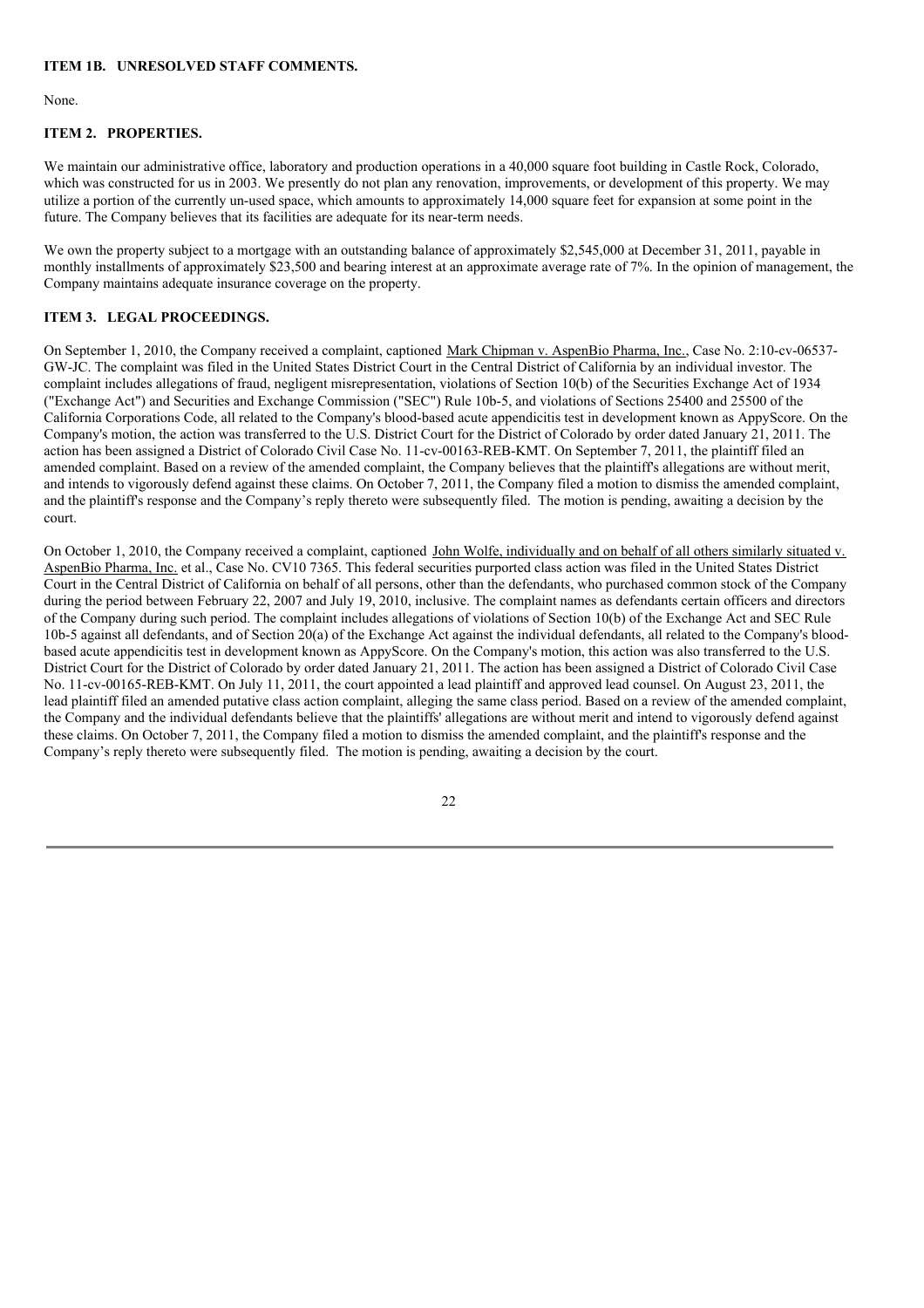**ITEM 1B. UNRESOLVED STAFF COMMENTS.**

None.

**ITEM 2. PROPERTIES.**

We maintain our administrative office, laboratory and production operations in a 40,000 square foot building in Castle Rock, Colorado, which was constructed for us in 2003. We presently do not plan any renovation, improvements, or development of this property. We may utilize a portion of the currently un-used space, which amounts to approximately 14,000 square feet for expansion at some point in the future. The Company believes that its facilities are adequate for its near-term needs.

We own the property subject to a mortgage with an outstanding balance of approximately $2,545,000 at December 31, 2011, payable in monthly installments of approximately $23,500 and bearing interest at an approximate average rate of 7%. In the opinion of management, the Company maintains adequate insurance coverage on the property.

**ITEM 3. LEGAL PROCEEDINGS.**

On September 1, 2010, the Company received a complaint, captioned Mark Chipman v. AspenBio Pharma, Inc., Case No. 2:10-cv-06537-GW-JC. The complaint was filed in the United States District Court in the Central District of California by an individual investor. The complaint includes allegations of fraud, negligent misrepresentation, violations of Section 10(b) of the Securities Exchange Act of 1934 ("Exchange Act") and Securities and Exchange Commission ("SEC") Rule 10b-5, and violations of Sections 25400 and 25500 of the California Corporations Code, all related to the Company's blood-based acute appendicitis test in development known as AppyScore. On the Company's motion, the action was transferred to the U.S. District Court for the District of Colorado by order dated January 21, 2011. The action has been assigned a District of Colorado Civil Case No. 11-cv-00163-REB-KMT. On September 7, 2011, the plaintiff filed an amended complaint. Based on a review of the amended complaint, the Company believes that the plaintiff's allegations are without merit, and intends to vigorously defend against these claims. On October 7, 2011, the Company filed a motion to dismiss the amended complaint, and the plaintiff's response and the Company's reply thereto were subsequently filed. The motion is pending, awaiting a decision by the court.

On October 1, 2010, the Company received a complaint, captioned John Wolfe, individually and on behalf of all others similarly situated v. AspenBio Pharma, Inc. et al., Case No. CV10 7365. This federal securities purported class action was filed in the United States District Court in the Central District of California on behalf of all persons, other than the defendants, who purchased common stock of the Company during the period between February 22, 2007 and July 19, 2010, inclusive. The complaint names as defendants certain officers and directors of the Company during such period. The complaint includes allegations of violations of Section 10(b) of the Exchange Act and SEC Rule 10b-5 against all defendants, and of Section 20(a) of the Exchange Act against the individual defendants, all related to the Company's blood-based acute appendicitis test in development known as AppyScore. On the Company's motion, this action was also transferred to the U.S. District Court for the District of Colorado by order dated January 21, 2011. The action has been assigned a District of Colorado Civil Case No. 11-cv-00165-REB-KMT. On July 11, 2011, the court appointed a lead plaintiff and approved lead counsel. On August 23, 2011, the lead plaintiff filed an amended putative class action complaint, alleging the same class period. Based on a review of the amended complaint, the Company and the individual defendants believe that the plaintiffs' allegations are without merit and intend to vigorously defend against these claims. On October 7, 2011, the Company filed a motion to dismiss the amended complaint, and the plaintiff's response and the Company's reply thereto were subsequently filed. The motion is pending, awaiting a decision by the court.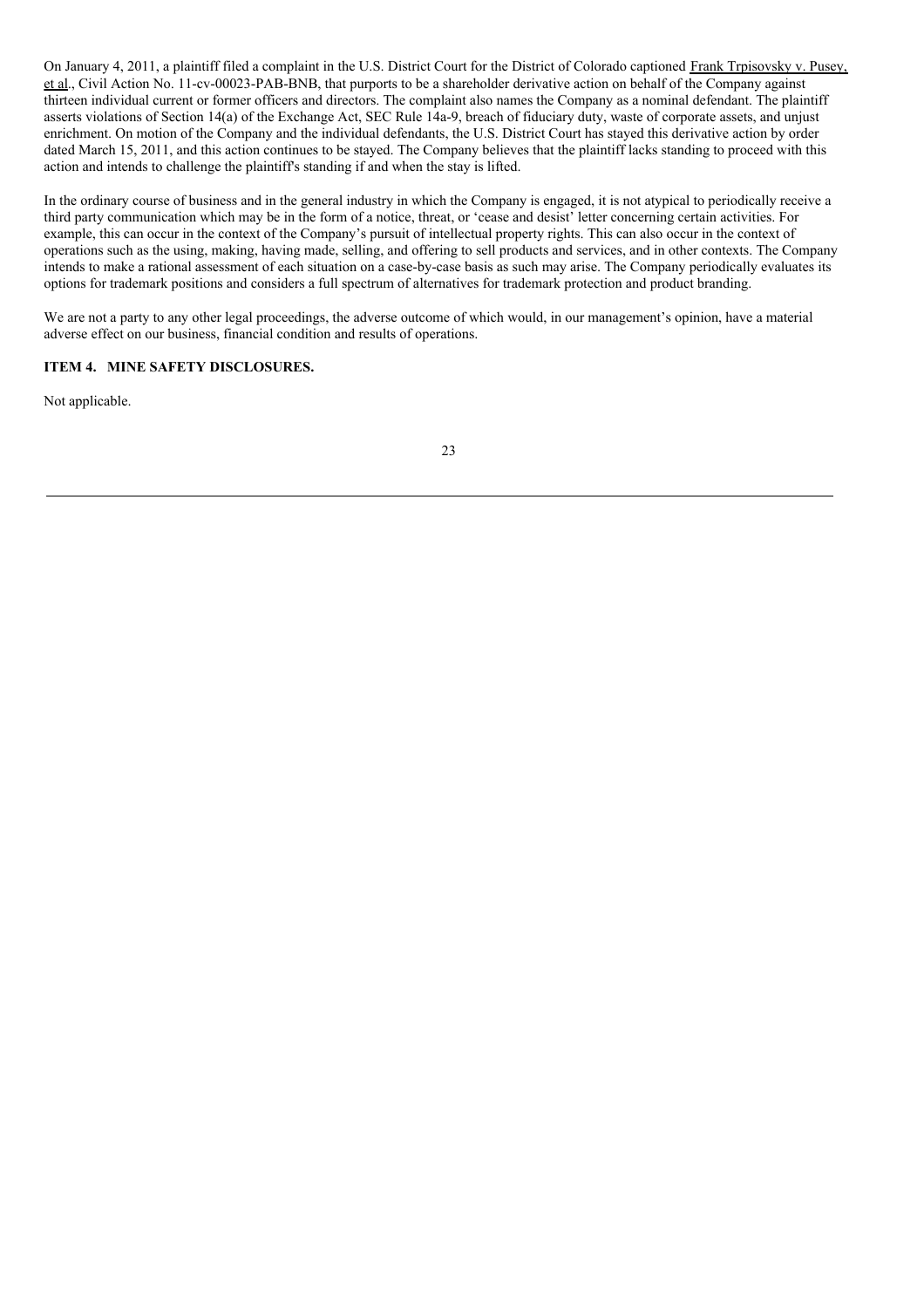On January 4, 2011, a plaintiff filed a complaint in the U.S. District Court for the District of Colorado captioned Frank Trpisovsky v. Pusey, et al., Civil Action No. 11-cv-00023-PAB-BNB, that purports to be a shareholder derivative action on behalf of the Company against thirteen individual current or former officers and directors. The complaint also names the Company as a nominal defendant. The plaintiff asserts violations of Section 14(a) of the Exchange Act, SEC Rule 14a-9, breach of fiduciary duty, waste of corporate assets, and unjust enrichment. On motion of the Company and the individual defendants, the U.S. District Court has stayed this derivative action by order dated March 15, 2011, and this action continues to be stayed. The Company believes that the plaintiff lacks standing to proceed with this action and intends to challenge the plaintiff's standing if and when the stay is lifted.

In the ordinary course of business and in the general industry in which the Company is engaged, it is not atypical to periodically receive a third party communication which may be in the form of a notice, threat, or 'cease and desist' letter concerning certain activities. For example, this can occur in the context of the Company's pursuit of intellectual property rights. This can also occur in the context of operations such as the using, making, having made, selling, and offering to sell products and services, and in other contexts. The Company intends to make a rational assessment of each situation on a case-by-case basis as such may arise. The Company periodically evaluates its options for trademark positions and considers a full spectrum of alternatives for trademark protection and product branding.

We are not a party to any other legal proceedings, the adverse outcome of which would, in our management's opinion, have a material adverse effect on our business, financial condition and results of operations.

## ITEM 4. MINE SAFETY DISCLOSURES.

Not applicable.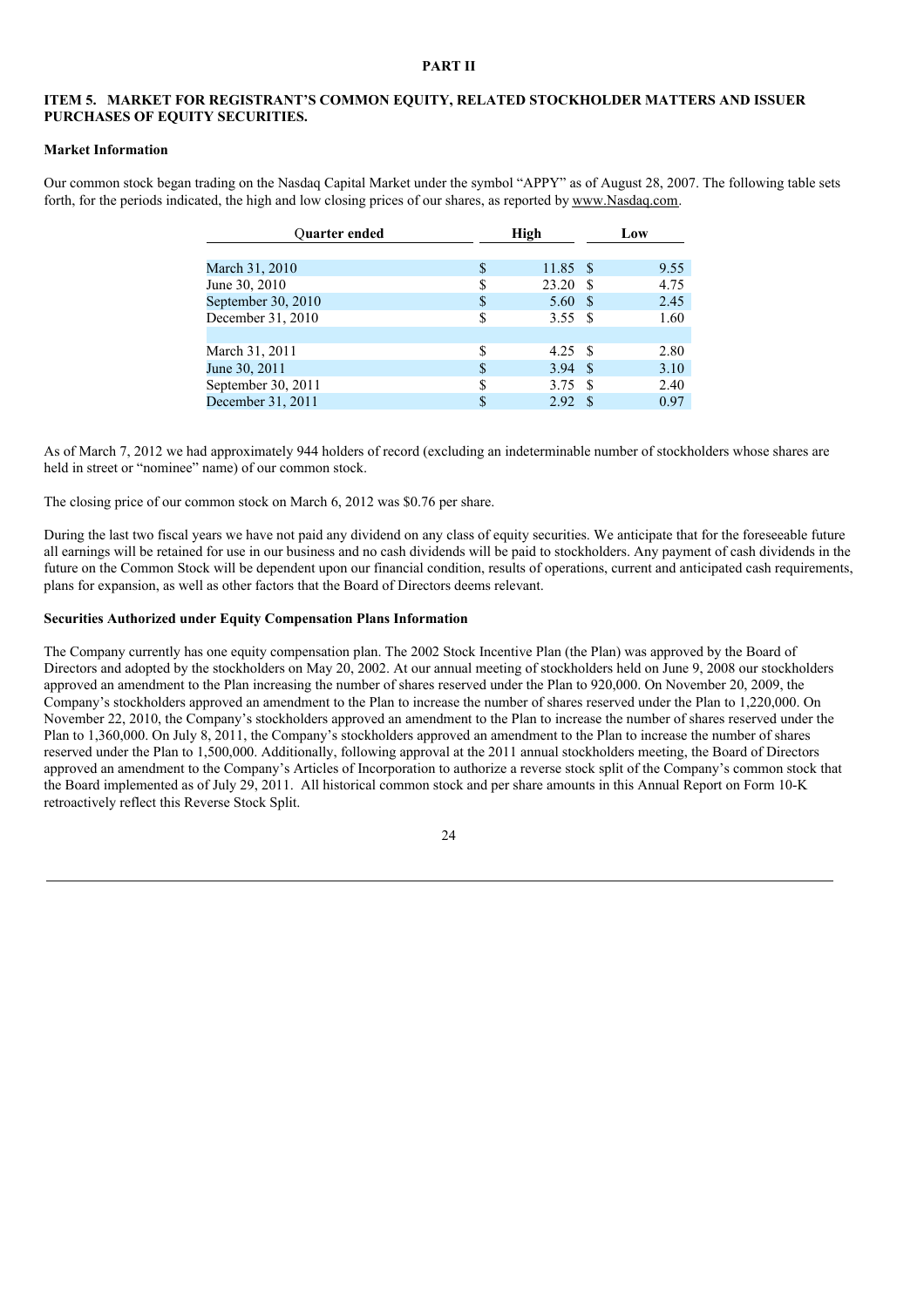**PART II**

## ITEM 5. MARKET FOR REGISTRANT'S COMMON EQUITY, RELATED STOCKHOLDER MATTERS AND ISSUER PURCHASES OF EQUITY SECURITIES.

### Market Information

Our common stock began trading on the Nasdaq Capital Market under the symbol "APPY" as of August 28, 2007. The following table sets forth, for the periods indicated, the high and low closing prices of our shares, as reported by www.Nasdaq.com.

| Quarter ended | High | Low |
|---|---|---|
| March 31, 2010 | $ 11.85 | $ 9.55 |
| June 30, 2010 | $ 23.20 | $ 4.75 |
| September 30, 2010 | $ 5.60 | $ 2.45 |
| December 31, 2010 | $ 3.55 | $ 1.60 |
| | | |
| March 31, 2011 | $ 4.25 | $ 2.80 |
| June 30, 2011 | $ 3.94 | $ 3.10 |
| September 30, 2011 | $ 3.75 | $ 2.40 |
| December 31, 2011 | $ 2.92 | $ 0.97 |

As of March 7, 2012 we had approximately 944 holders of record (excluding an indeterminable number of stockholders whose shares are held in street or "nominee" name) of our common stock.

The closing price of our common stock on March 6, 2012 was $0.76 per share.

During the last two fiscal years we have not paid any dividend on any class of equity securities. We anticipate that for the foreseeable future all earnings will be retained for use in our business and no cash dividends will be paid to stockholders. Any payment of cash dividends in the future on the Common Stock will be dependent upon our financial condition, results of operations, current and anticipated cash requirements, plans for expansion, as well as other factors that the Board of Directors deems relevant.

### Securities Authorized under Equity Compensation Plans Information

The Company currently has one equity compensation plan. The 2002 Stock Incentive Plan (the Plan) was approved by the Board of Directors and adopted by the stockholders on May 20, 2002. At our annual meeting of stockholders held on June 9, 2008 our stockholders approved an amendment to the Plan increasing the number of shares reserved under the Plan to 920,000. On November 20, 2009, the Company's stockholders approved an amendment to the Plan to increase the number of shares reserved under the Plan to 1,220,000. On November 22, 2010, the Company's stockholders approved an amendment to the Plan to increase the number of shares reserved under the Plan to 1,360,000. On July 8, 2011, the Company's stockholders approved an amendment to the Plan to increase the number of shares reserved under the Plan to 1,500,000. Additionally, following approval at the 2011 annual stockholders meeting, the Board of Directors approved an amendment to the Company's Articles of Incorporation to authorize a reverse stock split of the Company's common stock that the Board implemented as of July 29, 2011. All historical common stock and per share amounts in this Annual Report on Form 10-K retroactively reflect this Reverse Stock Split.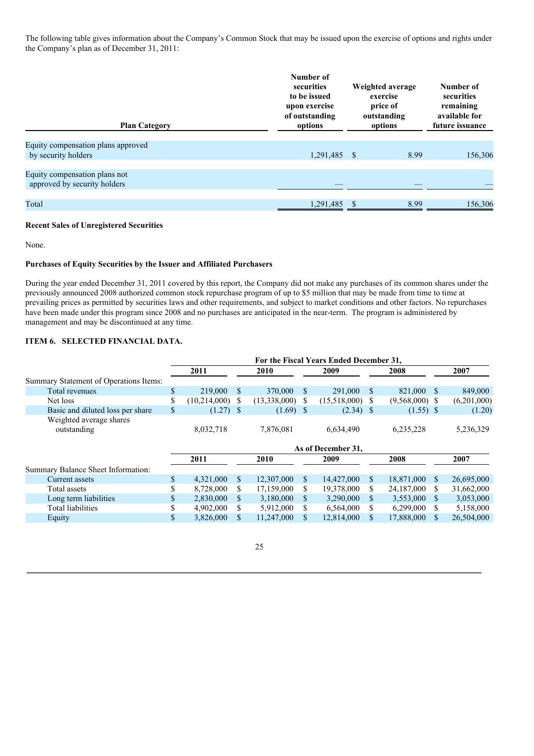The following table gives information about the Company's Common Stock that may be issued upon the exercise of options and rights under the Company's plan as of December 31, 2011:

| Plan Category | Number of securities to be issued upon exercise of outstanding options | Weighted average exercise price of outstanding options | Number of securities remaining available for future issuance |
|---|---|---|---|
| Equity compensation plans approved by security holders | 1,291,485 | $ 8.99 | 156,306 |
| Equity compensation plans not approved by security holders | — | — | — |
| Total | 1,291,485 | $ 8.99 | 156,306 |

**Recent Sales of Unregistered Securities**

None.

**Purchases of Equity Securities by the Issuer and Affiliated Purchasers**

During the year ended December 31, 2011 covered by this report, the Company did not make any purchases of its common shares under the previously announced 2008 authorized common stock repurchase program of up to $5 million that may be made from time to time at prevailing prices as permitted by securities laws and other requirements, and subject to market conditions and other factors. No repurchases have been made under this program since 2008 and no purchases are anticipated in the near-term. The program is administered by management and may be discontinued at any time.

## ITEM 6. SELECTED FINANCIAL DATA.

| | For the Fiscal Years Ended December 31, | | | | |
|---|---|---|---|---|---|
| | 2011 | 2010 | 2009 | 2008 | 2007 |
| Summary Statement of Operations Items: | | | | | |
| Total revenues | $ 219,000 | $ 370,000 | $ 291,000 | $ 821,000 | $ 849,000 |
| Net loss | $ (10,214,000) | $ (13,338,000) | $ (15,518,000) | $ (9,568,000) | $ (6,201,000) |
| Basic and diluted loss per share | $ (1.27) | $ (1.69) | $ (2.34) | $ (1.55) | $ (1.20) |
| Weighted average shares outstanding | 8,032,718 | 7,876,081 | 6,634,490 | 6,235,228 | 5,236,329 |

| | As of December 31, | | | | |
|---|---|---|---|---|---|
| | 2011 | 2010 | 2009 | 2008 | 2007 |
| Summary Balance Sheet Information: | | | | | |
| Current assets | $ 4,321,000 | $ 12,307,000 | $ 14,427,000 | $ 18,871,000 | $ 26,695,000 |
| Total assets | $ 8,728,000 | $ 17,159,000 | $ 19,378,000 | $ 24,187,000 | $ 31,662,000 |
| Long term liabilities | $ 2,830,000 | $ 3,180,000 | $ 3,290,000 | $ 3,553,000 | $ 3,053,000 |
| Total liabilities | $ 4,902,000 | $ 5,912,000 | $ 6,564,000 | $ 6,299,000 | $ 5,158,000 |
| Equity | $ 3,826,000 | $ 11,247,000 | $ 12,814,000 | $ 17,888,000 | $ 26,504,000 |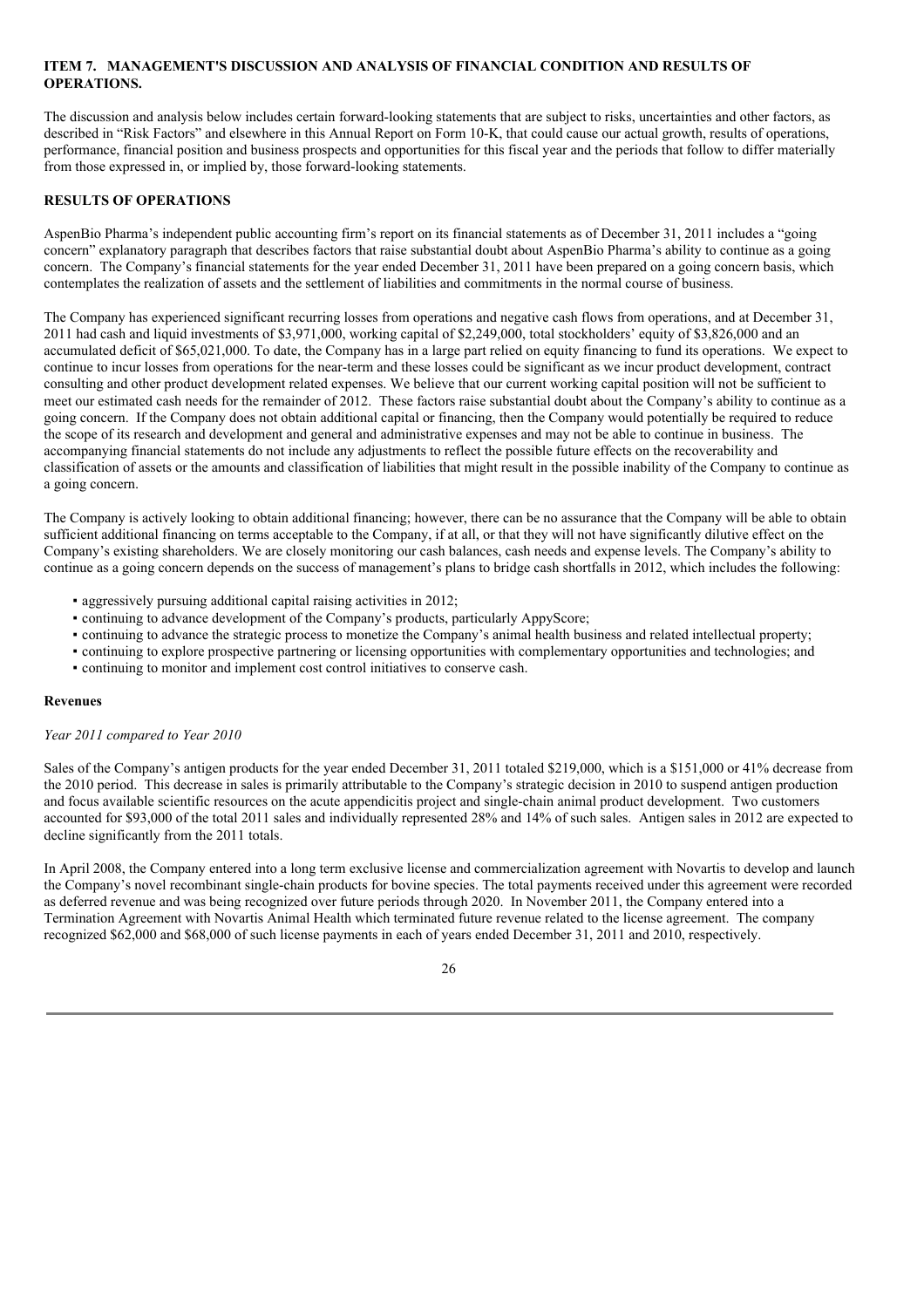## ITEM 7. MANAGEMENT'S DISCUSSION AND ANALYSIS OF FINANCIAL CONDITION AND RESULTS OF OPERATIONS.

The discussion and analysis below includes certain forward-looking statements that are subject to risks, uncertainties and other factors, as described in "Risk Factors" and elsewhere in this Annual Report on Form 10-K, that could cause our actual growth, results of operations, performance, financial position and business prospects and opportunities for this fiscal year and the periods that follow to differ materially from those expressed in, or implied by, those forward-looking statements.

### RESULTS OF OPERATIONS

AspenBio Pharma's independent public accounting firm's report on its financial statements as of December 31, 2011 includes a "going concern" explanatory paragraph that describes factors that raise substantial doubt about AspenBio Pharma's ability to continue as a going concern. The Company's financial statements for the year ended December 31, 2011 have been prepared on a going concern basis, which contemplates the realization of assets and the settlement of liabilities and commitments in the normal course of business.

The Company has experienced significant recurring losses from operations and negative cash flows from operations, and at December 31, 2011 had cash and liquid investments of $3,971,000, working capital of $2,249,000, total stockholders' equity of $3,826,000 and an accumulated deficit of $65,021,000. To date, the Company has in a large part relied on equity financing to fund its operations. We expect to continue to incur losses from operations for the near-term and these losses could be significant as we incur product development, contract consulting and other product development related expenses. We believe that our current working capital position will not be sufficient to meet our estimated cash needs for the remainder of 2012. These factors raise substantial doubt about the Company's ability to continue as a going concern. If the Company does not obtain additional capital or financing, then the Company would potentially be required to reduce the scope of its research and development and general and administrative expenses and may not be able to continue in business. The accompanying financial statements do not include any adjustments to reflect the possible future effects on the recoverability and classification of assets or the amounts and classification of liabilities that might result in the possible inability of the Company to continue as a going concern.

The Company is actively looking to obtain additional financing; however, there can be no assurance that the Company will be able to obtain sufficient additional financing on terms acceptable to the Company, if at all, or that they will not have significantly dilutive effect on the Company's existing shareholders. We are closely monitoring our cash balances, cash needs and expense levels. The Company's ability to continue as a going concern depends on the success of management's plans to bridge cash shortfalls in 2012, which includes the following:

- aggressively pursuing additional capital raising activities in 2012;
- continuing to advance development of the Company's products, particularly AppyScore;
- continuing to advance the strategic process to monetize the Company's animal health business and related intellectual property;
- continuing to explore prospective partnering or licensing opportunities with complementary opportunities and technologies; and
- continuing to monitor and implement cost control initiatives to conserve cash.

#### Revenues

*Year 2011 compared to Year 2010*

Sales of the Company's antigen products for the year ended December 31, 2011 totaled $219,000, which is a $151,000 or 41% decrease from the 2010 period. This decrease in sales is primarily attributable to the Company's strategic decision in 2010 to suspend antigen production and focus available scientific resources on the acute appendicitis project and single-chain animal product development. Two customers accounted for $93,000 of the total 2011 sales and individually represented 28% and 14% of such sales. Antigen sales in 2012 are expected to decline significantly from the 2011 totals.

In April 2008, the Company entered into a long term exclusive license and commercialization agreement with Novartis to develop and launch the Company's novel recombinant single-chain products for bovine species. The total payments received under this agreement were recorded as deferred revenue and was being recognized over future periods through 2020. In November 2011, the Company entered into a Termination Agreement with Novartis Animal Health which terminated future revenue related to the license agreement. The company recognized $62,000 and $68,000 of such license payments in each of years ended December 31, 2011 and 2010, respectively.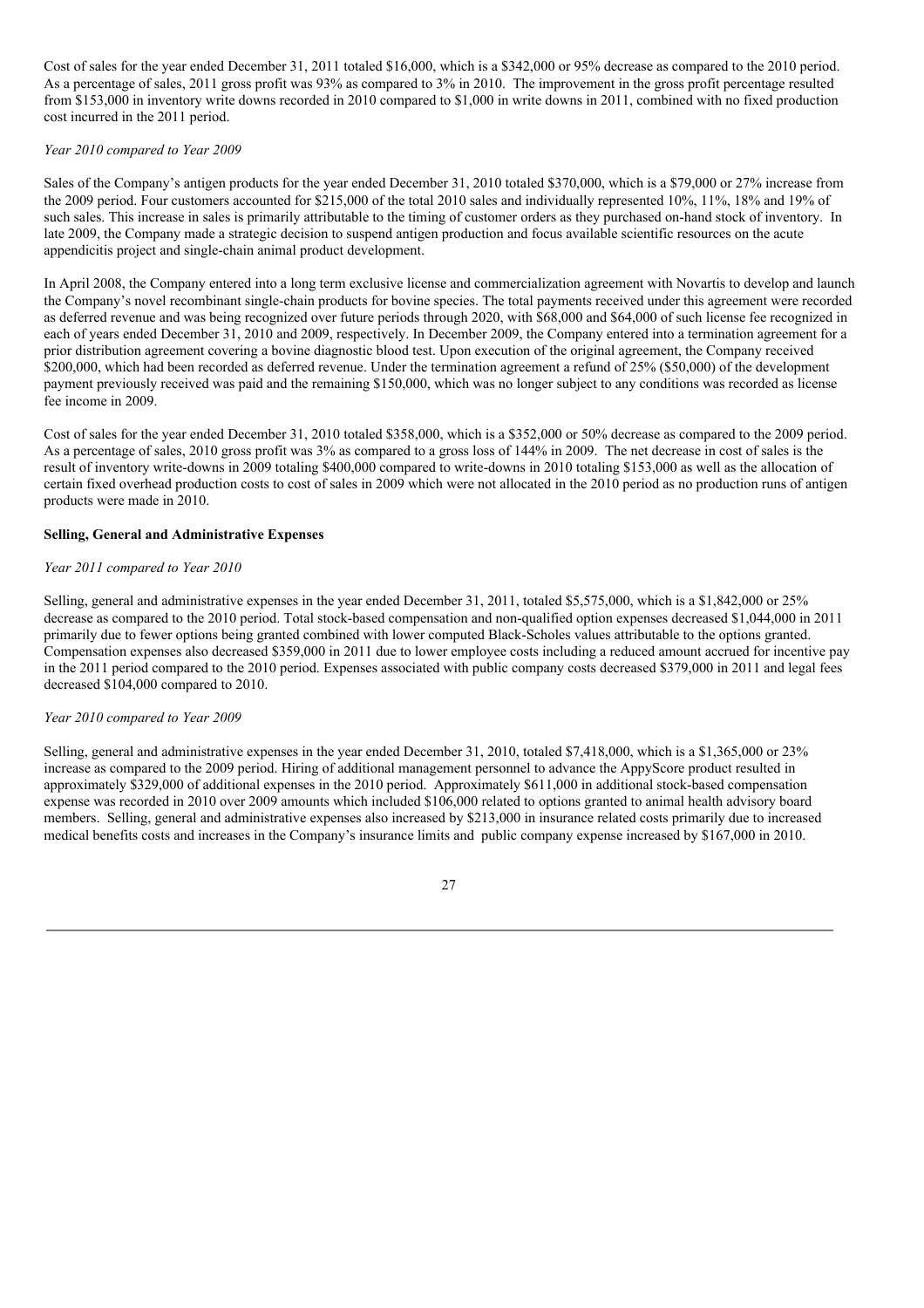Cost of sales for the year ended December 31, 2011 totaled $16,000, which is a $342,000 or 95% decrease as compared to the 2010 period. As a percentage of sales, 2011 gross profit was 93% as compared to 3% in 2010. The improvement in the gross profit percentage resulted from $153,000 in inventory write downs recorded in 2010 compared to $1,000 in write downs in 2011, combined with no fixed production cost incurred in the 2011 period.

*Year 2010 compared to Year 2009*

Sales of the Company's antigen products for the year ended December 31, 2010 totaled $370,000, which is a $79,000 or 27% increase from the 2009 period. Four customers accounted for $215,000 of the total 2010 sales and individually represented 10%, 11%, 18% and 19% of such sales. This increase in sales is primarily attributable to the timing of customer orders as they purchased on-hand stock of inventory. In late 2009, the Company made a strategic decision to suspend antigen production and focus available scientific resources on the acute appendicitis project and single-chain animal product development.

In April 2008, the Company entered into a long term exclusive license and commercialization agreement with Novartis to develop and launch the Company's novel recombinant single-chain products for bovine species. The total payments received under this agreement were recorded as deferred revenue and was being recognized over future periods through 2020, with $68,000 and $64,000 of such license fee recognized in each of years ended December 31, 2010 and 2009, respectively. In December 2009, the Company entered into a termination agreement for a prior distribution agreement covering a bovine diagnostic blood test. Upon execution of the original agreement, the Company received $200,000, which had been recorded as deferred revenue. Under the termination agreement a refund of 25% ($50,000) of the development payment previously received was paid and the remaining $150,000, which was no longer subject to any conditions was recorded as license fee income in 2009.

Cost of sales for the year ended December 31, 2010 totaled $358,000, which is a $352,000 or 50% decrease as compared to the 2009 period. As a percentage of sales, 2010 gross profit was 3% as compared to a gross loss of 144% in 2009. The net decrease in cost of sales is the result of inventory write-downs in 2009 totaling $400,000 compared to write-downs in 2010 totaling $153,000 as well as the allocation of certain fixed overhead production costs to cost of sales in 2009 which were not allocated in the 2010 period as no production runs of antigen products were made in 2010.

**Selling, General and Administrative Expenses**

*Year 2011 compared to Year 2010*

Selling, general and administrative expenses in the year ended December 31, 2011, totaled $5,575,000, which is a $1,842,000 or 25% decrease as compared to the 2010 period. Total stock-based compensation and non-qualified option expenses decreased $1,044,000 in 2011 primarily due to fewer options being granted combined with lower computed Black-Scholes values attributable to the options granted. Compensation expenses also decreased $359,000 in 2011 due to lower employee costs including a reduced amount accrued for incentive pay in the 2011 period compared to the 2010 period. Expenses associated with public company costs decreased $379,000 in 2011 and legal fees decreased $104,000 compared to 2010.

*Year 2010 compared to Year 2009*

Selling, general and administrative expenses in the year ended December 31, 2010, totaled $7,418,000, which is a $1,365,000 or 23% increase as compared to the 2009 period. Hiring of additional management personnel to advance the AppyScore product resulted in approximately $329,000 of additional expenses in the 2010 period. Approximately $611,000 in additional stock-based compensation expense was recorded in 2010 over 2009 amounts which included $106,000 related to options granted to animal health advisory board members. Selling, general and administrative expenses also increased by $213,000 in insurance related costs primarily due to increased medical benefits costs and increases in the Company's insurance limits and public company expense increased by $167,000 in 2010.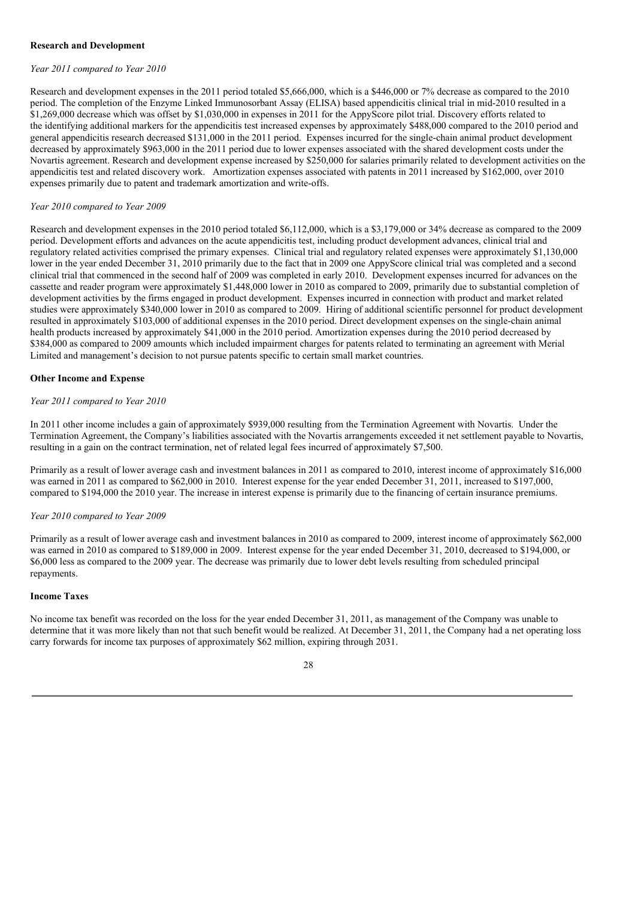**Research and Development**

*Year 2011 compared to Year 2010*

Research and development expenses in the 2011 period totaled $5,666,000, which is a $446,000 or 7% decrease as compared to the 2010 period. The completion of the Enzyme Linked Immunosorbant Assay (ELISA) based appendicitis clinical trial in mid-2010 resulted in a $1,269,000 decrease which was offset by $1,030,000 in expenses in 2011 for the AppyScore pilot trial. Discovery efforts related to the identifying additional markers for the appendicitis test increased expenses by approximately $488,000 compared to the 2010 period and general appendicitis research decreased $131,000 in the 2011 period. Expenses incurred for the single-chain animal product development decreased by approximately $963,000 in the 2011 period due to lower expenses associated with the shared development costs under the Novartis agreement. Research and development expense increased by $250,000 for salaries primarily related to development activities on the appendicitis test and related discovery work. Amortization expenses associated with patents in 2011 increased by $162,000, over 2010 expenses primarily due to patent and trademark amortization and write-offs.

*Year 2010 compared to Year 2009*

Research and development expenses in the 2010 period totaled $6,112,000, which is a $3,179,000 or 34% decrease as compared to the 2009 period. Development efforts and advances on the acute appendicitis test, including product development advances, clinical trial and regulatory related activities comprised the primary expenses. Clinical trial and regulatory related expenses were approximately $1,130,000 lower in the year ended December 31, 2010 primarily due to the fact that in 2009 one AppyScore clinical trial was completed and a second clinical trial that commenced in the second half of 2009 was completed in early 2010. Development expenses incurred for advances on the cassette and reader program were approximately $1,448,000 lower in 2010 as compared to 2009, primarily due to substantial completion of development activities by the firms engaged in product development. Expenses incurred in connection with product and market related studies were approximately $340,000 lower in 2010 as compared to 2009. Hiring of additional scientific personnel for product development resulted in approximately $103,000 of additional expenses in the 2010 period. Direct development expenses on the single-chain animal health products increased by approximately $41,000 in the 2010 period. Amortization expenses during the 2010 period decreased by $384,000 as compared to 2009 amounts which included impairment charges for patents related to terminating an agreement with Merial Limited and management's decision to not pursue patents specific to certain small market countries.

**Other Income and Expense**

*Year 2011 compared to Year 2010*

In 2011 other income includes a gain of approximately $939,000 resulting from the Termination Agreement with Novartis. Under the Termination Agreement, the Company's liabilities associated with the Novartis arrangements exceeded it net settlement payable to Novartis, resulting in a gain on the contract termination, net of related legal fees incurred of approximately $7,500.

Primarily as a result of lower average cash and investment balances in 2011 as compared to 2010, interest income of approximately $16,000 was earned in 2011 as compared to $62,000 in 2010. Interest expense for the year ended December 31, 2011, increased to $197,000, compared to $194,000 the 2010 year. The increase in interest expense is primarily due to the financing of certain insurance premiums.

*Year 2010 compared to Year 2009*

Primarily as a result of lower average cash and investment balances in 2010 as compared to 2009, interest income of approximately $62,000 was earned in 2010 as compared to $189,000 in 2009. Interest expense for the year ended December 31, 2010, decreased to $194,000, or $6,000 less as compared to the 2009 year. The decrease was primarily due to lower debt levels resulting from scheduled principal repayments.

**Income Taxes**

No income tax benefit was recorded on the loss for the year ended December 31, 2011, as management of the Company was unable to determine that it was more likely than not that such benefit would be realized. At December 31, 2011, the Company had a net operating loss carry forwards for income tax purposes of approximately $62 million, expiring through 2031.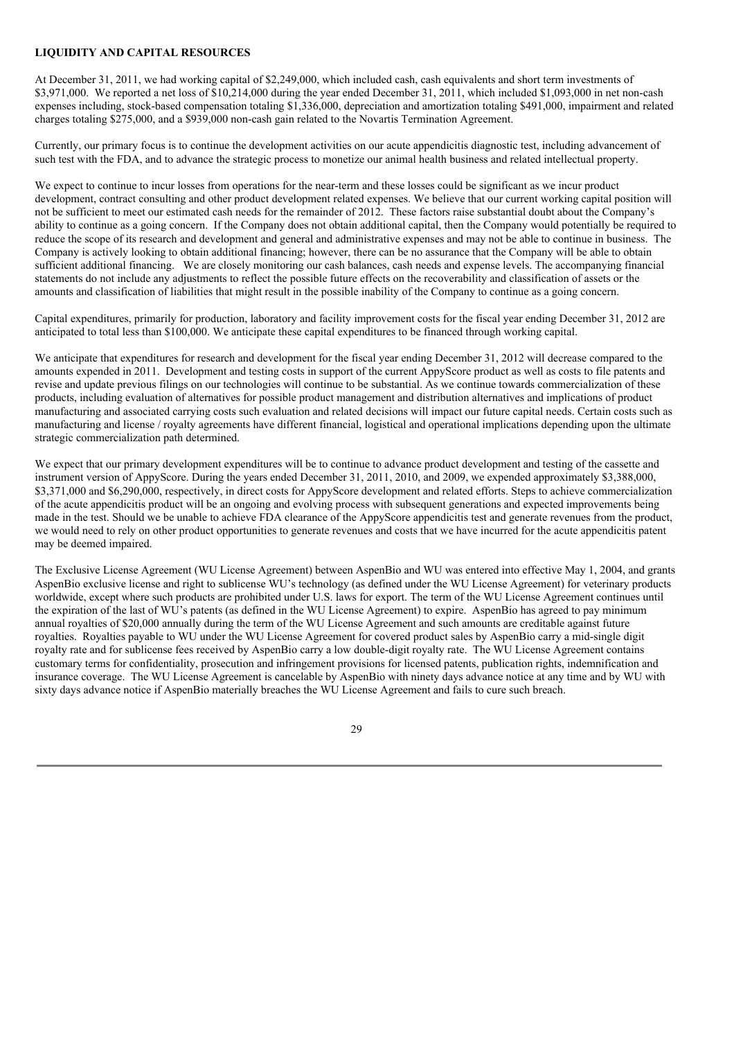## LIQUIDITY AND CAPITAL RESOURCES

At December 31, 2011, we had working capital of $2,249,000, which included cash, cash equivalents and short term investments of $3,971,000. We reported a net loss of $10,214,000 during the year ended December 31, 2011, which included $1,093,000 in net non-cash expenses including, stock-based compensation totaling $1,336,000, depreciation and amortization totaling $491,000, impairment and related charges totaling $275,000, and a $939,000 non-cash gain related to the Novartis Termination Agreement.

Currently, our primary focus is to continue the development activities on our acute appendicitis diagnostic test, including advancement of such test with the FDA, and to advance the strategic process to monetize our animal health business and related intellectual property.

We expect to continue to incur losses from operations for the near-term and these losses could be significant as we incur product development, contract consulting and other product development related expenses. We believe that our current working capital position will not be sufficient to meet our estimated cash needs for the remainder of 2012. These factors raise substantial doubt about the Company's ability to continue as a going concern. If the Company does not obtain additional capital, then the Company would potentially be required to reduce the scope of its research and development and general and administrative expenses and may not be able to continue in business. The Company is actively looking to obtain additional financing; however, there can be no assurance that the Company will be able to obtain sufficient additional financing. We are closely monitoring our cash balances, cash needs and expense levels. The accompanying financial statements do not include any adjustments to reflect the possible future effects on the recoverability and classification of assets or the amounts and classification of liabilities that might result in the possible inability of the Company to continue as a going concern.

Capital expenditures, primarily for production, laboratory and facility improvement costs for the fiscal year ending December 31, 2012 are anticipated to total less than $100,000. We anticipate these capital expenditures to be financed through working capital.

We anticipate that expenditures for research and development for the fiscal year ending December 31, 2012 will decrease compared to the amounts expended in 2011. Development and testing costs in support of the current AppyScore product as well as costs to file patents and revise and update previous filings on our technologies will continue to be substantial. As we continue towards commercialization of these products, including evaluation of alternatives for possible product management and distribution alternatives and implications of product manufacturing and associated carrying costs such evaluation and related decisions will impact our future capital needs. Certain costs such as manufacturing and license / royalty agreements have different financial, logistical and operational implications depending upon the ultimate strategic commercialization path determined.

We expect that our primary development expenditures will be to continue to advance product development and testing of the cassette and instrument version of AppyScore. During the years ended December 31, 2011, 2010, and 2009, we expended approximately $3,388,000, $3,371,000 and $6,290,000, respectively, in direct costs for AppyScore development and related efforts. Steps to achieve commercialization of the acute appendicitis product will be an ongoing and evolving process with subsequent generations and expected improvements being made in the test. Should we be unable to achieve FDA clearance of the AppyScore appendicitis test and generate revenues from the product, we would need to rely on other product opportunities to generate revenues and costs that we have incurred for the acute appendicitis patent may be deemed impaired.

The Exclusive License Agreement (WU License Agreement) between AspenBio and WU was entered into effective May 1, 2004, and grants AspenBio exclusive license and right to sublicense WU's technology (as defined under the WU License Agreement) for veterinary products worldwide, except where such products are prohibited under U.S. laws for export. The term of the WU License Agreement continues until the expiration of the last of WU's patents (as defined in the WU License Agreement) to expire. AspenBio has agreed to pay minimum annual royalties of $20,000 annually during the term of the WU License Agreement and such amounts are creditable against future royalties. Royalties payable to WU under the WU License Agreement for covered product sales by AspenBio carry a mid-single digit royalty rate and for sublicense fees received by AspenBio carry a low double-digit royalty rate. The WU License Agreement contains customary terms for confidentiality, prosecution and infringement provisions for licensed patents, publication rights, indemnification and insurance coverage. The WU License Agreement is cancelable by AspenBio with ninety days advance notice at any time and by WU with sixty days advance notice if AspenBio materially breaches the WU License Agreement and fails to cure such breach.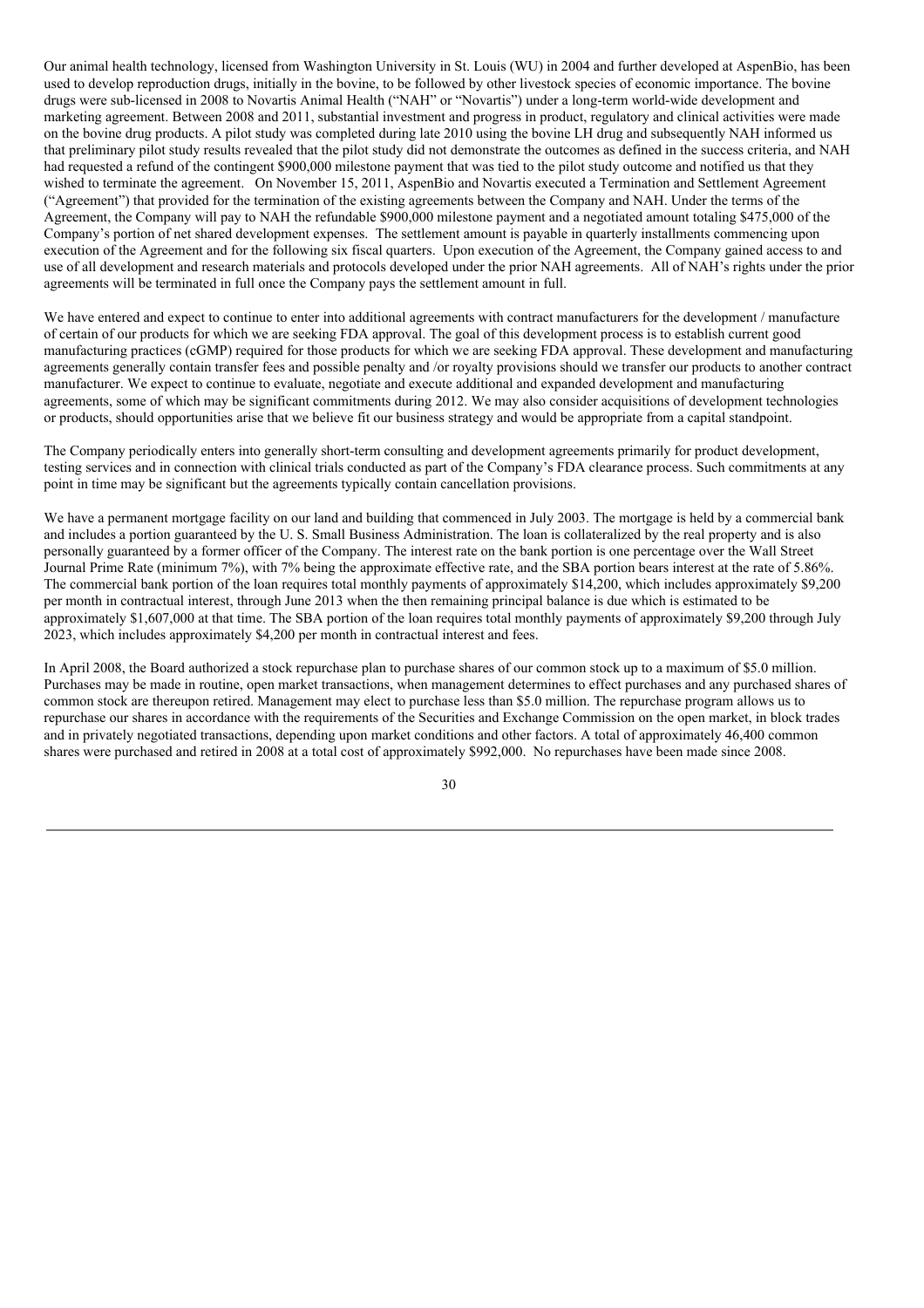Our animal health technology, licensed from Washington University in St. Louis (WU) in 2004 and further developed at AspenBio, has been used to develop reproduction drugs, initially in the bovine, to be followed by other livestock species of economic importance. The bovine drugs were sub-licensed in 2008 to Novartis Animal Health ("NAH" or "Novartis") under a long-term world-wide development and marketing agreement. Between 2008 and 2011, substantial investment and progress in product, regulatory and clinical activities were made on the bovine drug products. A pilot study was completed during late 2010 using the bovine LH drug and subsequently NAH informed us that preliminary pilot study results revealed that the pilot study did not demonstrate the outcomes as defined in the success criteria, and NAH had requested a refund of the contingent $900,000 milestone payment that was tied to the pilot study outcome and notified us that they wished to terminate the agreement. On November 15, 2011, AspenBio and Novartis executed a Termination and Settlement Agreement ("Agreement") that provided for the termination of the existing agreements between the Company and NAH. Under the terms of the Agreement, the Company will pay to NAH the refundable $900,000 milestone payment and a negotiated amount totaling $475,000 of the Company's portion of net shared development expenses. The settlement amount is payable in quarterly installments commencing upon execution of the Agreement and for the following six fiscal quarters. Upon execution of the Agreement, the Company gained access to and use of all development and research materials and protocols developed under the prior NAH agreements. All of NAH's rights under the prior agreements will be terminated in full once the Company pays the settlement amount in full.

We have entered and expect to continue to enter into additional agreements with contract manufacturers for the development / manufacture of certain of our products for which we are seeking FDA approval. The goal of this development process is to establish current good manufacturing practices (cGMP) required for those products for which we are seeking FDA approval. These development and manufacturing agreements generally contain transfer fees and possible penalty and /or royalty provisions should we transfer our products to another contract manufacturer. We expect to continue to evaluate, negotiate and execute additional and expanded development and manufacturing agreements, some of which may be significant commitments during 2012. We may also consider acquisitions of development technologies or products, should opportunities arise that we believe fit our business strategy and would be appropriate from a capital standpoint.

The Company periodically enters into generally short-term consulting and development agreements primarily for product development, testing services and in connection with clinical trials conducted as part of the Company's FDA clearance process. Such commitments at any point in time may be significant but the agreements typically contain cancellation provisions.

We have a permanent mortgage facility on our land and building that commenced in July 2003. The mortgage is held by a commercial bank and includes a portion guaranteed by the U. S. Small Business Administration. The loan is collateralized by the real property and is also personally guaranteed by a former officer of the Company. The interest rate on the bank portion is one percentage over the Wall Street Journal Prime Rate (minimum 7%), with 7% being the approximate effective rate, and the SBA portion bears interest at the rate of 5.86%. The commercial bank portion of the loan requires total monthly payments of approximately $14,200, which includes approximately $9,200 per month in contractual interest, through June 2013 when the then remaining principal balance is due which is estimated to be approximately $1,607,000 at that time. The SBA portion of the loan requires total monthly payments of approximately $9,200 through July 2023, which includes approximately $4,200 per month in contractual interest and fees.

In April 2008, the Board authorized a stock repurchase plan to purchase shares of our common stock up to a maximum of $5.0 million. Purchases may be made in routine, open market transactions, when management determines to effect purchases and any purchased shares of common stock are thereupon retired. Management may elect to purchase less than $5.0 million. The repurchase program allows us to repurchase our shares in accordance with the requirements of the Securities and Exchange Commission on the open market, in block trades and in privately negotiated transactions, depending upon market conditions and other factors. A total of approximately 46,400 common shares were purchased and retired in 2008 at a total cost of approximately $992,000. No repurchases have been made since 2008.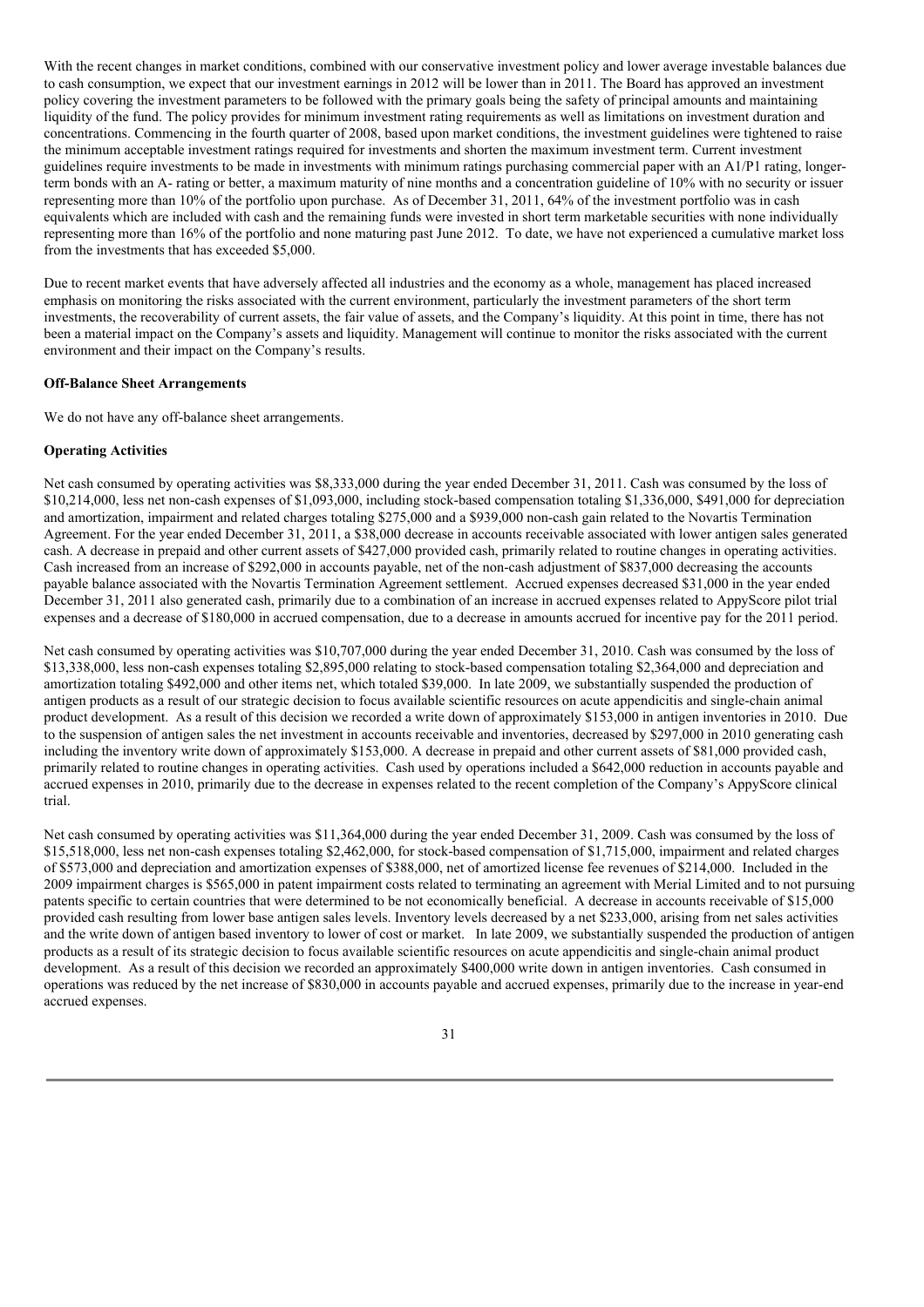With the recent changes in market conditions, combined with our conservative investment policy and lower average investable balances due to cash consumption, we expect that our investment earnings in 2012 will be lower than in 2011. The Board has approved an investment policy covering the investment parameters to be followed with the primary goals being the safety of principal amounts and maintaining liquidity of the fund. The policy provides for minimum investment rating requirements as well as limitations on investment duration and concentrations. Commencing in the fourth quarter of 2008, based upon market conditions, the investment guidelines were tightened to raise the minimum acceptable investment ratings required for investments and shorten the maximum investment term. Current investment guidelines require investments to be made in investments with minimum ratings purchasing commercial paper with an A1/P1 rating, longer-term bonds with an A- rating or better, a maximum maturity of nine months and a concentration guideline of 10% with no security or issuer representing more than 10% of the portfolio upon purchase. As of December 31, 2011, 64% of the investment portfolio was in cash equivalents which are included with cash and the remaining funds were invested in short term marketable securities with none individually representing more than 16% of the portfolio and none maturing past June 2012. To date, we have not experienced a cumulative market loss from the investments that has exceeded $5,000.

Due to recent market events that have adversely affected all industries and the economy as a whole, management has placed increased emphasis on monitoring the risks associated with the current environment, particularly the investment parameters of the short term investments, the recoverability of current assets, the fair value of assets, and the Company's liquidity. At this point in time, there has not been a material impact on the Company's assets and liquidity. Management will continue to monitor the risks associated with the current environment and their impact on the Company's results.

**Off-Balance Sheet Arrangements**

We do not have any off-balance sheet arrangements.

**Operating Activities**

Net cash consumed by operating activities was $8,333,000 during the year ended December 31, 2011. Cash was consumed by the loss of $10,214,000, less net non-cash expenses of $1,093,000, including stock-based compensation totaling $1,336,000, $491,000 for depreciation and amortization, impairment and related charges totaling $275,000 and a $939,000 non-cash gain related to the Novartis Termination Agreement. For the year ended December 31, 2011, a $38,000 decrease in accounts receivable associated with lower antigen sales generated cash. A decrease in prepaid and other current assets of $427,000 provided cash, primarily related to routine changes in operating activities. Cash increased from an increase of $292,000 in accounts payable, net of the non-cash adjustment of $837,000 decreasing the accounts payable balance associated with the Novartis Termination Agreement settlement. Accrued expenses decreased $31,000 in the year ended December 31, 2011 also generated cash, primarily due to a combination of an increase in accrued expenses related to AppyScore pilot trial expenses and a decrease of $180,000 in accrued compensation, due to a decrease in amounts accrued for incentive pay for the 2011 period.

Net cash consumed by operating activities was $10,707,000 during the year ended December 31, 2010. Cash was consumed by the loss of $13,338,000, less non-cash expenses totaling $2,895,000 relating to stock-based compensation totaling $2,364,000 and depreciation and amortization totaling $492,000 and other items net, which totaled $39,000. In late 2009, we substantially suspended the production of antigen products as a result of our strategic decision to focus available scientific resources on acute appendicitis and single-chain animal product development. As a result of this decision we recorded a write down of approximately $153,000 in antigen inventories in 2010. Due to the suspension of antigen sales the net investment in accounts receivable and inventories, decreased by $297,000 in 2010 generating cash including the inventory write down of approximately $153,000. A decrease in prepaid and other current assets of $81,000 provided cash, primarily related to routine changes in operating activities. Cash used by operations included a $642,000 reduction in accounts payable and accrued expenses in 2010, primarily due to the decrease in expenses related to the recent completion of the Company's AppyScore clinical trial.

Net cash consumed by operating activities was $11,364,000 during the year ended December 31, 2009. Cash was consumed by the loss of $15,518,000, less net non-cash expenses totaling $2,462,000, for stock-based compensation of $1,715,000, impairment and related charges of $573,000 and depreciation and amortization expenses of $388,000, net of amortized license fee revenues of $214,000. Included in the 2009 impairment charges is $565,000 in patent impairment costs related to terminating an agreement with Merial Limited and to not pursuing patents specific to certain countries that were determined to be not economically beneficial. A decrease in accounts receivable of $15,000 provided cash resulting from lower base antigen sales levels. Inventory levels decreased by a net $233,000, arising from net sales activities and the write down of antigen based inventory to lower of cost or market. In late 2009, we substantially suspended the production of antigen products as a result of its strategic decision to focus available scientific resources on acute appendicitis and single-chain animal product development. As a result of this decision we recorded an approximately $400,000 write down in antigen inventories. Cash consumed in operations was reduced by the net increase of $830,000 in accounts payable and accrued expenses, primarily due to the increase in year-end accrued expenses.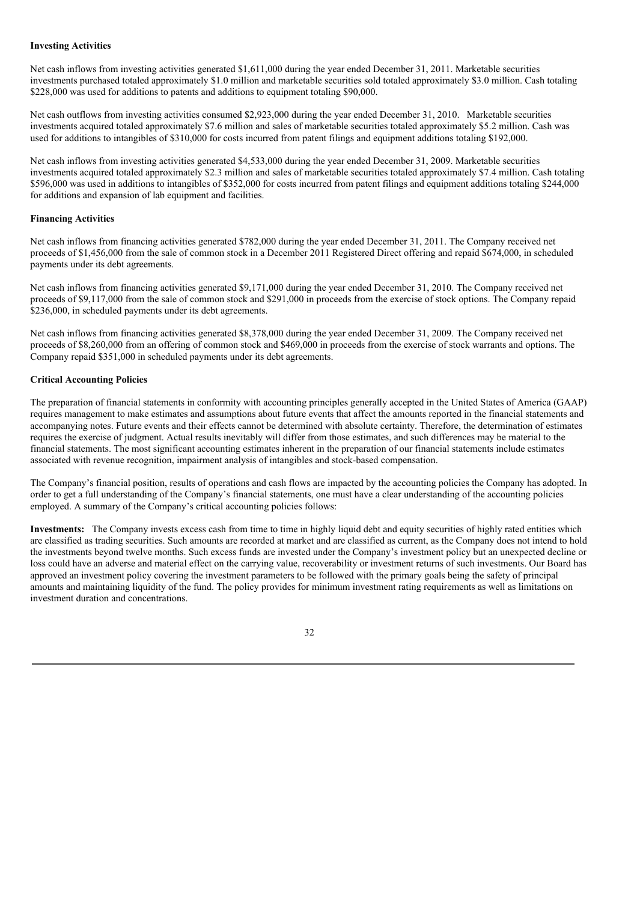### Investing Activities

Net cash inflows from investing activities generated $1,611,000 during the year ended December 31, 2011. Marketable securities investments purchased totaled approximately $1.0 million and marketable securities sold totaled approximately $3.0 million. Cash totaling $228,000 was used for additions to patents and additions to equipment totaling $90,000.

Net cash outflows from investing activities consumed $2,923,000 during the year ended December 31, 2010. Marketable securities investments acquired totaled approximately $7.6 million and sales of marketable securities totaled approximately $5.2 million. Cash was used for additions to intangibles of $310,000 for costs incurred from patent filings and equipment additions totaling $192,000.

Net cash inflows from investing activities generated $4,533,000 during the year ended December 31, 2009. Marketable securities investments acquired totaled approximately $2.3 million and sales of marketable securities totaled approximately $7.4 million. Cash totaling $596,000 was used in additions to intangibles of $352,000 for costs incurred from patent filings and equipment additions totaling $244,000 for additions and expansion of lab equipment and facilities.

### Financing Activities

Net cash inflows from financing activities generated $782,000 during the year ended December 31, 2011. The Company received net proceeds of $1,456,000 from the sale of common stock in a December 2011 Registered Direct offering and repaid $674,000, in scheduled payments under its debt agreements.

Net cash inflows from financing activities generated $9,171,000 during the year ended December 31, 2010. The Company received net proceeds of $9,117,000 from the sale of common stock and $291,000 in proceeds from the exercise of stock options. The Company repaid $236,000, in scheduled payments under its debt agreements.

Net cash inflows from financing activities generated $8,378,000 during the year ended December 31, 2009. The Company received net proceeds of $8,260,000 from an offering of common stock and $469,000 in proceeds from the exercise of stock warrants and options. The Company repaid $351,000 in scheduled payments under its debt agreements.

### Critical Accounting Policies

The preparation of financial statements in conformity with accounting principles generally accepted in the United States of America (GAAP) requires management to make estimates and assumptions about future events that affect the amounts reported in the financial statements and accompanying notes. Future events and their effects cannot be determined with absolute certainty. Therefore, the determination of estimates requires the exercise of judgment. Actual results inevitably will differ from those estimates, and such differences may be material to the financial statements. The most significant accounting estimates inherent in the preparation of our financial statements include estimates associated with revenue recognition, impairment analysis of intangibles and stock-based compensation.

The Company's financial position, results of operations and cash flows are impacted by the accounting policies the Company has adopted. In order to get a full understanding of the Company's financial statements, one must have a clear understanding of the accounting policies employed. A summary of the Company's critical accounting policies follows:

**Investments:** The Company invests excess cash from time to time in highly liquid debt and equity securities of highly rated entities which are classified as trading securities. Such amounts are recorded at market and are classified as current, as the Company does not intend to hold the investments beyond twelve months. Such excess funds are invested under the Company's investment policy but an unexpected decline or loss could have an adverse and material effect on the carrying value, recoverability or investment returns of such investments. Our Board has approved an investment policy covering the investment parameters to be followed with the primary goals being the safety of principal amounts and maintaining liquidity of the fund. The policy provides for minimum investment rating requirements as well as limitations on investment duration and concentrations.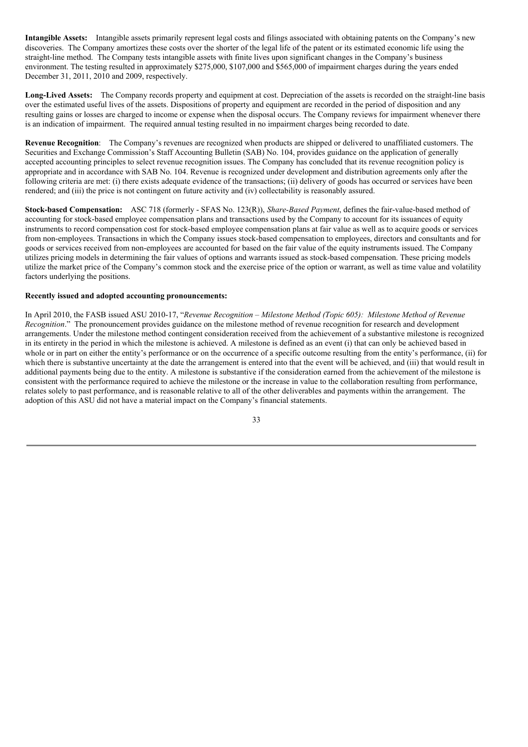**Intangible Assets:** Intangible assets primarily represent legal costs and filings associated with obtaining patents on the Company's new discoveries. The Company amortizes these costs over the shorter of the legal life of the patent or its estimated economic life using the straight-line method. The Company tests intangible assets with finite lives upon significant changes in the Company's business environment. The testing resulted in approximately $275,000, $107,000 and $565,000 of impairment charges during the years ended December 31, 2011, 2010 and 2009, respectively.

**Long-Lived Assets:** The Company records property and equipment at cost. Depreciation of the assets is recorded on the straight-line basis over the estimated useful lives of the assets. Dispositions of property and equipment are recorded in the period of disposition and any resulting gains or losses are charged to income or expense when the disposal occurs. The Company reviews for impairment whenever there is an indication of impairment. The required annual testing resulted in no impairment charges being recorded to date.

**Revenue Recognition**: The Company's revenues are recognized when products are shipped or delivered to unaffiliated customers. The Securities and Exchange Commission's Staff Accounting Bulletin (SAB) No. 104, provides guidance on the application of generally accepted accounting principles to select revenue recognition issues. The Company has concluded that its revenue recognition policy is appropriate and in accordance with SAB No. 104. Revenue is recognized under development and distribution agreements only after the following criteria are met: (i) there exists adequate evidence of the transactions; (ii) delivery of goods has occurred or services have been rendered; and (iii) the price is not contingent on future activity and (iv) collectability is reasonably assured.

**Stock-based Compensation:** ASC 718 (formerly - SFAS No. 123(R)), *Share-Based Payment*, defines the fair-value-based method of accounting for stock-based employee compensation plans and transactions used by the Company to account for its issuances of equity instruments to record compensation cost for stock-based employee compensation plans at fair value as well as to acquire goods or services from non-employees. Transactions in which the Company issues stock-based compensation to employees, directors and consultants and for goods or services received from non-employees are accounted for based on the fair value of the equity instruments issued. The Company utilizes pricing models in determining the fair values of options and warrants issued as stock-based compensation. These pricing models utilize the market price of the Company's common stock and the exercise price of the option or warrant, as well as time value and volatility factors underlying the positions.

**Recently issued and adopted accounting pronouncements:**

In April 2010, the FASB issued ASU 2010-17, "*Revenue Recognition – Milestone Method (Topic 605): Milestone Method of Revenue Recognition*." The pronouncement provides guidance on the milestone method of revenue recognition for research and development arrangements. Under the milestone method contingent consideration received from the achievement of a substantive milestone is recognized in its entirety in the period in which the milestone is achieved. A milestone is defined as an event (i) that can only be achieved based in whole or in part on either the entity's performance or on the occurrence of a specific outcome resulting from the entity's performance, (ii) for which there is substantive uncertainty at the date the arrangement is entered into that the event will be achieved, and (iii) that would result in additional payments being due to the entity. A milestone is substantive if the consideration earned from the achievement of the milestone is consistent with the performance required to achieve the milestone or the increase in value to the collaboration resulting from performance, relates solely to past performance, and is reasonable relative to all of the other deliverables and payments within the arrangement. The adoption of this ASU did not have a material impact on the Company's financial statements.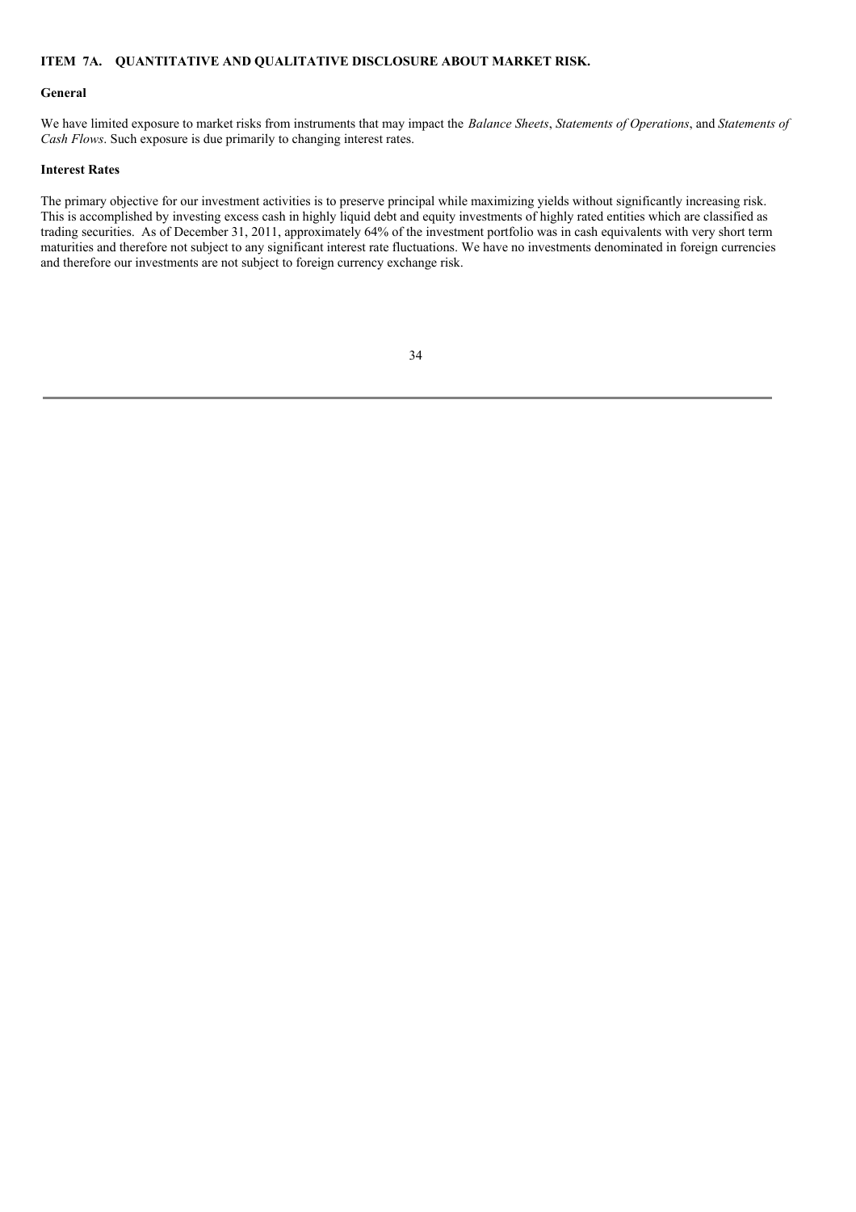## ITEM 7A. QUANTITATIVE AND QUALITATIVE DISCLOSURE ABOUT MARKET RISK.

### General

We have limited exposure to market risks from instruments that may impact the *Balance Sheets*, *Statements of Operations*, and *Statements of Cash Flows*. Such exposure is due primarily to changing interest rates.

### Interest Rates

The primary objective for our investment activities is to preserve principal while maximizing yields without significantly increasing risk. This is accomplished by investing excess cash in highly liquid debt and equity investments of highly rated entities which are classified as trading securities. As of December 31, 2011, approximately 64% of the investment portfolio was in cash equivalents with very short term maturities and therefore not subject to any significant interest rate fluctuations. We have no investments denominated in foreign currencies and therefore our investments are not subject to foreign currency exchange risk.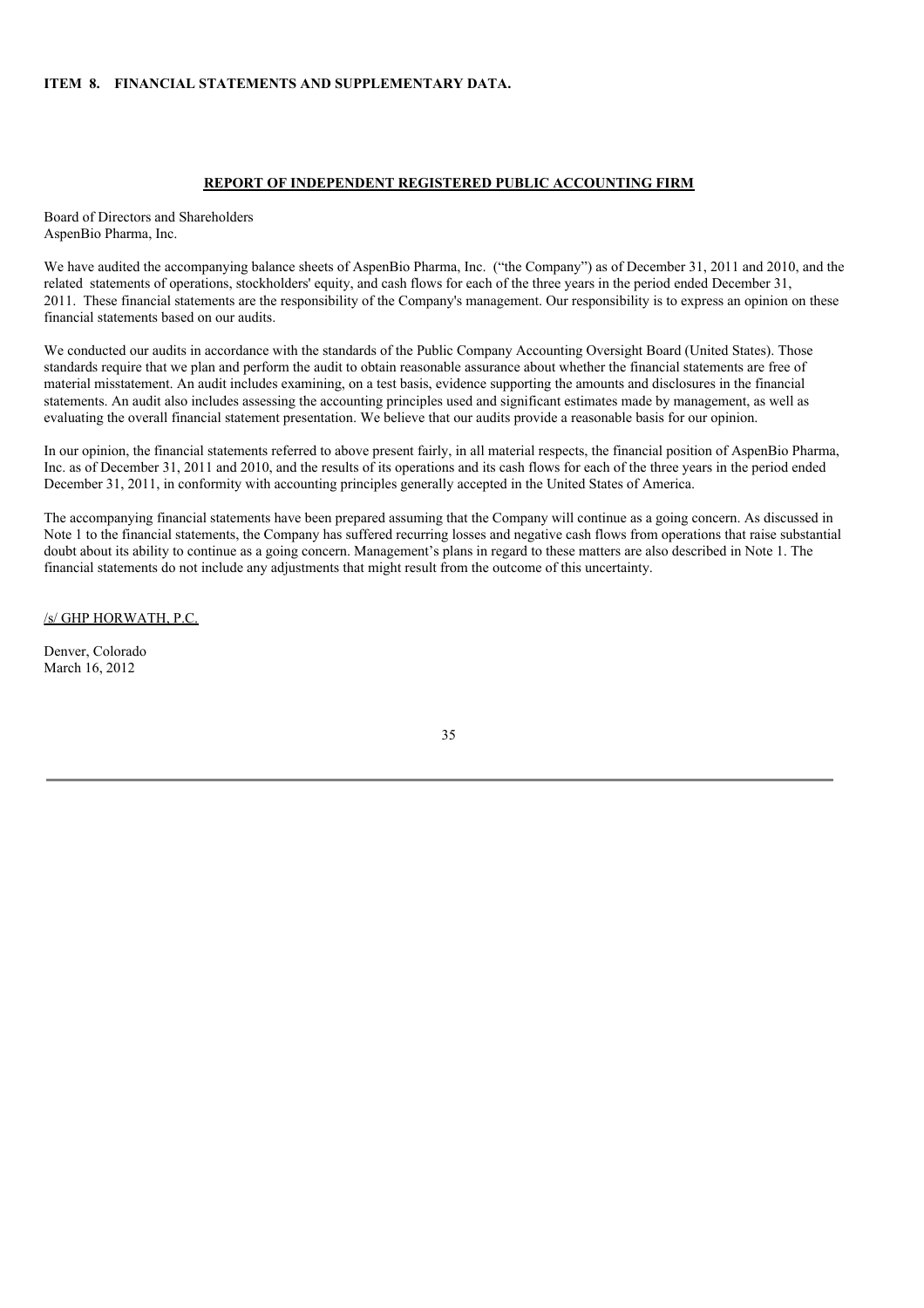## ITEM 8. FINANCIAL STATEMENTS AND SUPPLEMENTARY DATA.

### REPORT OF INDEPENDENT REGISTERED PUBLIC ACCOUNTING FIRM

Board of Directors and Shareholders
AspenBio Pharma, Inc.

We have audited the accompanying balance sheets of AspenBio Pharma, Inc. ("the Company") as of December 31, 2011 and 2010, and the related statements of operations, stockholders' equity, and cash flows for each of the three years in the period ended December 31, 2011. These financial statements are the responsibility of the Company's management. Our responsibility is to express an opinion on these financial statements based on our audits.

We conducted our audits in accordance with the standards of the Public Company Accounting Oversight Board (United States). Those standards require that we plan and perform the audit to obtain reasonable assurance about whether the financial statements are free of material misstatement. An audit includes examining, on a test basis, evidence supporting the amounts and disclosures in the financial statements. An audit also includes assessing the accounting principles used and significant estimates made by management, as well as evaluating the overall financial statement presentation. We believe that our audits provide a reasonable basis for our opinion.

In our opinion, the financial statements referred to above present fairly, in all material respects, the financial position of AspenBio Pharma, Inc. as of December 31, 2011 and 2010, and the results of its operations and its cash flows for each of the three years in the period ended December 31, 2011, in conformity with accounting principles generally accepted in the United States of America.

The accompanying financial statements have been prepared assuming that the Company will continue as a going concern. As discussed in Note 1 to the financial statements, the Company has suffered recurring losses and negative cash flows from operations that raise substantial doubt about its ability to continue as a going concern. Management's plans in regard to these matters are also described in Note 1. The financial statements do not include any adjustments that might result from the outcome of this uncertainty.

/s/ GHP HORWATH, P.C.

Denver, Colorado
March 16, 2012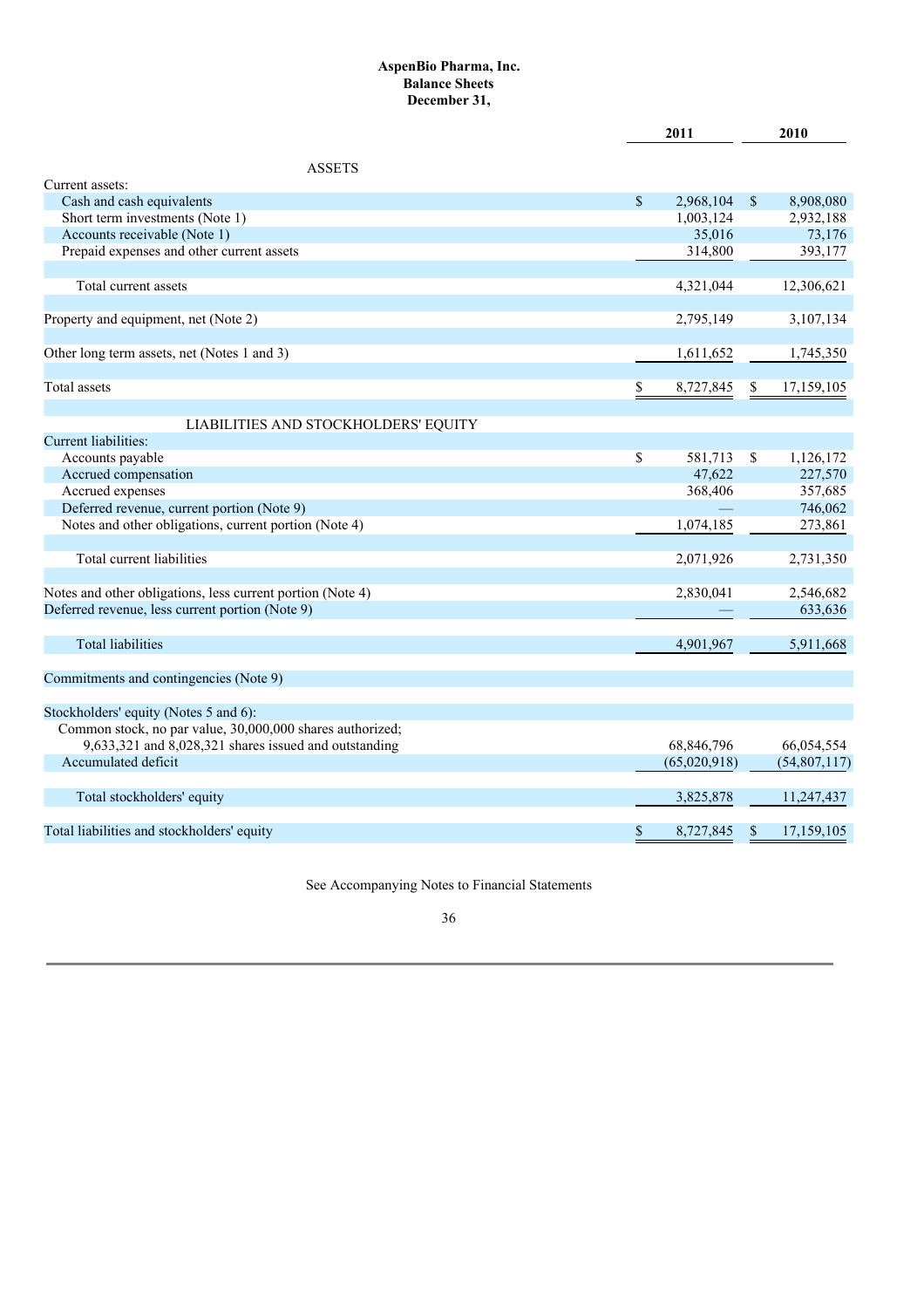# AspenBio Pharma, Inc.
## Balance Sheets
### December 31,

| | 2011 | 2010 |
|---|---|---|
| **ASSETS** | | |
| Current assets: | | |
| Cash and cash equivalents | $ 2,968,104 | $ 8,908,080 |
| Short term investments (Note 1) | 1,003,124 | 2,932,188 |
| Accounts receivable (Note 1) | 35,016 | 73,176 |
| Prepaid expenses and other current assets | 314,800 | 393,177 |
| Total current assets | 4,321,044 | 12,306,621 |
| Property and equipment, net (Note 2) | 2,795,149 | 3,107,134 |
| Other long term assets, net (Notes 1 and 3) | 1,611,652 | 1,745,350 |
| Total assets | $ 8,727,845 | $ 17,159,105 |
| **LIABILITIES AND STOCKHOLDERS' EQUITY** | | |
| Current liabilities: | | |
| Accounts payable | $ 581,713 | $ 1,126,172 |
| Accrued compensation | 47,622 | 227,570 |
| Accrued expenses | 368,406 | 357,685 |
| Deferred revenue, current portion (Note 9) | — | 746,062 |
| Notes and other obligations, current portion (Note 4) | 1,074,185 | 273,861 |
| Total current liabilities | 2,071,926 | 2,731,350 |
| Notes and other obligations, less current portion (Note 4) | 2,830,041 | 2,546,682 |
| Deferred revenue, less current portion (Note 9) | — | 633,636 |
| Total liabilities | 4,901,967 | 5,911,668 |
| Commitments and contingencies (Note 9) | | |
| Stockholders' equity (Notes 5 and 6): | | |
| Common stock, no par value, 30,000,000 shares authorized; 9,633,321 and 8,028,321 shares issued and outstanding | 68,846,796 | 66,054,554 |
| Accumulated deficit | (65,020,918) | (54,807,117) |
| Total stockholders' equity | 3,825,878 | 11,247,437 |
| Total liabilities and stockholders' equity | $ 8,727,845 | $ 17,159,105 |

See Accompanying Notes to Financial Statements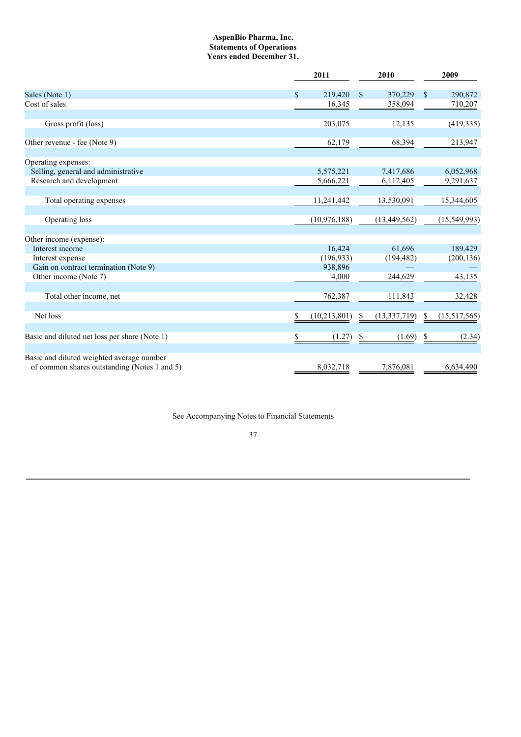**AspenBio Pharma, Inc.**
**Statements of Operations**
**Years ended December 31,**

| | 2011 | 2010 | 2009 |
|---|---|---|---|
| Sales (Note 1) | $ 219,420 | $ 370,229 | $ 290,872 |
| Cost of sales | 16,345 | 358,094 | 710,207 |
| Gross profit (loss) | 203,075 | 12,135 | (419,335) |
| Other revenue - fee (Note 9) | 62,179 | 68,394 | 213,947 |
| Operating expenses: | | | |
| Selling, general and administrative | 5,575,221 | 7,417,686 | 6,052,968 |
| Research and development | 5,666,221 | 6,112,405 | 9,291,637 |
| Total operating expenses | 11,241,442 | 13,530,091 | 15,344,605 |
| Operating loss | (10,976,188) | (13,449,562) | (15,549,993) |
| Other income (expense): | | | |
| Interest income | 16,424 | 61,696 | 189,429 |
| Interest expense | (196,933) | (194,482) | (200,136) |
| Gain on contract termination (Note 9) | 938,896 | — | — |
| Other income (Note 7) | 4,000 | 244,629 | 43,135 |
| Total other income, net | 762,387 | 111,843 | 32,428 |
| Net loss | $ (10,213,801) | $ (13,337,719) | $ (15,517,565) |
| Basic and diluted net loss per share (Note 1) | $ (1.27) | $ (1.69) | $ (2.34) |
| Basic and diluted weighted average number of common shares outstanding (Notes 1 and 5) | 8,032,718 | 7,876,081 | 6,634,490 |

See Accompanying Notes to Financial Statements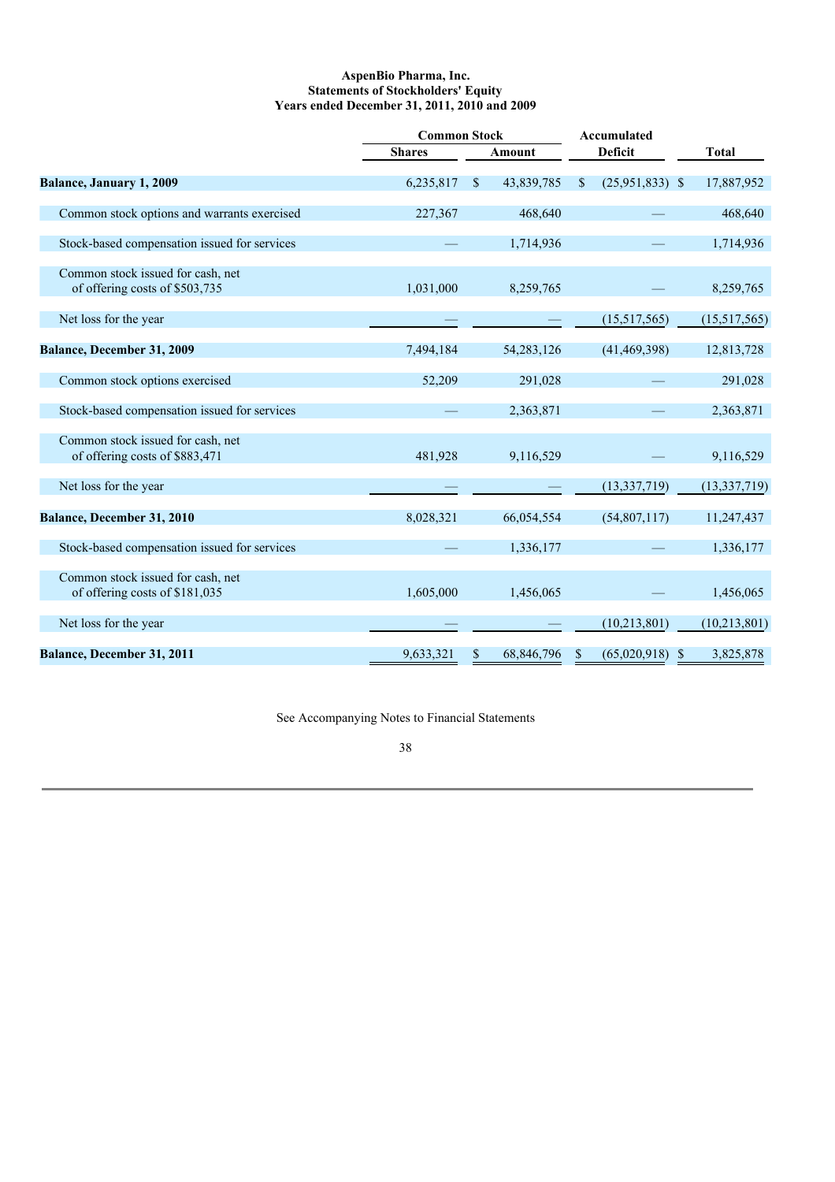**AspenBio Pharma, Inc.**
**Statements of Stockholders' Equity**
**Years ended December 31, 2011, 2010 and 2009**

| | Common Stock | | Accumulated | |
|---|---|---|---|---|
| | Shares | Amount | Deficit | Total |
| **Balance, January 1, 2009** | 6,235,817 | $ 43,839,785 | $ (25,951,833) | $ 17,887,952 |
| Common stock options and warrants exercised | 227,367 | 468,640 | — | 468,640 |
| Stock-based compensation issued for services | — | 1,714,936 | — | 1,714,936 |
| Common stock issued for cash, net of offering costs of $503,735 | 1,031,000 | 8,259,765 | — | 8,259,765 |
| Net loss for the year | — | — | (15,517,565) | (15,517,565) |
| **Balance, December 31, 2009** | 7,494,184 | 54,283,126 | (41,469,398) | 12,813,728 |
| Common stock options exercised | 52,209 | 291,028 | — | 291,028 |
| Stock-based compensation issued for services | — | 2,363,871 | — | 2,363,871 |
| Common stock issued for cash, net of offering costs of $883,471 | 481,928 | 9,116,529 | — | 9,116,529 |
| Net loss for the year | — | — | (13,337,719) | (13,337,719) |
| **Balance, December 31, 2010** | 8,028,321 | 66,054,554 | (54,807,117) | 11,247,437 |
| Stock-based compensation issued for services | — | 1,336,177 | — | 1,336,177 |
| Common stock issued for cash, net of offering costs of $181,035 | 1,605,000 | 1,456,065 | — | 1,456,065 |
| Net loss for the year | — | — | (10,213,801) | (10,213,801) |
| **Balance, December 31, 2011** | 9,633,321 | $ 68,846,796 | $ (65,020,918) | $ 3,825,878 |

See Accompanying Notes to Financial Statements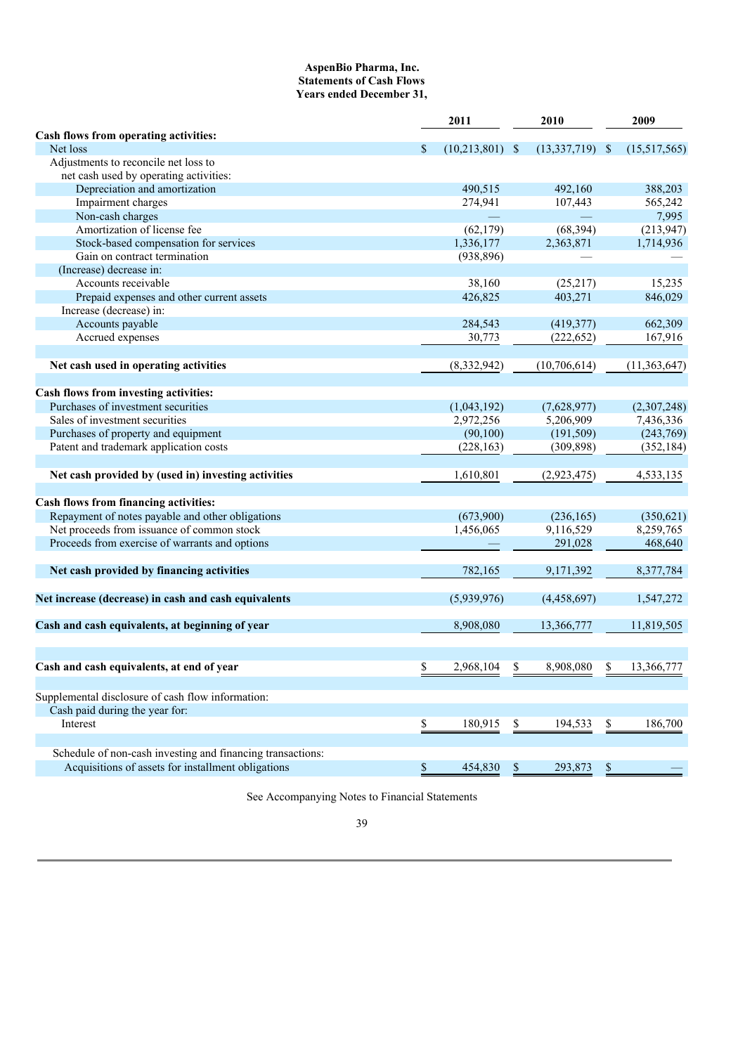**AspenBio Pharma, Inc.**
**Statements of Cash Flows**
**Years ended December 31,**

| | 2011 | 2010 | 2009 |
|---|---|---|---|
| **Cash flows from operating activities:** | | | |
| Net loss | $ (10,213,801) | $ (13,337,719) | $ (15,517,565) |
| Adjustments to reconcile net loss to net cash used by operating activities: | | | |
| Depreciation and amortization | 490,515 | 492,160 | 388,203 |
| Impairment charges | 274,941 | 107,443 | 565,242 |
| Non-cash charges | — | — | 7,995 |
| Amortization of license fee | (62,179) | (68,394) | (213,947) |
| Stock-based compensation for services | 1,336,177 | 2,363,871 | 1,714,936 |
| Gain on contract termination | (938,896) | — | — |
| (Increase) decrease in: | | | |
| Accounts receivable | 38,160 | (25,217) | 15,235 |
| Prepaid expenses and other current assets | 426,825 | 403,271 | 846,029 |
| Increase (decrease) in: | | | |
| Accounts payable | 284,543 | (419,377) | 662,309 |
| Accrued expenses | 30,773 | (222,652) | 167,916 |
| **Net cash used in operating activities** | (8,332,942) | (10,706,614) | (11,363,647) |
| **Cash flows from investing activities:** | | | |
| Purchases of investment securities | (1,043,192) | (7,628,977) | (2,307,248) |
| Sales of investment securities | 2,972,256 | 5,206,909 | 7,436,336 |
| Purchases of property and equipment | (90,100) | (191,509) | (243,769) |
| Patent and trademark application costs | (228,163) | (309,898) | (352,184) |
| **Net cash provided by (used in) investing activities** | 1,610,801 | (2,923,475) | 4,533,135 |
| **Cash flows from financing activities:** | | | |
| Repayment of notes payable and other obligations | (673,900) | (236,165) | (350,621) |
| Net proceeds from issuance of common stock | 1,456,065 | 9,116,529 | 8,259,765 |
| Proceeds from exercise of warrants and options | — | 291,028 | 468,640 |
| **Net cash provided by financing activities** | 782,165 | 9,171,392 | 8,377,784 |
| **Net increase (decrease) in cash and cash equivalents** | (5,939,976) | (4,458,697) | 1,547,272 |
| **Cash and cash equivalents, at beginning of year** | 8,908,080 | 13,366,777 | 11,819,505 |
| **Cash and cash equivalents, at end of year** | $ 2,968,104 | $ 8,908,080 | $ 13,366,777 |
| Supplemental disclosure of cash flow information: | | | |
| Cash paid during the year for: | | | |
| Interest | $ 180,915 | $ 194,533 | $ 186,700 |
| Schedule of non-cash investing and financing transactions: | | | |
| Acquisitions of assets for installment obligations | $ 454,830 | $ 293,873 | $ — |

See Accompanying Notes to Financial Statements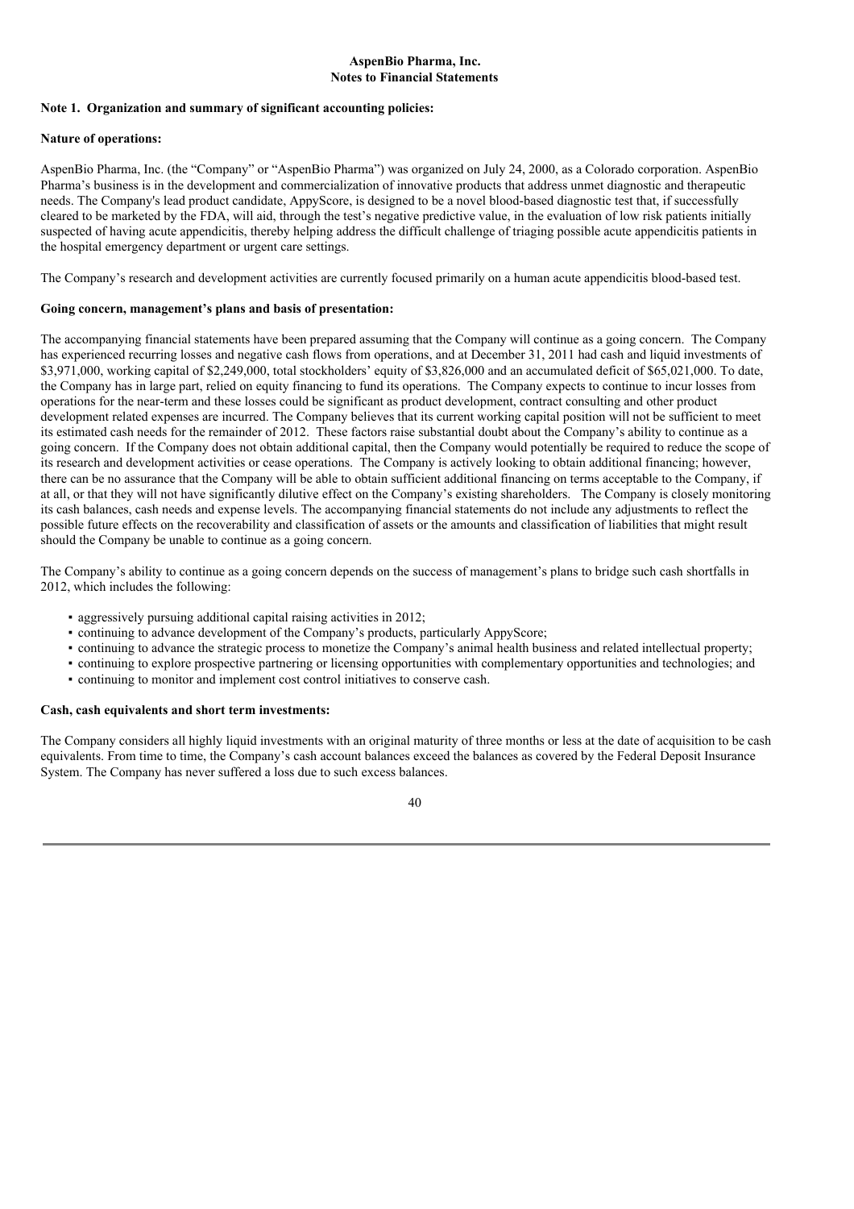**AspenBio Pharma, Inc.**
**Notes to Financial Statements**

**Note 1. Organization and summary of significant accounting policies:**

**Nature of operations:**

AspenBio Pharma, Inc. (the "Company" or "AspenBio Pharma") was organized on July 24, 2000, as a Colorado corporation. AspenBio Pharma's business is in the development and commercialization of innovative products that address unmet diagnostic and therapeutic needs. The Company's lead product candidate, AppyScore, is designed to be a novel blood-based diagnostic test that, if successfully cleared to be marketed by the FDA, will aid, through the test's negative predictive value, in the evaluation of low risk patients initially suspected of having acute appendicitis, thereby helping address the difficult challenge of triaging possible acute appendicitis patients in the hospital emergency department or urgent care settings.

The Company's research and development activities are currently focused primarily on a human acute appendicitis blood-based test.

**Going concern, management's plans and basis of presentation:**

The accompanying financial statements have been prepared assuming that the Company will continue as a going concern. The Company has experienced recurring losses and negative cash flows from operations, and at December 31, 2011 had cash and liquid investments of $3,971,000, working capital of $2,249,000, total stockholders' equity of $3,826,000 and an accumulated deficit of $65,021,000. To date, the Company has in large part, relied on equity financing to fund its operations. The Company expects to continue to incur losses from operations for the near-term and these losses could be significant as product development, contract consulting and other product development related expenses are incurred. The Company believes that its current working capital position will not be sufficient to meet its estimated cash needs for the remainder of 2012. These factors raise substantial doubt about the Company's ability to continue as a going concern. If the Company does not obtain additional capital, then the Company would potentially be required to reduce the scope of its research and development activities or cease operations. The Company is actively looking to obtain additional financing; however, there can be no assurance that the Company will be able to obtain sufficient additional financing on terms acceptable to the Company, if at all, or that they will not have significantly dilutive effect on the Company's existing shareholders. The Company is closely monitoring its cash balances, cash needs and expense levels. The accompanying financial statements do not include any adjustments to reflect the possible future effects on the recoverability and classification of assets or the amounts and classification of liabilities that might result should the Company be unable to continue as a going concern.

The Company's ability to continue as a going concern depends on the success of management's plans to bridge such cash shortfalls in 2012, which includes the following:

- aggressively pursuing additional capital raising activities in 2012;
- continuing to advance development of the Company's products, particularly AppyScore;
- continuing to advance the strategic process to monetize the Company's animal health business and related intellectual property;
- continuing to explore prospective partnering or licensing opportunities with complementary opportunities and technologies; and
- continuing to monitor and implement cost control initiatives to conserve cash.

**Cash, cash equivalents and short term investments:**

The Company considers all highly liquid investments with an original maturity of three months or less at the date of acquisition to be cash equivalents. From time to time, the Company's cash account balances exceed the balances as covered by the Federal Deposit Insurance System. The Company has never suffered a loss due to such excess balances.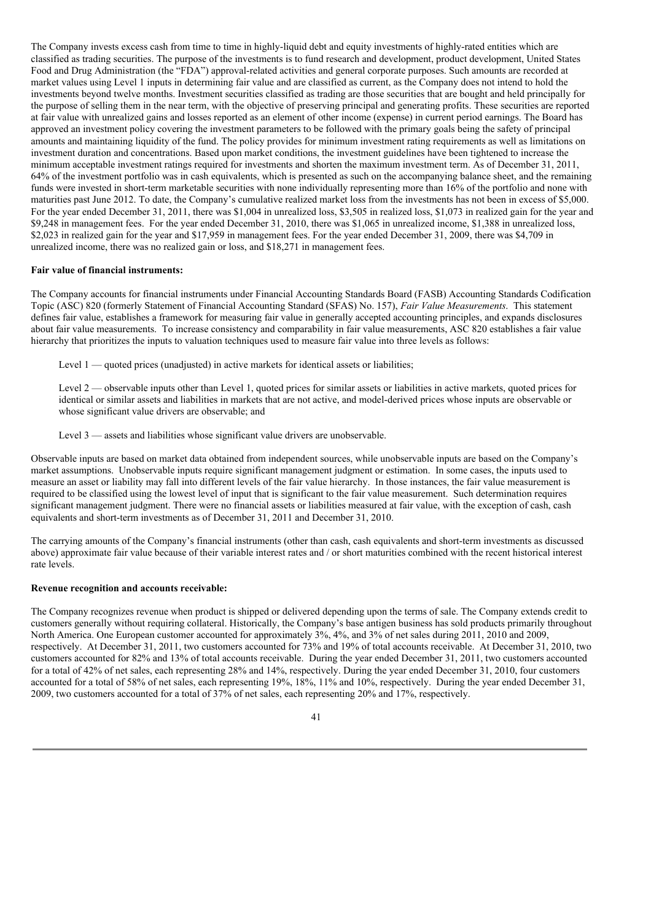The Company invests excess cash from time to time in highly-liquid debt and equity investments of highly-rated entities which are classified as trading securities. The purpose of the investments is to fund research and development, product development, United States Food and Drug Administration (the "FDA") approval-related activities and general corporate purposes. Such amounts are recorded at market values using Level 1 inputs in determining fair value and are classified as current, as the Company does not intend to hold the investments beyond twelve months. Investment securities classified as trading are those securities that are bought and held principally for the purpose of selling them in the near term, with the objective of preserving principal and generating profits. These securities are reported at fair value with unrealized gains and losses reported as an element of other income (expense) in current period earnings. The Board has approved an investment policy covering the investment parameters to be followed with the primary goals being the safety of principal amounts and maintaining liquidity of the fund. The policy provides for minimum investment rating requirements as well as limitations on investment duration and concentrations. Based upon market conditions, the investment guidelines have been tightened to increase the minimum acceptable investment ratings required for investments and shorten the maximum investment term. As of December 31, 2011, 64% of the investment portfolio was in cash equivalents, which is presented as such on the accompanying balance sheet, and the remaining funds were invested in short-term marketable securities with none individually representing more than 16% of the portfolio and none with maturities past June 2012. To date, the Company's cumulative realized market loss from the investments has not been in excess of $5,000. For the year ended December 31, 2011, there was $1,004 in unrealized loss, $3,505 in realized loss, $1,073 in realized gain for the year and $9,248 in management fees. For the year ended December 31, 2010, there was $1,065 in unrealized income, $1,388 in unrealized loss, $2,023 in realized gain for the year and $17,959 in management fees. For the year ended December 31, 2009, there was $4,709 in unrealized income, there was no realized gain or loss, and $18,271 in management fees.

**Fair value of financial instruments:**

The Company accounts for financial instruments under Financial Accounting Standards Board (FASB) Accounting Standards Codification Topic (ASC) 820 (formerly Statement of Financial Accounting Standard (SFAS) No. 157), *Fair Value Measurements.* This statement defines fair value, establishes a framework for measuring fair value in generally accepted accounting principles, and expands disclosures about fair value measurements. To increase consistency and comparability in fair value measurements, ASC 820 establishes a fair value hierarchy that prioritizes the inputs to valuation techniques used to measure fair value into three levels as follows:

Level 1 — quoted prices (unadjusted) in active markets for identical assets or liabilities;

Level 2 — observable inputs other than Level 1, quoted prices for similar assets or liabilities in active markets, quoted prices for identical or similar assets and liabilities in markets that are not active, and model-derived prices whose inputs are observable or whose significant value drivers are observable; and

Level 3 — assets and liabilities whose significant value drivers are unobservable.

Observable inputs are based on market data obtained from independent sources, while unobservable inputs are based on the Company's market assumptions. Unobservable inputs require significant management judgment or estimation. In some cases, the inputs used to measure an asset or liability may fall into different levels of the fair value hierarchy. In those instances, the fair value measurement is required to be classified using the lowest level of input that is significant to the fair value measurement. Such determination requires significant management judgment. There were no financial assets or liabilities measured at fair value, with the exception of cash, cash equivalents and short-term investments as of December 31, 2011 and December 31, 2010.

The carrying amounts of the Company's financial instruments (other than cash, cash equivalents and short-term investments as discussed above) approximate fair value because of their variable interest rates and / or short maturities combined with the recent historical interest rate levels.

**Revenue recognition and accounts receivable:**

The Company recognizes revenue when product is shipped or delivered depending upon the terms of sale. The Company extends credit to customers generally without requiring collateral. Historically, the Company's base antigen business has sold products primarily throughout North America. One European customer accounted for approximately 3%, 4%, and 3% of net sales during 2011, 2010 and 2009, respectively. At December 31, 2011, two customers accounted for 73% and 19% of total accounts receivable. At December 31, 2010, two customers accounted for 82% and 13% of total accounts receivable. During the year ended December 31, 2011, two customers accounted for a total of 42% of net sales, each representing 28% and 14%, respectively. During the year ended December 31, 2010, four customers accounted for a total of 58% of net sales, each representing 19%, 18%, 11% and 10%, respectively. During the year ended December 31, 2009, two customers accounted for a total of 37% of net sales, each representing 20% and 17%, respectively.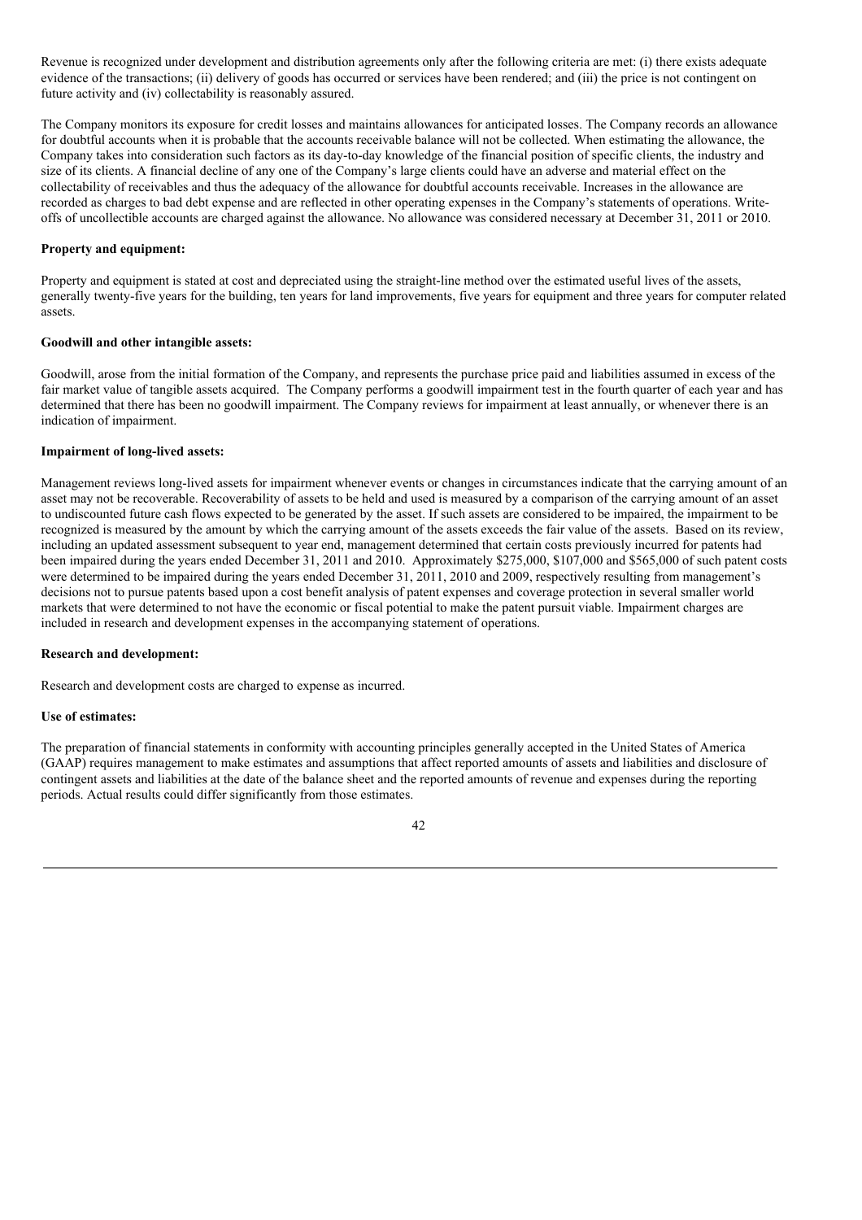Revenue is recognized under development and distribution agreements only after the following criteria are met: (i) there exists adequate evidence of the transactions; (ii) delivery of goods has occurred or services have been rendered; and (iii) the price is not contingent on future activity and (iv) collectability is reasonably assured.

The Company monitors its exposure for credit losses and maintains allowances for anticipated losses. The Company records an allowance for doubtful accounts when it is probable that the accounts receivable balance will not be collected. When estimating the allowance, the Company takes into consideration such factors as its day-to-day knowledge of the financial position of specific clients, the industry and size of its clients. A financial decline of any one of the Company's large clients could have an adverse and material effect on the collectability of receivables and thus the adequacy of the allowance for doubtful accounts receivable. Increases in the allowance are recorded as charges to bad debt expense and are reflected in other operating expenses in the Company's statements of operations. Write-offs of uncollectible accounts are charged against the allowance. No allowance was considered necessary at December 31, 2011 or 2010.

**Property and equipment:**

Property and equipment is stated at cost and depreciated using the straight-line method over the estimated useful lives of the assets, generally twenty-five years for the building, ten years for land improvements, five years for equipment and three years for computer related assets.

**Goodwill and other intangible assets:**

Goodwill, arose from the initial formation of the Company, and represents the purchase price paid and liabilities assumed in excess of the fair market value of tangible assets acquired. The Company performs a goodwill impairment test in the fourth quarter of each year and has determined that there has been no goodwill impairment. The Company reviews for impairment at least annually, or whenever there is an indication of impairment.

**Impairment of long-lived assets:**

Management reviews long-lived assets for impairment whenever events or changes in circumstances indicate that the carrying amount of an asset may not be recoverable. Recoverability of assets to be held and used is measured by a comparison of the carrying amount of an asset to undiscounted future cash flows expected to be generated by the asset. If such assets are considered to be impaired, the impairment to be recognized is measured by the amount by which the carrying amount of the assets exceeds the fair value of the assets. Based on its review, including an updated assessment subsequent to year end, management determined that certain costs previously incurred for patents had been impaired during the years ended December 31, 2011 and 2010. Approximately \$275,000, \$107,000 and \$565,000 of such patent costs were determined to be impaired during the years ended December 31, 2011, 2010 and 2009, respectively resulting from management's decisions not to pursue patents based upon a cost benefit analysis of patent expenses and coverage protection in several smaller world markets that were determined to not have the economic or fiscal potential to make the patent pursuit viable. Impairment charges are included in research and development expenses in the accompanying statement of operations.

**Research and development:**

Research and development costs are charged to expense as incurred.

**Use of estimates:**

The preparation of financial statements in conformity with accounting principles generally accepted in the United States of America (GAAP) requires management to make estimates and assumptions that affect reported amounts of assets and liabilities and disclosure of contingent assets and liabilities at the date of the balance sheet and the reported amounts of revenue and expenses during the reporting periods. Actual results could differ significantly from those estimates.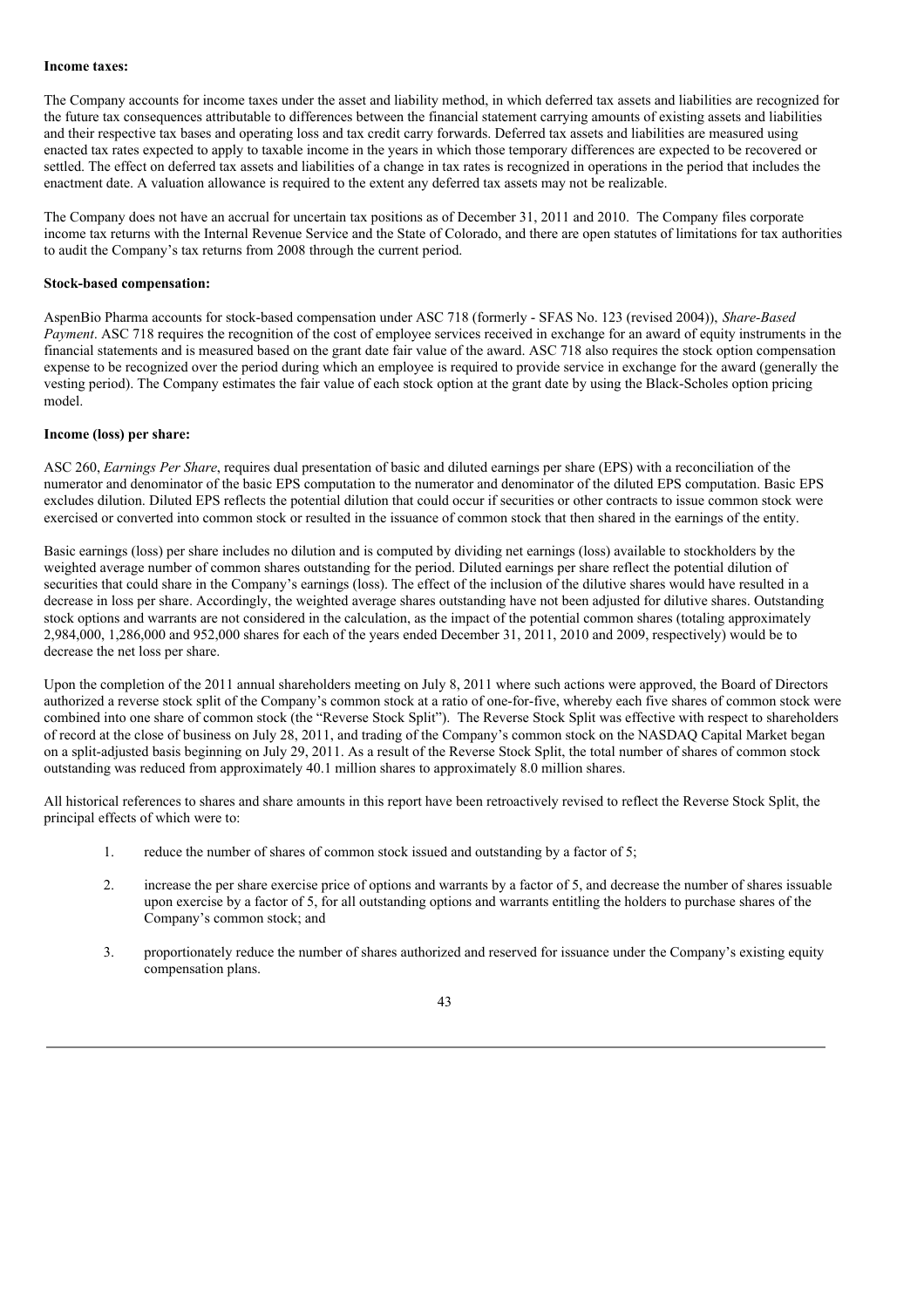**Income taxes:**

The Company accounts for income taxes under the asset and liability method, in which deferred tax assets and liabilities are recognized for the future tax consequences attributable to differences between the financial statement carrying amounts of existing assets and liabilities and their respective tax bases and operating loss and tax credit carry forwards. Deferred tax assets and liabilities are measured using enacted tax rates expected to apply to taxable income in the years in which those temporary differences are expected to be recovered or settled. The effect on deferred tax assets and liabilities of a change in tax rates is recognized in operations in the period that includes the enactment date. A valuation allowance is required to the extent any deferred tax assets may not be realizable.

The Company does not have an accrual for uncertain tax positions as of December 31, 2011 and 2010. The Company files corporate income tax returns with the Internal Revenue Service and the State of Colorado, and there are open statutes of limitations for tax authorities to audit the Company's tax returns from 2008 through the current period.

**Stock-based compensation:**

AspenBio Pharma accounts for stock-based compensation under ASC 718 (formerly - SFAS No. 123 (revised 2004)), *Share-Based Payment*. ASC 718 requires the recognition of the cost of employee services received in exchange for an award of equity instruments in the financial statements and is measured based on the grant date fair value of the award. ASC 718 also requires the stock option compensation expense to be recognized over the period during which an employee is required to provide service in exchange for the award (generally the vesting period). The Company estimates the fair value of each stock option at the grant date by using the Black-Scholes option pricing model.

**Income (loss) per share:**

ASC 260, *Earnings Per Share*, requires dual presentation of basic and diluted earnings per share (EPS) with a reconciliation of the numerator and denominator of the basic EPS computation to the numerator and denominator of the diluted EPS computation. Basic EPS excludes dilution. Diluted EPS reflects the potential dilution that could occur if securities or other contracts to issue common stock were exercised or converted into common stock or resulted in the issuance of common stock that then shared in the earnings of the entity.

Basic earnings (loss) per share includes no dilution and is computed by dividing net earnings (loss) available to stockholders by the weighted average number of common shares outstanding for the period. Diluted earnings per share reflect the potential dilution of securities that could share in the Company's earnings (loss). The effect of the inclusion of the dilutive shares would have resulted in a decrease in loss per share. Accordingly, the weighted average shares outstanding have not been adjusted for dilutive shares. Outstanding stock options and warrants are not considered in the calculation, as the impact of the potential common shares (totaling approximately 2,984,000, 1,286,000 and 952,000 shares for each of the years ended December 31, 2011, 2010 and 2009, respectively) would be to decrease the net loss per share.

Upon the completion of the 2011 annual shareholders meeting on July 8, 2011 where such actions were approved, the Board of Directors authorized a reverse stock split of the Company's common stock at a ratio of one-for-five, whereby each five shares of common stock were combined into one share of common stock (the "Reverse Stock Split"). The Reverse Stock Split was effective with respect to shareholders of record at the close of business on July 28, 2011, and trading of the Company's common stock on the NASDAQ Capital Market began on a split-adjusted basis beginning on July 29, 2011. As a result of the Reverse Stock Split, the total number of shares of common stock outstanding was reduced from approximately 40.1 million shares to approximately 8.0 million shares.

All historical references to shares and share amounts in this report have been retroactively revised to reflect the Reverse Stock Split, the principal effects of which were to:

1. reduce the number of shares of common stock issued and outstanding by a factor of 5;
2. increase the per share exercise price of options and warrants by a factor of 5, and decrease the number of shares issuable upon exercise by a factor of 5, for all outstanding options and warrants entitling the holders to purchase shares of the Company's common stock; and
3. proportionately reduce the number of shares authorized and reserved for issuance under the Company's existing equity compensation plans.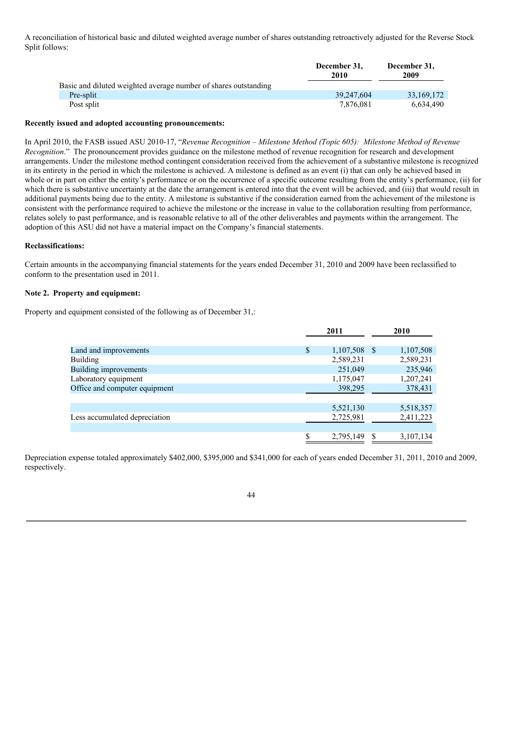A reconciliation of historical basic and diluted weighted average number of shares outstanding retroactively adjusted for the Reverse Stock Split follows:

| | December 31, 2010 | December 31, 2009 |
|---|---|---|
| Basic and diluted weighted average number of shares outstanding | | |
| Pre-split | 39,247,604 | 33,169,172 |
| Post split | 7,876,081 | 6,634,490 |

**Recently issued and adopted accounting pronouncements:**

In April 2010, the FASB issued ASU 2010-17, "*Revenue Recognition – Milestone Method (Topic 605): Milestone Method of Revenue Recognition*." The pronouncement provides guidance on the milestone method of revenue recognition for research and development arrangements. Under the milestone method contingent consideration received from the achievement of a substantive milestone is recognized in its entirety in the period in which the milestone is achieved. A milestone is defined as an event (i) that can only be achieved based in whole or in part on either the entity's performance or on the occurrence of a specific outcome resulting from the entity's performance, (ii) for which there is substantive uncertainty at the date the arrangement is entered into that the event will be achieved, and (iii) that would result in additional payments being due to the entity. A milestone is substantive if the consideration earned from the achievement of the milestone is consistent with the performance required to achieve the milestone or the increase in value to the collaboration resulting from performance, relates solely to past performance, and is reasonable relative to all of the other deliverables and payments within the arrangement. The adoption of this ASU did not have a material impact on the Company's financial statements.

**Reclassifications:**

Certain amounts in the accompanying financial statements for the years ended December 31, 2010 and 2009 have been reclassified to conform to the presentation used in 2011.

**Note 2. Property and equipment:**

Property and equipment consisted of the following as of December 31,:

| | 2011 | 2010 |
|---|---|---|
| Land and improvements | $ 1,107,508 | $ 1,107,508 |
| Building | 2,589,231 | 2,589,231 |
| Building improvements | 251,049 | 235,946 |
| Laboratory equipment | 1,175,047 | 1,207,241 |
| Office and computer equipment | 398,295 | 378,431 |
| | 5,521,130 | 5,518,357 |
| Less accumulated depreciation | 2,725,981 | 2,411,223 |
| | $ 2,795,149 | $ 3,107,134 |

Depreciation expense totaled approximately $402,000, $395,000 and $341,000 for each of years ended December 31, 2011, 2010 and 2009, respectively.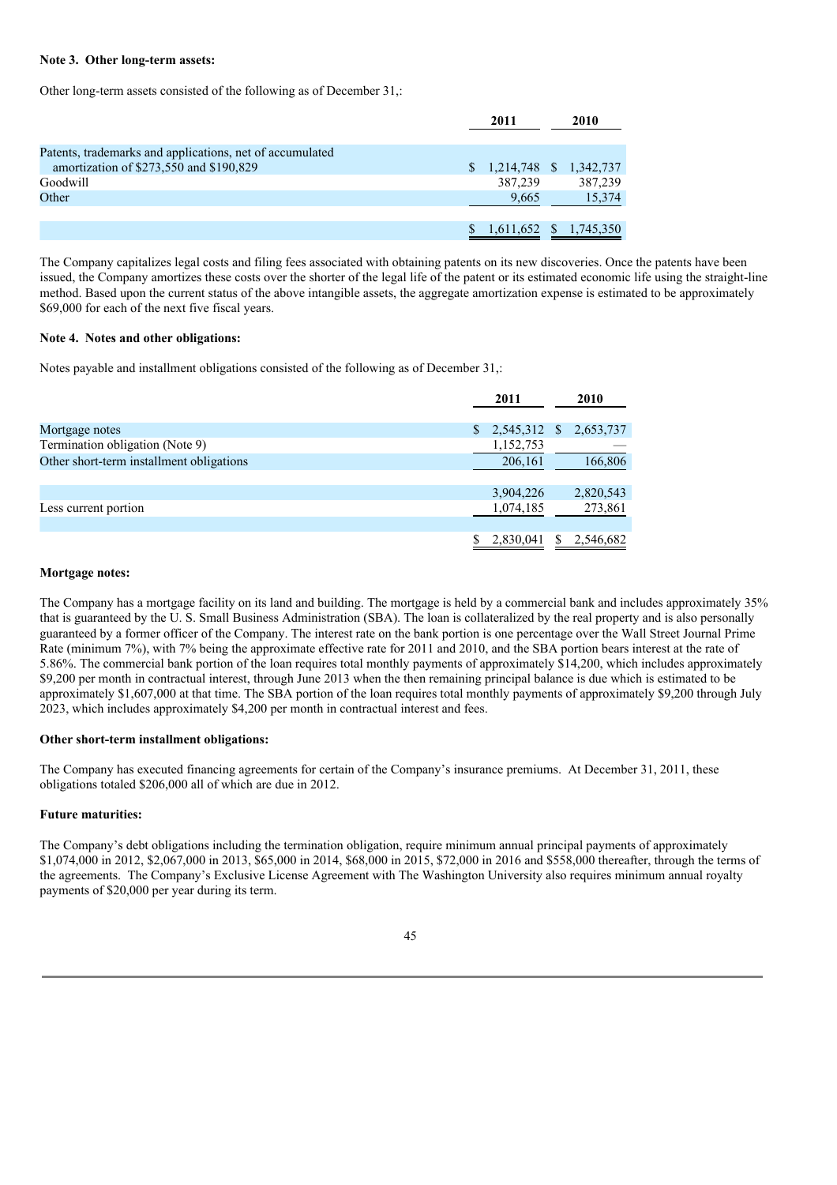**Note 3. Other long-term assets:**

Other long-term assets consisted of the following as of December 31,:

| | 2011 | 2010 |
|---|---|---|
| Patents, trademarks and applications, net of accumulated amortization of $273,550 and $190,829 | $ 1,214,748 | $ 1,342,737 |
| Goodwill | 387,239 | 387,239 |
| Other | 9,665 | 15,374 |
| | $ 1,611,652 | $ 1,745,350 |

The Company capitalizes legal costs and filing fees associated with obtaining patents on its new discoveries. Once the patents have been issued, the Company amortizes these costs over the shorter of the legal life of the patent or its estimated economic life using the straight-line method. Based upon the current status of the above intangible assets, the aggregate amortization expense is estimated to be approximately $69,000 for each of the next five fiscal years.

**Note 4. Notes and other obligations:**

Notes payable and installment obligations consisted of the following as of December 31,:

| | 2011 | 2010 |
|---|---|---|
| Mortgage notes | $ 2,545,312 | $ 2,653,737 |
| Termination obligation (Note 9) | 1,152,753 | — |
| Other short-term installment obligations | 206,161 | 166,806 |
| | 3,904,226 | 2,820,543 |
| Less current portion | 1,074,185 | 273,861 |
| | $ 2,830,041 | $ 2,546,682 |

**Mortgage notes:**

The Company has a mortgage facility on its land and building. The mortgage is held by a commercial bank and includes approximately 35% that is guaranteed by the U. S. Small Business Administration (SBA). The loan is collateralized by the real property and is also personally guaranteed by a former officer of the Company. The interest rate on the bank portion is one percentage over the Wall Street Journal Prime Rate (minimum 7%), with 7% being the approximate effective rate for 2011 and 2010, and the SBA portion bears interest at the rate of 5.86%. The commercial bank portion of the loan requires total monthly payments of approximately $14,200, which includes approximately $9,200 per month in contractual interest, through June 2013 when the then remaining principal balance is due which is estimated to be approximately $1,607,000 at that time. The SBA portion of the loan requires total monthly payments of approximately $9,200 through July 2023, which includes approximately $4,200 per month in contractual interest and fees.

**Other short-term installment obligations:**

The Company has executed financing agreements for certain of the Company's insurance premiums. At December 31, 2011, these obligations totaled $206,000 all of which are due in 2012.

**Future maturities:**

The Company's debt obligations including the termination obligation, require minimum annual principal payments of approximately $1,074,000 in 2012, $2,067,000 in 2013, $65,000 in 2014, $68,000 in 2015, $72,000 in 2016 and $558,000 thereafter, through the terms of the agreements. The Company's Exclusive License Agreement with The Washington University also requires minimum annual royalty payments of $20,000 per year during its term.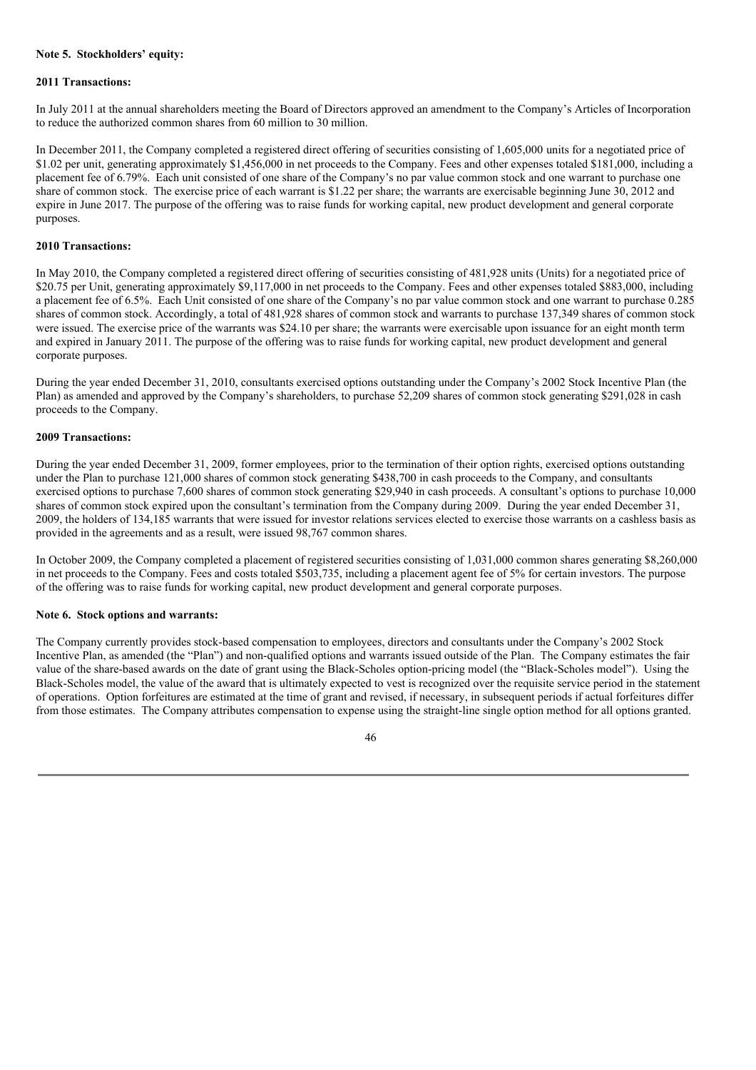**Note 5. Stockholders' equity:**

**2011 Transactions:**

In July 2011 at the annual shareholders meeting the Board of Directors approved an amendment to the Company's Articles of Incorporation to reduce the authorized common shares from 60 million to 30 million.

In December 2011, the Company completed a registered direct offering of securities consisting of 1,605,000 units for a negotiated price of $1.02 per unit, generating approximately $1,456,000 in net proceeds to the Company. Fees and other expenses totaled $181,000, including a placement fee of 6.79%. Each unit consisted of one share of the Company's no par value common stock and one warrant to purchase one share of common stock. The exercise price of each warrant is $1.22 per share; the warrants are exercisable beginning June 30, 2012 and expire in June 2017. The purpose of the offering was to raise funds for working capital, new product development and general corporate purposes.

**2010 Transactions:**

In May 2010, the Company completed a registered direct offering of securities consisting of 481,928 units (Units) for a negotiated price of $20.75 per Unit, generating approximately $9,117,000 in net proceeds to the Company. Fees and other expenses totaled $883,000, including a placement fee of 6.5%. Each Unit consisted of one share of the Company's no par value common stock and one warrant to purchase 0.285 shares of common stock. Accordingly, a total of 481,928 shares of common stock and warrants to purchase 137,349 shares of common stock were issued. The exercise price of the warrants was $24.10 per share; the warrants were exercisable upon issuance for an eight month term and expired in January 2011. The purpose of the offering was to raise funds for working capital, new product development and general corporate purposes.

During the year ended December 31, 2010, consultants exercised options outstanding under the Company's 2002 Stock Incentive Plan (the Plan) as amended and approved by the Company's shareholders, to purchase 52,209 shares of common stock generating $291,028 in cash proceeds to the Company.

**2009 Transactions:**

During the year ended December 31, 2009, former employees, prior to the termination of their option rights, exercised options outstanding under the Plan to purchase 121,000 shares of common stock generating $438,700 in cash proceeds to the Company, and consultants exercised options to purchase 7,600 shares of common stock generating $29,940 in cash proceeds. A consultant's options to purchase 10,000 shares of common stock expired upon the consultant's termination from the Company during 2009. During the year ended December 31, 2009, the holders of 134,185 warrants that were issued for investor relations services elected to exercise those warrants on a cashless basis as provided in the agreements and as a result, were issued 98,767 common shares.

In October 2009, the Company completed a placement of registered securities consisting of 1,031,000 common shares generating $8,260,000 in net proceeds to the Company. Fees and costs totaled $503,735, including a placement agent fee of 5% for certain investors. The purpose of the offering was to raise funds for working capital, new product development and general corporate purposes.

**Note 6. Stock options and warrants:**

The Company currently provides stock-based compensation to employees, directors and consultants under the Company's 2002 Stock Incentive Plan, as amended (the "Plan") and non-qualified options and warrants issued outside of the Plan. The Company estimates the fair value of the share-based awards on the date of grant using the Black-Scholes option-pricing model (the "Black-Scholes model"). Using the Black-Scholes model, the value of the award that is ultimately expected to vest is recognized over the requisite service period in the statement of operations. Option forfeitures are estimated at the time of grant and revised, if necessary, in subsequent periods if actual forfeitures differ from those estimates. The Company attributes compensation to expense using the straight-line single option method for all options granted.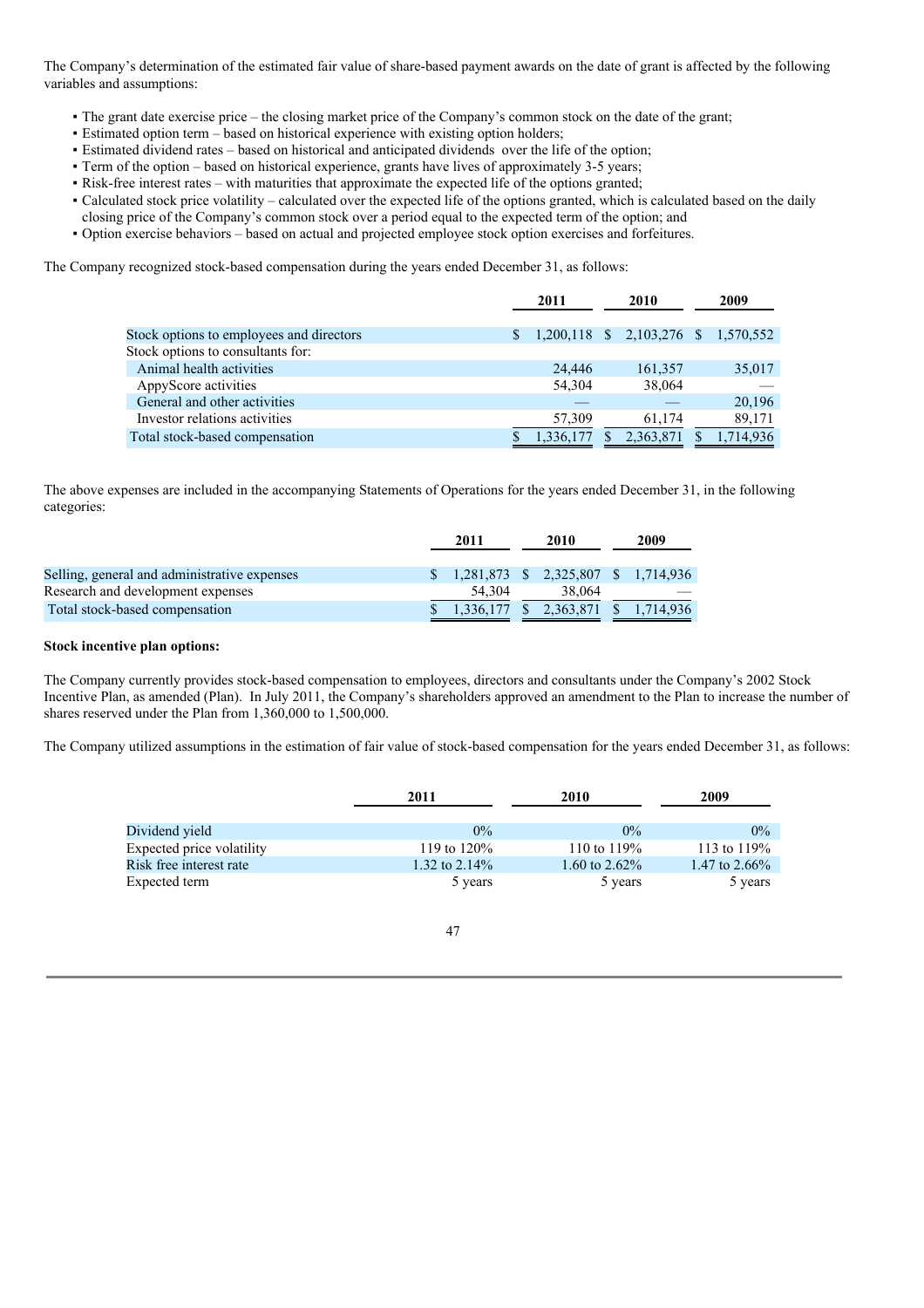The Company's determination of the estimated fair value of share-based payment awards on the date of grant is affected by the following variables and assumptions:

- The grant date exercise price – the closing market price of the Company's common stock on the date of the grant;
- Estimated option term – based on historical experience with existing option holders;
- Estimated dividend rates – based on historical and anticipated dividends over the life of the option;
- Term of the option – based on historical experience, grants have lives of approximately 3-5 years;
- Risk-free interest rates – with maturities that approximate the expected life of the options granted;
- Calculated stock price volatility – calculated over the expected life of the options granted, which is calculated based on the daily closing price of the Company's common stock over a period equal to the expected term of the option; and
- Option exercise behaviors – based on actual and projected employee stock option exercises and forfeitures.

The Company recognized stock-based compensation during the years ended December 31, as follows:

| | 2011 | 2010 | 2009 |
|---|---|---|---|
| Stock options to employees and directors | $ 1,200,118 | $ 2,103,276 | $ 1,570,552 |
| Stock options to consultants for: | | | |
| Animal health activities | 24,446 | 161,357 | 35,017 |
| AppyScore activities | 54,304 | 38,064 | — |
| General and other activities | — | — | 20,196 |
| Investor relations activities | 57,309 | 61,174 | 89,171 |
| Total stock-based compensation | $ 1,336,177 | $ 2,363,871 | $ 1,714,936 |

The above expenses are included in the accompanying Statements of Operations for the years ended December 31, in the following categories:

| | 2011 | 2010 | 2009 |
|---|---|---|---|
| Selling, general and administrative expenses | $ 1,281,873 | $ 2,325,807 | $ 1,714,936 |
| Research and development expenses | 54,304 | 38,064 | — |
| Total stock-based compensation | $ 1,336,177 | $ 2,363,871 | $ 1,714,936 |

**Stock incentive plan options:**

The Company currently provides stock-based compensation to employees, directors and consultants under the Company's 2002 Stock Incentive Plan, as amended (Plan). In July 2011, the Company's shareholders approved an amendment to the Plan to increase the number of shares reserved under the Plan from 1,360,000 to 1,500,000.

The Company utilized assumptions in the estimation of fair value of stock-based compensation for the years ended December 31, as follows:

| | 2011 | 2010 | 2009 |
|---|---|---|---|
| Dividend yield | 0% | 0% | 0% |
| Expected price volatility | 119 to 120% | 110 to 119% | 113 to 119% |
| Risk free interest rate | 1.32 to 2.14% | 1.60 to 2.62% | 1.47 to 2.66% |
| Expected term | 5 years | 5 years | 5 years |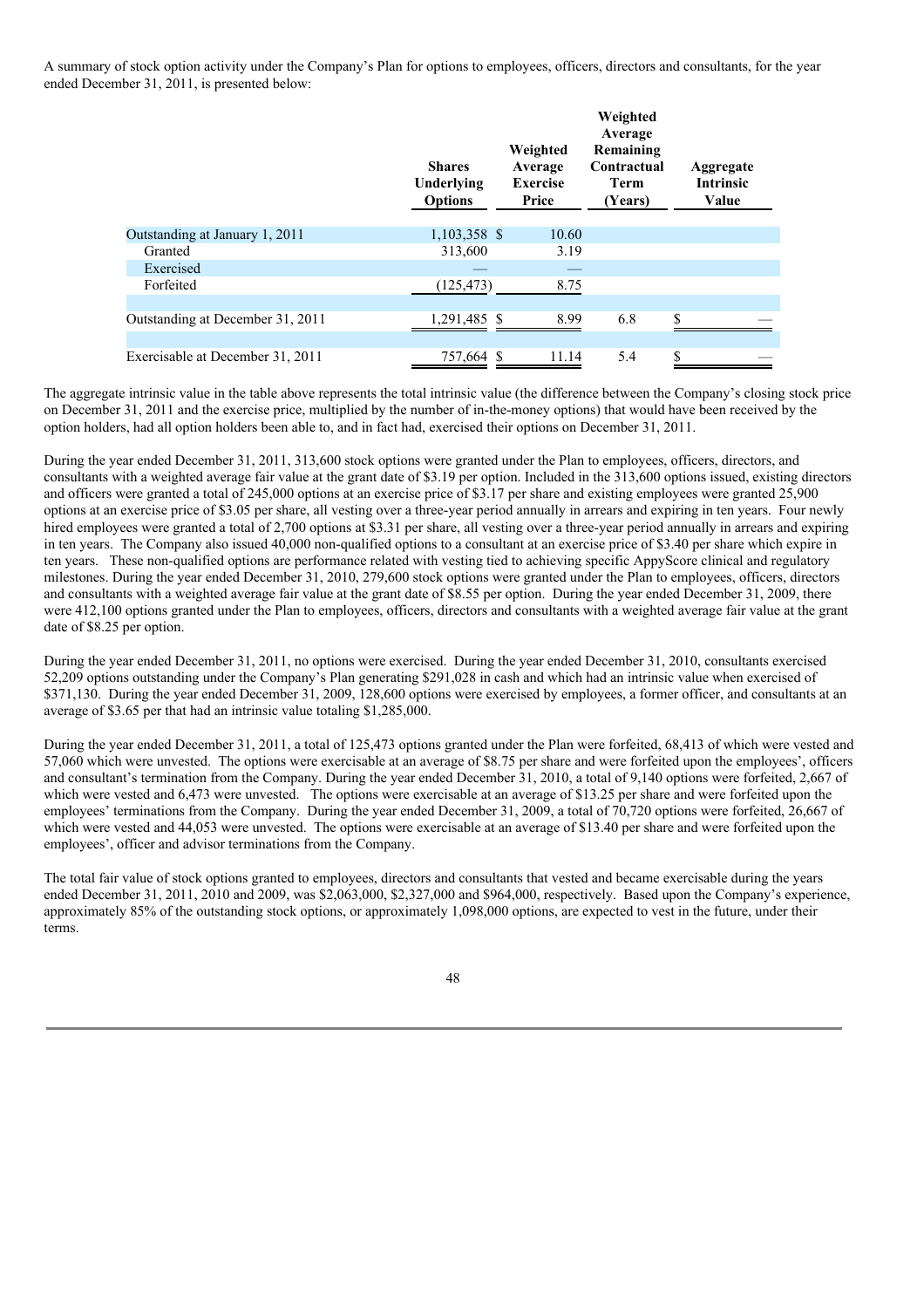A summary of stock option activity under the Company's Plan for options to employees, officers, directors and consultants, for the year ended December 31, 2011, is presented below:

| | Shares Underlying Options | Weighted Average Exercise Price | Weighted Average Remaining Contractual Term (Years) | Aggregate Intrinsic Value |
|---|---|---|---|---|
| Outstanding at January 1, 2011 | 1,103,358 | $ 10.60 | | |
| Granted | 313,600 | 3.19 | | |
| Exercised | — | — | | |
| Forfeited | (125,473) | 8.75 | | |
| Outstanding at December 31, 2011 | 1,291,485 | $ 8.99 | 6.8 | $ — |
| Exercisable at December 31, 2011 | 757,664 | $ 11.14 | 5.4 | $ — |

The aggregate intrinsic value in the table above represents the total intrinsic value (the difference between the Company's closing stock price on December 31, 2011 and the exercise price, multiplied by the number of in-the-money options) that would have been received by the option holders, had all option holders been able to, and in fact had, exercised their options on December 31, 2011.

During the year ended December 31, 2011, 313,600 stock options were granted under the Plan to employees, officers, directors, and consultants with a weighted average fair value at the grant date of $3.19 per option. Included in the 313,600 options issued, existing directors and officers were granted a total of 245,000 options at an exercise price of $3.17 per share and existing employees were granted 25,900 options at an exercise price of $3.05 per share, all vesting over a three-year period annually in arrears and expiring in ten years. Four newly hired employees were granted a total of 2,700 options at $3.31 per share, all vesting over a three-year period annually in arrears and expiring in ten years. The Company also issued 40,000 non-qualified options to a consultant at an exercise price of $3.40 per share which expire in ten years. These non-qualified options are performance related with vesting tied to achieving specific AppyScore clinical and regulatory milestones. During the year ended December 31, 2010, 279,600 stock options were granted under the Plan to employees, officers, directors and consultants with a weighted average fair value at the grant date of $8.55 per option. During the year ended December 31, 2009, there were 412,100 options granted under the Plan to employees, officers, directors and consultants with a weighted average fair value at the grant date of $8.25 per option.

During the year ended December 31, 2011, no options were exercised. During the year ended December 31, 2010, consultants exercised 52,209 options outstanding under the Company's Plan generating $291,028 in cash and which had an intrinsic value when exercised of $371,130. During the year ended December 31, 2009, 128,600 options were exercised by employees, a former officer, and consultants at an average of $3.65 per that had an intrinsic value totaling $1,285,000.

During the year ended December 31, 2011, a total of 125,473 options granted under the Plan were forfeited, 68,413 of which were vested and 57,060 which were unvested. The options were exercisable at an average of $8.75 per share and were forfeited upon the employees', officers and consultant's termination from the Company. During the year ended December 31, 2010, a total of 9,140 options were forfeited, 2,667 of which were vested and 6,473 were unvested. The options were exercisable at an average of $13.25 per share and were forfeited upon the employees' terminations from the Company. During the year ended December 31, 2009, a total of 70,720 options were forfeited, 26,667 of which were vested and 44,053 were unvested. The options were exercisable at an average of $13.40 per share and were forfeited upon the employees', officer and advisor terminations from the Company.

The total fair value of stock options granted to employees, directors and consultants that vested and became exercisable during the years ended December 31, 2011, 2010 and 2009, was $2,063,000, $2,327,000 and $964,000, respectively. Based upon the Company's experience, approximately 85% of the outstanding stock options, or approximately 1,098,000 options, are expected to vest in the future, under their terms.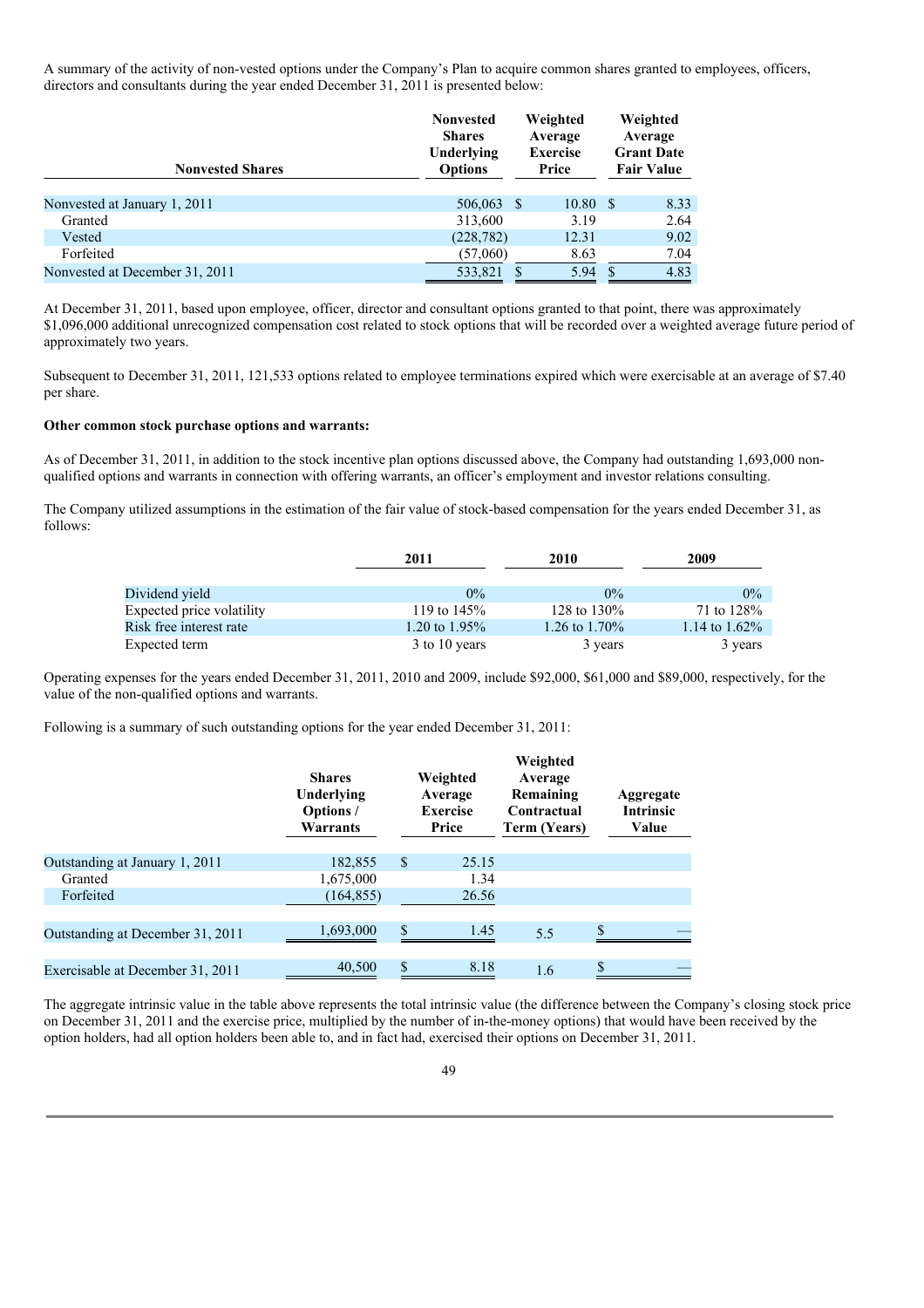A summary of the activity of non-vested options under the Company's Plan to acquire common shares granted to employees, officers, directors and consultants during the year ended December 31, 2011 is presented below:

| Nonvested Shares | Nonvested Shares Underlying Options | Weighted Average Exercise Price | Weighted Average Grant Date Fair Value |
|---|---|---|---|
| Nonvested at January 1, 2011 | 506,063 | $ 10.80 | $ 8.33 |
| Granted | 313,600 | 3.19 | 2.64 |
| Vested | (228,782) | 12.31 | 9.02 |
| Forfeited | (57,060) | 8.63 | 7.04 |
| Nonvested at December 31, 2011 | 533,821 | $ 5.94 | $ 4.83 |

At December 31, 2011, based upon employee, officer, director and consultant options granted to that point, there was approximately $1,096,000 additional unrecognized compensation cost related to stock options that will be recorded over a weighted average future period of approximately two years.

Subsequent to December 31, 2011, 121,533 options related to employee terminations expired which were exercisable at an average of $7.40 per share.

**Other common stock purchase options and warrants:**

As of December 31, 2011, in addition to the stock incentive plan options discussed above, the Company had outstanding 1,693,000 non-qualified options and warrants in connection with offering warrants, an officer's employment and investor relations consulting.

The Company utilized assumptions in the estimation of the fair value of stock-based compensation for the years ended December 31, as follows:

| | 2011 | 2010 | 2009 |
|---|---|---|---|
| Dividend yield | 0% | 0% | 0% |
| Expected price volatility | 119 to 145% | 128 to 130% | 71 to 128% |
| Risk free interest rate | 1.20 to 1.95% | 1.26 to 1.70% | 1.14 to 1.62% |
| Expected term | 3 to 10 years | 3 years | 3 years |

Operating expenses for the years ended December 31, 2011, 2010 and 2009, include $92,000, $61,000 and $89,000, respectively, for the value of the non-qualified options and warrants.

Following is a summary of such outstanding options for the year ended December 31, 2011:

| | Shares Underlying Options / Warrants | Weighted Average Exercise Price | Weighted Average Remaining Contractual Term (Years) | Aggregate Intrinsic Value |
|---|---|---|---|---|
| Outstanding at January 1, 2011 | 182,855 | $ 25.15 | | |
| Granted | 1,675,000 | 1.34 | | |
| Forfeited | (164,855) | 26.56 | | |
| Outstanding at December 31, 2011 | 1,693,000 | $ 1.45 | 5.5 | $ — |
| Exercisable at December 31, 2011 | 40,500 | $ 8.18 | 1.6 | $ — |

The aggregate intrinsic value in the table above represents the total intrinsic value (the difference between the Company's closing stock price on December 31, 2011 and the exercise price, multiplied by the number of in-the-money options) that would have been received by the option holders, had all option holders been able to, and in fact had, exercised their options on December 31, 2011.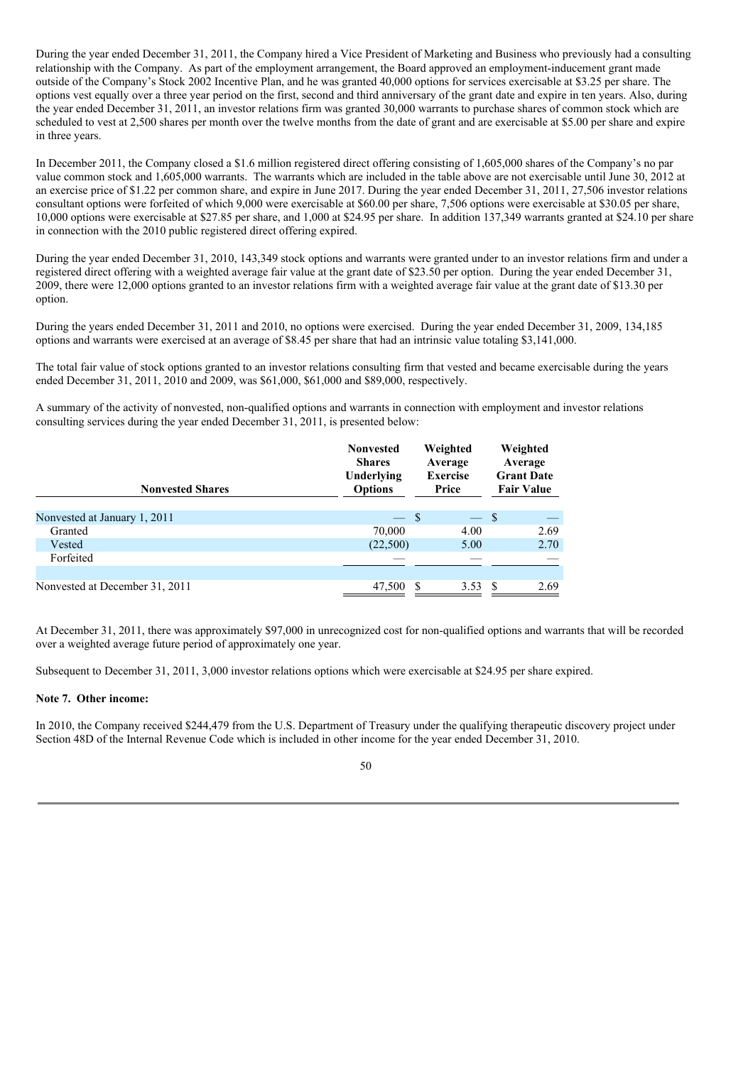During the year ended December 31, 2011, the Company hired a Vice President of Marketing and Business who previously had a consulting relationship with the Company. As part of the employment arrangement, the Board approved an employment-inducement grant made outside of the Company's Stock 2002 Incentive Plan, and he was granted 40,000 options for services exercisable at $3.25 per share. The options vest equally over a three year period on the first, second and third anniversary of the grant date and expire in ten years. Also, during the year ended December 31, 2011, an investor relations firm was granted 30,000 warrants to purchase shares of common stock which are scheduled to vest at 2,500 shares per month over the twelve months from the date of grant and are exercisable at $5.00 per share and expire in three years.

In December 2011, the Company closed a $1.6 million registered direct offering consisting of 1,605,000 shares of the Company's no par value common stock and 1,605,000 warrants. The warrants which are included in the table above are not exercisable until June 30, 2012 at an exercise price of $1.22 per common share, and expire in June 2017. During the year ended December 31, 2011, 27,506 investor relations consultant options were forfeited of which 9,000 were exercisable at $60.00 per share, 7,506 options were exercisable at $30.05 per share, 10,000 options were exercisable at $27.85 per share, and 1,000 at $24.95 per share. In addition 137,349 warrants granted at $24.10 per share in connection with the 2010 public registered direct offering expired.

During the year ended December 31, 2010, 143,349 stock options and warrants were granted under to an investor relations firm and under a registered direct offering with a weighted average fair value at the grant date of $23.50 per option. During the year ended December 31, 2009, there were 12,000 options granted to an investor relations firm with a weighted average fair value at the grant date of $13.30 per option.

During the years ended December 31, 2011 and 2010, no options were exercised. During the year ended December 31, 2009, 134,185 options and warrants were exercised at an average of $8.45 per share that had an intrinsic value totaling $3,141,000.

The total fair value of stock options granted to an investor relations consulting firm that vested and became exercisable during the years ended December 31, 2011, 2010 and 2009, was $61,000, $61,000 and $89,000, respectively.

A summary of the activity of nonvested, non-qualified options and warrants in connection with employment and investor relations consulting services during the year ended December 31, 2011, is presented below:

| Nonvested Shares | Nonvested Shares Underlying Options | Weighted Average Exercise Price | Weighted Average Grant Date Fair Value |
|---|---|---|---|
| Nonvested at January 1, 2011 | — | $ — | $ — |
| Granted | 70,000 | 4.00 | 2.69 |
| Vested | (22,500) | 5.00 | 2.70 |
| Forfeited | — | — | — |
| Nonvested at December 31, 2011 | 47,500 | $ 3.53 | $ 2.69 |

At December 31, 2011, there was approximately $97,000 in unrecognized cost for non-qualified options and warrants that will be recorded over a weighted average future period of approximately one year.

Subsequent to December 31, 2011, 3,000 investor relations options which were exercisable at $24.95 per share expired.

**Note 7. Other income:**

In 2010, the Company received $244,479 from the U.S. Department of Treasury under the qualifying therapeutic discovery project under Section 48D of the Internal Revenue Code which is included in other income for the year ended December 31, 2010.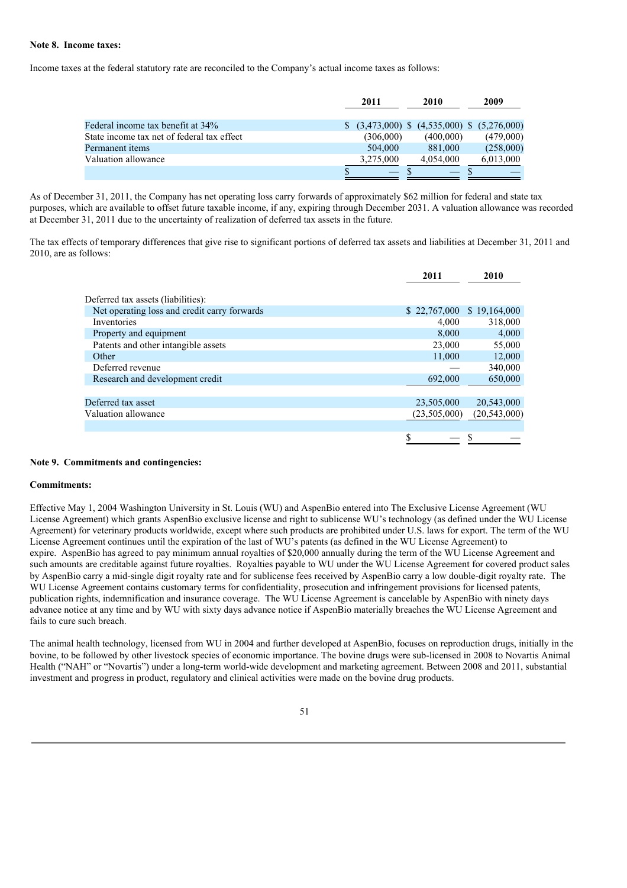**Note 8. Income taxes:**

Income taxes at the federal statutory rate are reconciled to the Company's actual income taxes as follows:

| | 2011 | 2010 | 2009 |
|---|---|---|---|
| Federal income tax benefit at 34% | $ (3,473,000) | $ (4,535,000) | $ (5,276,000) |
| State income tax net of federal tax effect | (306,000) | (400,000) | (479,000) |
| Permanent items | 504,000 | 881,000 | (258,000) |
| Valuation allowance | 3,275,000 | 4,054,000 | 6,013,000 |
| | $ — | $ — | $ — |

As of December 31, 2011, the Company has net operating loss carry forwards of approximately $62 million for federal and state tax purposes, which are available to offset future taxable income, if any, expiring through December 2031. A valuation allowance was recorded at December 31, 2011 due to the uncertainty of realization of deferred tax assets in the future.

The tax effects of temporary differences that give rise to significant portions of deferred tax assets and liabilities at December 31, 2011 and 2010, are as follows:

| | 2011 | 2010 |
|---|---|---|
| Deferred tax assets (liabilities): | | |
| Net operating loss and credit carry forwards | $ 22,767,000 | $ 19,164,000 |
| Inventories | 4,000 | 318,000 |
| Property and equipment | 8,000 | 4,000 |
| Patents and other intangible assets | 23,000 | 55,000 |
| Other | 11,000 | 12,000 |
| Deferred revenue | — | 340,000 |
| Research and development credit | 692,000 | 650,000 |
| | | |
| Deferred tax asset | 23,505,000 | 20,543,000 |
| Valuation allowance | (23,505,000) | (20,543,000) |
| | | |
| | $ — | $ — |

**Note 9. Commitments and contingencies:**

**Commitments:**

Effective May 1, 2004 Washington University in St. Louis (WU) and AspenBio entered into The Exclusive License Agreement (WU License Agreement) which grants AspenBio exclusive license and right to sublicense WU's technology (as defined under the WU License Agreement) for veterinary products worldwide, except where such products are prohibited under U.S. laws for export. The term of the WU License Agreement continues until the expiration of the last of WU's patents (as defined in the WU License Agreement) to expire. AspenBio has agreed to pay minimum annual royalties of $20,000 annually during the term of the WU License Agreement and such amounts are creditable against future royalties. Royalties payable to WU under the WU License Agreement for covered product sales by AspenBio carry a mid-single digit royalty rate and for sublicense fees received by AspenBio carry a low double-digit royalty rate. The WU License Agreement contains customary terms for confidentiality, prosecution and infringement provisions for licensed patents, publication rights, indemnification and insurance coverage. The WU License Agreement is cancelable by AspenBio with ninety days advance notice at any time and by WU with sixty days advance notice if AspenBio materially breaches the WU License Agreement and fails to cure such breach.

The animal health technology, licensed from WU in 2004 and further developed at AspenBio, focuses on reproduction drugs, initially in the bovine, to be followed by other livestock species of economic importance. The bovine drugs were sub-licensed in 2008 to Novartis Animal Health ("NAH" or "Novartis") under a long-term world-wide development and marketing agreement. Between 2008 and 2011, substantial investment and progress in product, regulatory and clinical activities were made on the bovine drug products.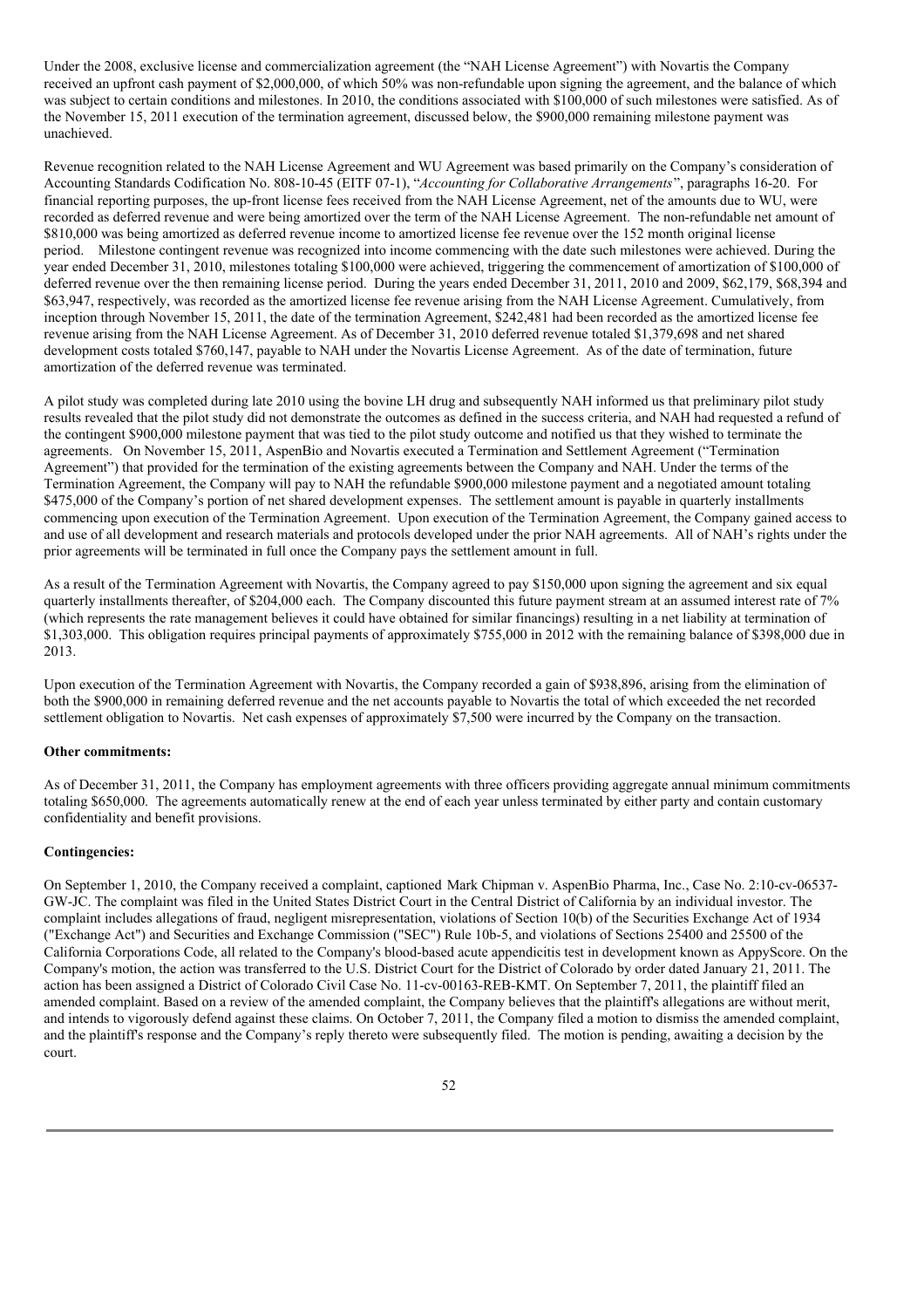Under the 2008, exclusive license and commercialization agreement (the "NAH License Agreement") with Novartis the Company received an upfront cash payment of $2,000,000, of which 50% was non-refundable upon signing the agreement, and the balance of which was subject to certain conditions and milestones. In 2010, the conditions associated with $100,000 of such milestones were satisfied. As of the November 15, 2011 execution of the termination agreement, discussed below, the $900,000 remaining milestone payment was unachieved.

Revenue recognition related to the NAH License Agreement and WU Agreement was based primarily on the Company's consideration of Accounting Standards Codification No. 808-10-45 (EITF 07-1), "*Accounting for Collaborative Arrangements*", paragraphs 16-20. For financial reporting purposes, the up-front license fees received from the NAH License Agreement, net of the amounts due to WU, were recorded as deferred revenue and were being amortized over the term of the NAH License Agreement. The non-refundable net amount of $810,000 was being amortized as deferred revenue income to amortized license fee revenue over the 152 month original license period. Milestone contingent revenue was recognized into income commencing with the date such milestones were achieved. During the year ended December 31, 2010, milestones totaling $100,000 were achieved, triggering the commencement of amortization of $100,000 of deferred revenue over the then remaining license period. During the years ended December 31, 2011, 2010 and 2009, $62,179, $68,394 and $63,947, respectively, was recorded as the amortized license fee revenue arising from the NAH License Agreement. Cumulatively, from inception through November 15, 2011, the date of the termination Agreement, $242,481 had been recorded as the amortized license fee revenue arising from the NAH License Agreement. As of December 31, 2010 deferred revenue totaled $1,379,698 and net shared development costs totaled $760,147, payable to NAH under the Novartis License Agreement. As of the date of termination, future amortization of the deferred revenue was terminated.

A pilot study was completed during late 2010 using the bovine LH drug and subsequently NAH informed us that preliminary pilot study results revealed that the pilot study did not demonstrate the outcomes as defined in the success criteria, and NAH had requested a refund of the contingent $900,000 milestone payment that was tied to the pilot study outcome and notified us that they wished to terminate the agreements. On November 15, 2011, AspenBio and Novartis executed a Termination and Settlement Agreement ("Termination Agreement") that provided for the termination of the existing agreements between the Company and NAH. Under the terms of the Termination Agreement, the Company will pay to NAH the refundable $900,000 milestone payment and a negotiated amount totaling $475,000 of the Company's portion of net shared development expenses. The settlement amount is payable in quarterly installments commencing upon execution of the Termination Agreement. Upon execution of the Termination Agreement, the Company gained access to and use of all development and research materials and protocols developed under the prior NAH agreements. All of NAH's rights under the prior agreements will be terminated in full once the Company pays the settlement amount in full.

As a result of the Termination Agreement with Novartis, the Company agreed to pay $150,000 upon signing the agreement and six equal quarterly installments thereafter, of $204,000 each. The Company discounted this future payment stream at an assumed interest rate of 7% (which represents the rate management believes it could have obtained for similar financings) resulting in a net liability at termination of $1,303,000. This obligation requires principal payments of approximately $755,000 in 2012 with the remaining balance of $398,000 due in 2013.

Upon execution of the Termination Agreement with Novartis, the Company recorded a gain of $938,896, arising from the elimination of both the $900,000 in remaining deferred revenue and the net accounts payable to Novartis the total of which exceeded the net recorded settlement obligation to Novartis. Net cash expenses of approximately $7,500 were incurred by the Company on the transaction.

**Other commitments:**

As of December 31, 2011, the Company has employment agreements with three officers providing aggregate annual minimum commitments totaling $650,000. The agreements automatically renew at the end of each year unless terminated by either party and contain customary confidentiality and benefit provisions.

**Contingencies:**

On September 1, 2010, the Company received a complaint, captioned Mark Chipman v. AspenBio Pharma, Inc., Case No. 2:10-cv-06537-GW-JC. The complaint was filed in the United States District Court in the Central District of California by an individual investor. The complaint includes allegations of fraud, negligent misrepresentation, violations of Section 10(b) of the Securities Exchange Act of 1934 ("Exchange Act") and Securities and Exchange Commission ("SEC") Rule 10b-5, and violations of Sections 25400 and 25500 of the California Corporations Code, all related to the Company's blood-based acute appendicitis test in development known as AppyScore. On the Company's motion, the action was transferred to the U.S. District Court for the District of Colorado by order dated January 21, 2011. The action has been assigned a District of Colorado Civil Case No. 11-cv-00163-REB-KMT. On September 7, 2011, the plaintiff filed an amended complaint. Based on a review of the amended complaint, the Company believes that the plaintiff's allegations are without merit, and intends to vigorously defend against these claims. On October 7, 2011, the Company filed a motion to dismiss the amended complaint, and the plaintiff's response and the Company's reply thereto were subsequently filed. The motion is pending, awaiting a decision by the court.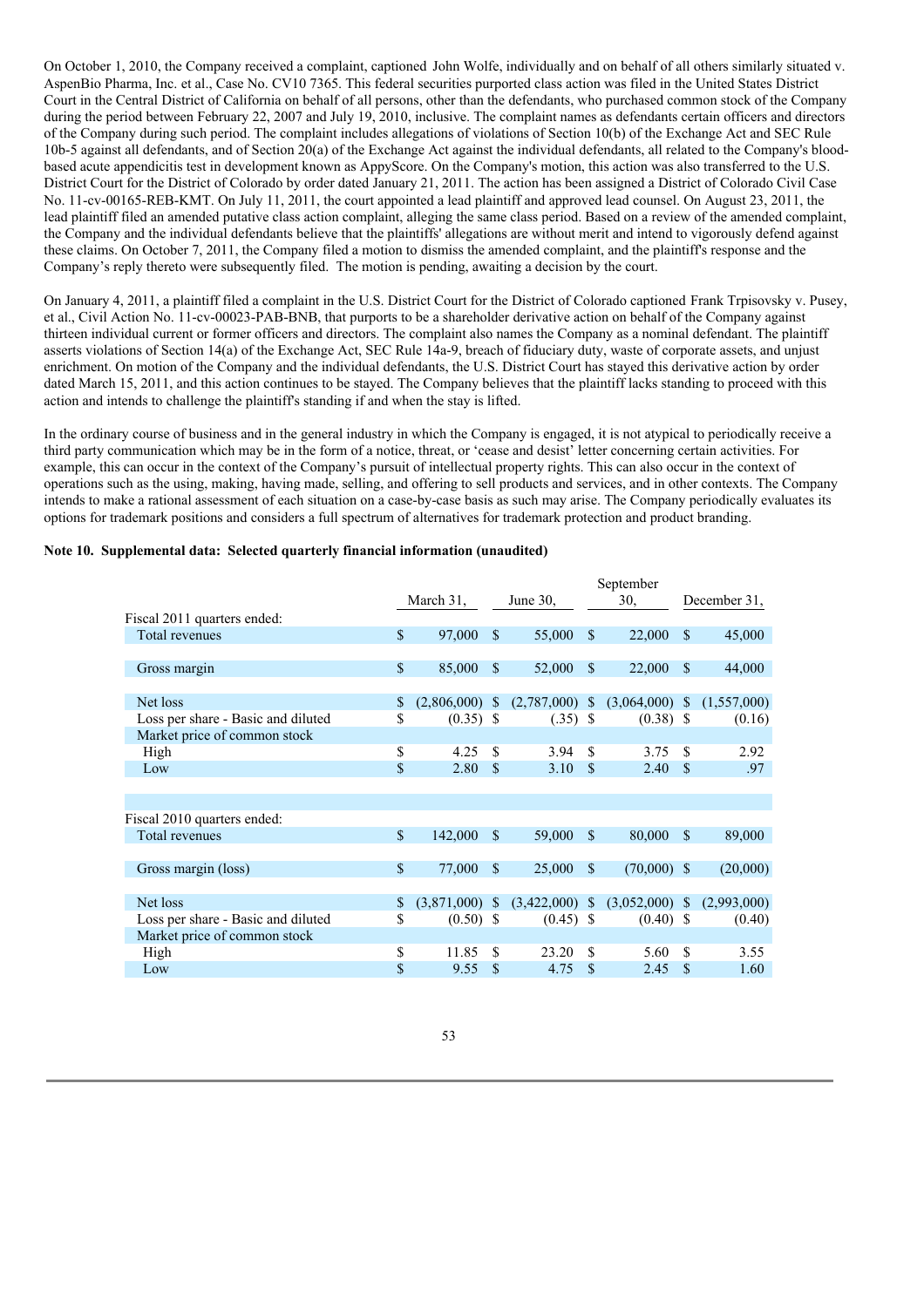On October 1, 2010, the Company received a complaint, captioned John Wolfe, individually and on behalf of all others similarly situated v. AspenBio Pharma, Inc. et al., Case No. CV10 7365. This federal securities purported class action was filed in the United States District Court in the Central District of California on behalf of all persons, other than the defendants, who purchased common stock of the Company during the period between February 22, 2007 and July 19, 2010, inclusive. The complaint names as defendants certain officers and directors of the Company during such period. The complaint includes allegations of violations of Section 10(b) of the Exchange Act and SEC Rule 10b-5 against all defendants, and of Section 20(a) of the Exchange Act against the individual defendants, all related to the Company's blood-based acute appendicitis test in development known as AppyScore. On the Company's motion, this action was also transferred to the U.S. District Court for the District of Colorado by order dated January 21, 2011. The action has been assigned a District of Colorado Civil Case No. 11-cv-00165-REB-KMT. On July 11, 2011, the court appointed a lead plaintiff and approved lead counsel. On August 23, 2011, the lead plaintiff filed an amended putative class action complaint, alleging the same class period. Based on a review of the amended complaint, the Company and the individual defendants believe that the plaintiffs' allegations are without merit and intend to vigorously defend against these claims. On October 7, 2011, the Company filed a motion to dismiss the amended complaint, and the plaintiff's response and the Company's reply thereto were subsequently filed. The motion is pending, awaiting a decision by the court.

On January 4, 2011, a plaintiff filed a complaint in the U.S. District Court for the District of Colorado captioned Frank Trpisovsky v. Pusey, et al., Civil Action No. 11-cv-00023-PAB-BNB, that purports to be a shareholder derivative action on behalf of the Company against thirteen individual current or former officers and directors. The complaint also names the Company as a nominal defendant. The plaintiff asserts violations of Section 14(a) of the Exchange Act, SEC Rule 14a-9, breach of fiduciary duty, waste of corporate assets, and unjust enrichment. On motion of the Company and the individual defendants, the U.S. District Court has stayed this derivative action by order dated March 15, 2011, and this action continues to be stayed. The Company believes that the plaintiff lacks standing to proceed with this action and intends to challenge the plaintiff's standing if and when the stay is lifted.

In the ordinary course of business and in the general industry in which the Company is engaged, it is not atypical to periodically receive a third party communication which may be in the form of a notice, threat, or 'cease and desist' letter concerning certain activities. For example, this can occur in the context of the Company's pursuit of intellectual property rights. This can also occur in the context of operations such as the using, making, having made, selling, and offering to sell products and services, and in other contexts. The Company intends to make a rational assessment of each situation on a case-by-case basis as such may arise. The Company periodically evaluates its options for trademark positions and considers a full spectrum of alternatives for trademark protection and product branding.

**Note 10. Supplemental data: Selected quarterly financial information (unaudited)**

| | March 31, | June 30, | September 30, | December 31, |
|---|---|---|---|---|
| Fiscal 2011 quarters ended: | | | | |
| Total revenues | $ 97,000 | $ 55,000 | $ 22,000 | $ 45,000 |
| Gross margin | $ 85,000 | $ 52,000 | $ 22,000 | $ 44,000 |
| Net loss | $ (2,806,000) | $ (2,787,000) | $ (3,064,000) | $ (1,557,000) |
| Loss per share - Basic and diluted | $ (0.35) | $ (.35) | $ (0.38) | $ (0.16) |
| Market price of common stock | | | | |
| High | $ 4.25 | $ 3.94 | $ 3.75 | $ 2.92 |
| Low | $ 2.80 | $ 3.10 | $ 2.40 | $ .97 |
| | | | | |
| Fiscal 2010 quarters ended: | | | | |
| Total revenues | $ 142,000 | $ 59,000 | $ 80,000 | $ 89,000 |
| Gross margin (loss) | $ 77,000 | $ 25,000 | $ (70,000) | $ (20,000) |
| Net loss | $ (3,871,000) | $ (3,422,000) | $ (3,052,000) | $ (2,993,000) |
| Loss per share - Basic and diluted | $ (0.50) | $ (0.45) | $ (0.40) | $ (0.40) |
| Market price of common stock | | | | |
| High | $ 11.85 | $ 23.20 | $ 5.60 | $ 3.55 |
| Low | $ 9.55 | $ 4.75 | $ 2.45 | $ 1.60 |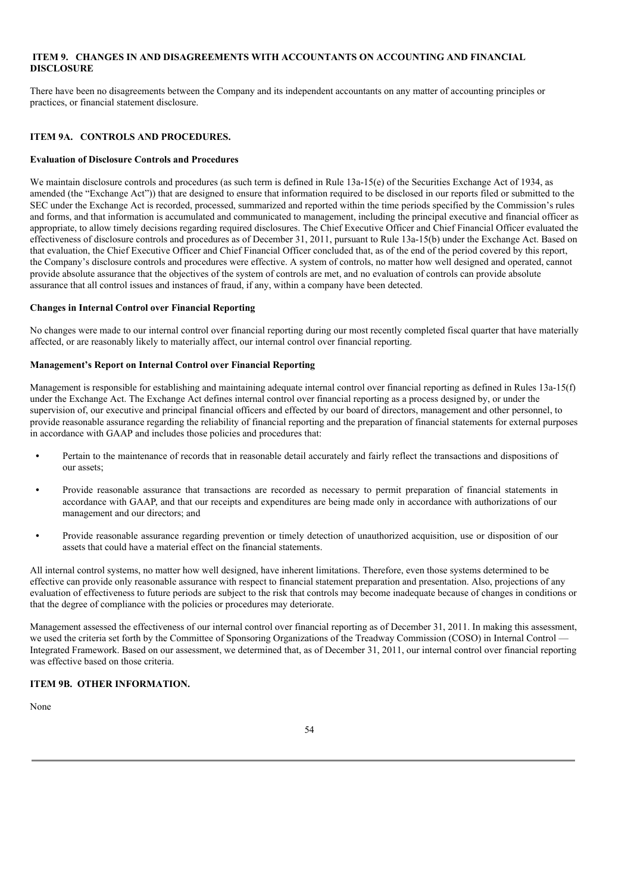## ITEM 9. CHANGES IN AND DISAGREEMENTS WITH ACCOUNTANTS ON ACCOUNTING AND FINANCIAL DISCLOSURE

There have been no disagreements between the Company and its independent accountants on any matter of accounting principles or practices, or financial statement disclosure.

## ITEM 9A. CONTROLS AND PROCEDURES.

### Evaluation of Disclosure Controls and Procedures

We maintain disclosure controls and procedures (as such term is defined in Rule 13a-15(e) of the Securities Exchange Act of 1934, as amended (the "Exchange Act")) that are designed to ensure that information required to be disclosed in our reports filed or submitted to the SEC under the Exchange Act is recorded, processed, summarized and reported within the time periods specified by the Commission's rules and forms, and that information is accumulated and communicated to management, including the principal executive and financial officer as appropriate, to allow timely decisions regarding required disclosures. The Chief Executive Officer and Chief Financial Officer evaluated the effectiveness of disclosure controls and procedures as of December 31, 2011, pursuant to Rule 13a-15(b) under the Exchange Act. Based on that evaluation, the Chief Executive Officer and Chief Financial Officer concluded that, as of the end of the period covered by this report, the Company's disclosure controls and procedures were effective. A system of controls, no matter how well designed and operated, cannot provide absolute assurance that the objectives of the system of controls are met, and no evaluation of controls can provide absolute assurance that all control issues and instances of fraud, if any, within a company have been detected.

### Changes in Internal Control over Financial Reporting

No changes were made to our internal control over financial reporting during our most recently completed fiscal quarter that have materially affected, or are reasonably likely to materially affect, our internal control over financial reporting.

### Management's Report on Internal Control over Financial Reporting

Management is responsible for establishing and maintaining adequate internal control over financial reporting as defined in Rules 13a-15(f) under the Exchange Act. The Exchange Act defines internal control over financial reporting as a process designed by, or under the supervision of, our executive and principal financial officers and effected by our board of directors, management and other personnel, to provide reasonable assurance regarding the reliability of financial reporting and the preparation of financial statements for external purposes in accordance with GAAP and includes those policies and procedures that:

- Pertain to the maintenance of records that in reasonable detail accurately and fairly reflect the transactions and dispositions of our assets;
- Provide reasonable assurance that transactions are recorded as necessary to permit preparation of financial statements in accordance with GAAP, and that our receipts and expenditures are being made only in accordance with authorizations of our management and our directors; and
- Provide reasonable assurance regarding prevention or timely detection of unauthorized acquisition, use or disposition of our assets that could have a material effect on the financial statements.

All internal control systems, no matter how well designed, have inherent limitations. Therefore, even those systems determined to be effective can provide only reasonable assurance with respect to financial statement preparation and presentation. Also, projections of any evaluation of effectiveness to future periods are subject to the risk that controls may become inadequate because of changes in conditions or that the degree of compliance with the policies or procedures may deteriorate.

Management assessed the effectiveness of our internal control over financial reporting as of December 31, 2011. In making this assessment, we used the criteria set forth by the Committee of Sponsoring Organizations of the Treadway Commission (COSO) in Internal Control — Integrated Framework. Based on our assessment, we determined that, as of December 31, 2011, our internal control over financial reporting was effective based on those criteria.

## ITEM 9B. OTHER INFORMATION.

None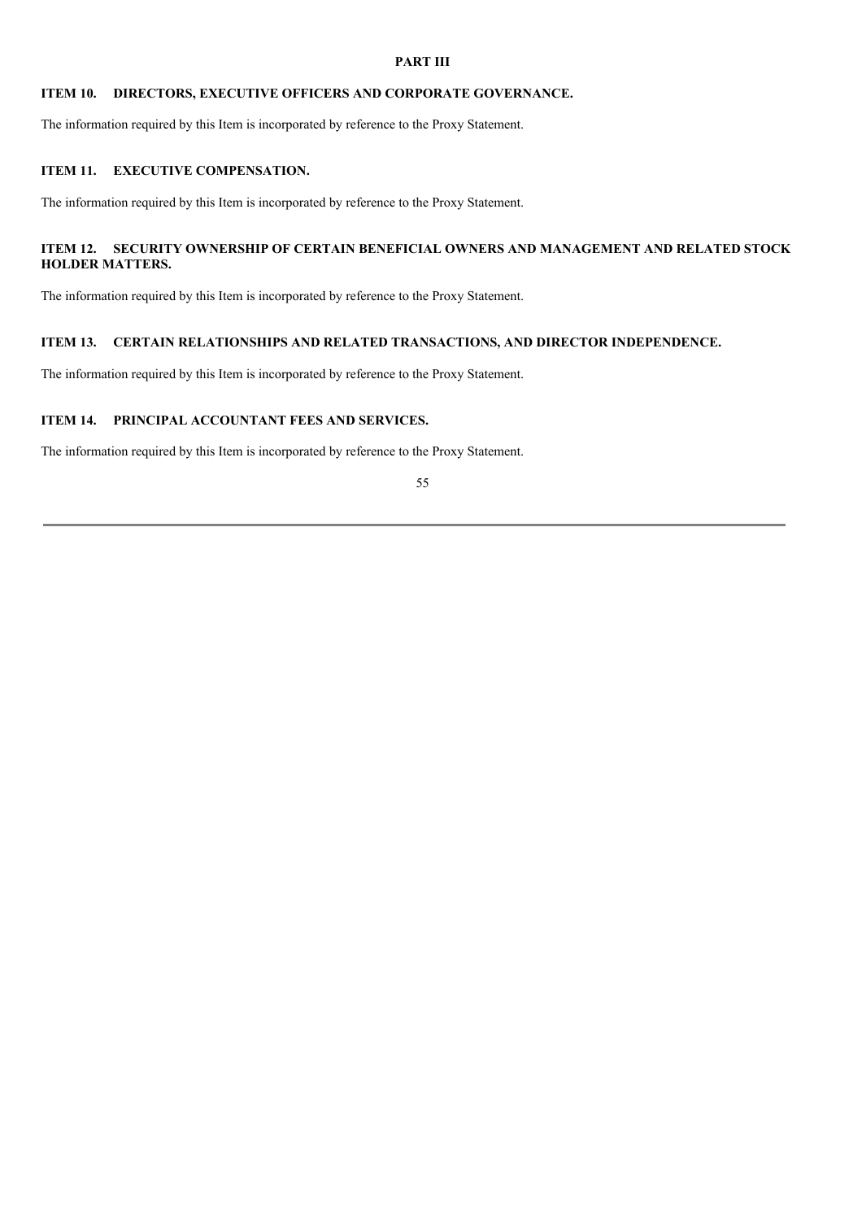# PART III

## ITEM 10. DIRECTORS, EXECUTIVE OFFICERS AND CORPORATE GOVERNANCE.

The information required by this Item is incorporated by reference to the Proxy Statement.

## ITEM 11. EXECUTIVE COMPENSATION.

The information required by this Item is incorporated by reference to the Proxy Statement.

## ITEM 12. SECURITY OWNERSHIP OF CERTAIN BENEFICIAL OWNERS AND MANAGEMENT AND RELATED STOCK HOLDER MATTERS.

The information required by this Item is incorporated by reference to the Proxy Statement.

## ITEM 13. CERTAIN RELATIONSHIPS AND RELATED TRANSACTIONS, AND DIRECTOR INDEPENDENCE.

The information required by this Item is incorporated by reference to the Proxy Statement.

## ITEM 14. PRINCIPAL ACCOUNTANT FEES AND SERVICES.

The information required by this Item is incorporated by reference to the Proxy Statement.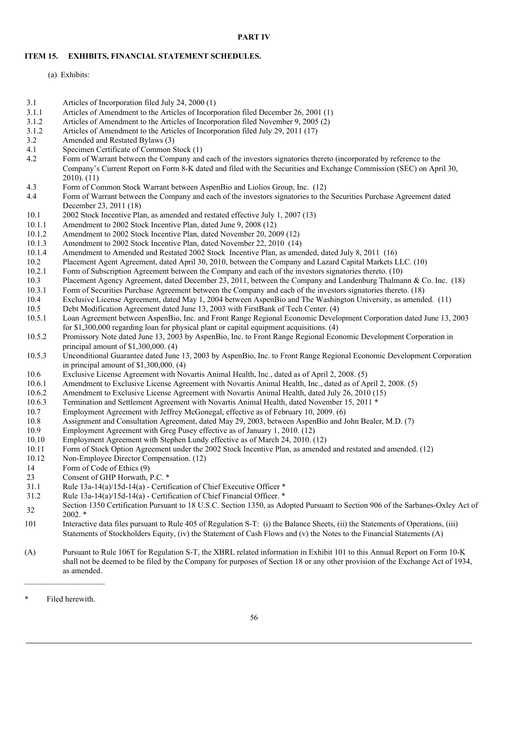**PART IV**

**ITEM 15. EXHIBITS, FINANCIAL STATEMENT SCHEDULES.**

(a) Exhibits:

| | |
|---|---|
| 3.1 | Articles of Incorporation filed July 24, 2000 (1) |
| 3.1.1 | Articles of Amendment to the Articles of Incorporation filed December 26, 2001 (1) |
| 3.1.2 | Articles of Amendment to the Articles of Incorporation filed November 9, 2005 (2) |
| 3.1.2 | Articles of Amendment to the Articles of Incorporation filed July 29, 2011 (17) |
| 3.2 | Amended and Restated Bylaws (3) |
| 4.1 | Specimen Certificate of Common Stock (1) |
| 4.2 | Form of Warrant between the Company and each of the investors signatories thereto (incorporated by reference to the Company's Current Report on Form 8-K dated and filed with the Securities and Exchange Commission (SEC) on April 30, 2010). (11) |
| 4.3 | Form of Common Stock Warrant between AspenBio and Liolios Group, Inc. (12) |
| 4.4 | Form of Warrant between the Company and each of the investors signatories to the Securities Purchase Agreement dated December 23, 2011 (18) |
| 10.1 | 2002 Stock Incentive Plan, as amended and restated effective July 1, 2007 (13) |
| 10.1.1 | Amendment to 2002 Stock Incentive Plan, dated June 9, 2008 (12) |
| 10.1.2 | Amendment to 2002 Stock Incentive Plan, dated November 20, 2009 (12) |
| 10.1.3 | Amendment to 2002 Stock Incentive Plan, dated November 22, 2010 (14) |
| 10.1.4 | Amendment to Amended and Restated 2002 Stock Incentive Plan, as amended, dated July 8, 2011 (16) |
| 10.2 | Placement Agent Agreement, dated April 30, 2010, between the Company and Lazard Capital Markets LLC. (10) |
| 10.2.1 | Form of Subscription Agreement between the Company and each of the investors signatories thereto. (10) |
| 10.3 | Placement Agency Agreement, dated December 23, 2011, between the Company and Landenburg Thalmann & Co. Inc. (18) |
| 10.3.1 | Form of Securities Purchase Agreement between the Company and each of the investors signatories thereto. (18) |
| 10.4 | Exclusive License Agreement, dated May 1, 2004 between AspenBio and The Washington University, as amended. (11) |
| 10.5 | Debt Modification Agreement dated June 13, 2003 with FirstBank of Tech Center. (4) |
| 10.5.1 | Loan Agreement between AspenBio, Inc. and Front Range Regional Economic Development Corporation dated June 13, 2003 for $1,300,000 regarding loan for physical plant or capital equipment acquisitions. (4) |
| 10.5.2 | Promissory Note dated June 13, 2003 by AspenBio, Inc. to Front Range Regional Economic Development Corporation in principal amount of $1,300,000. (4) |
| 10.5.3 | Unconditional Guarantee dated June 13, 2003 by AspenBio, Inc. to Front Range Regional Economic Development Corporation in principal amount of $1,300,000. (4) |
| 10.6 | Exclusive License Agreement with Novartis Animal Health, Inc., dated as of April 2, 2008. (5) |
| 10.6.1 | Amendment to Exclusive License Agreement with Novartis Animal Health, Inc., dated as of April 2, 2008. (5) |
| 10.6.2 | Amendment to Exclusive License Agreement with Novartis Animal Health, dated July 26, 2010 (15) |
| 10.6.3 | Termination and Settlement Agreement with Novartis Animal Health, dated November 15, 2011 * |
| 10.7 | Employment Agreement with Jeffrey McGonegal, effective as of February 10, 2009. (6) |
| 10.8 | Assignment and Consultation Agreement, dated May 29, 2003, between AspenBio and John Bealer, M.D. (7) |
| 10.9 | Employment Agreement with Greg Pusey effective as of January 1, 2010. (12) |
| 10.10 | Employment Agreement with Stephen Lundy effective as of March 24, 2010. (12) |
| 10.11 | Form of Stock Option Agreement under the 2002 Stock Incentive Plan, as amended and restated and amended. (12) |
| 10.12 | Non-Employee Director Compensation. (12) |
| 14 | Form of Code of Ethics (9) |
| 23 | Consent of GHP Horwath, P.C. * |
| 31.1 | Rule 13a-14(a)/15d-14(a) - Certification of Chief Executive Officer * |
| 31.2 | Rule 13a-14(a)/15d-14(a) - Certification of Chief Financial Officer. * |
| 32 | Section 1350 Certification Pursuant to 18 U.S.C. Section 1350, as Adopted Pursuant to Section 906 of the Sarbanes-Oxley Act of 2002. * |
| 101 | Interactive data files pursuant to Rule 405 of Regulation S-T: (i) the Balance Sheets, (ii) the Statements of Operations, (iii) Statements of Stockholders Equity, (iv) the Statement of Cash Flows and (v) the Notes to the Financial Statements (A) |
| (A) | Pursuant to Rule 106T for Regulation S-T, the XBRL related information in Exhibit 101 to this Annual Report on Form 10-K shall not be deemed to be filed by the Company for purposes of Section 18 or any other provision of the Exchange Act of 1934, as amended. |

---

\* Filed herewith.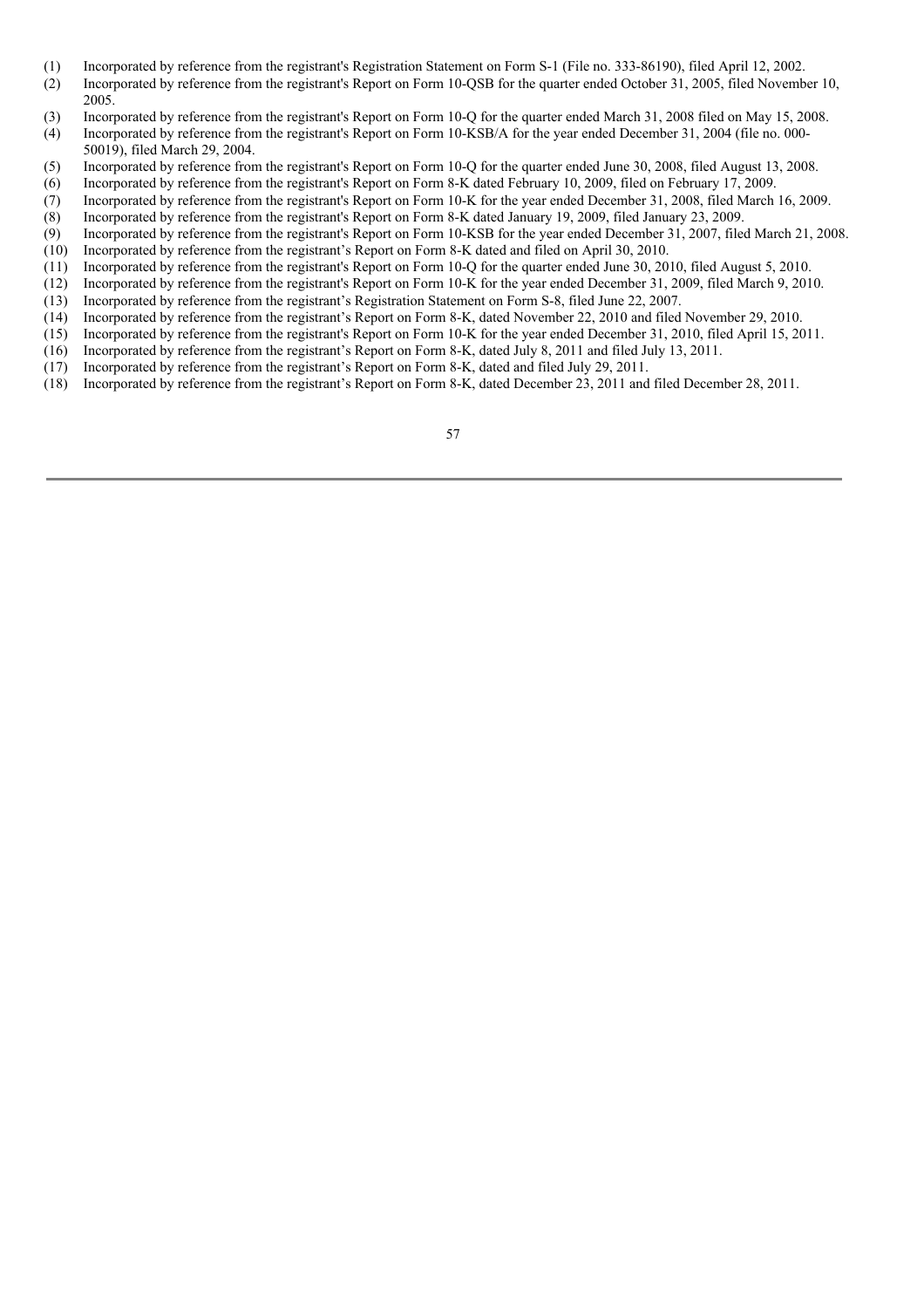(1) Incorporated by reference from the registrant's Registration Statement on Form S-1 (File no. 333-86190), filed April 12, 2002.

(2) Incorporated by reference from the registrant's Report on Form 10-QSB for the quarter ended October 31, 2005, filed November 10, 2005.

(3) Incorporated by reference from the registrant's Report on Form 10-Q for the quarter ended March 31, 2008 filed on May 15, 2008.

(4) Incorporated by reference from the registrant's Report on Form 10-KSB/A for the year ended December 31, 2004 (file no. 000-50019), filed March 29, 2004.

(5) Incorporated by reference from the registrant's Report on Form 10-Q for the quarter ended June 30, 2008, filed August 13, 2008.

(6) Incorporated by reference from the registrant's Report on Form 8-K dated February 10, 2009, filed on February 17, 2009.

(7) Incorporated by reference from the registrant's Report on Form 10-K for the year ended December 31, 2008, filed March 16, 2009.

(8) Incorporated by reference from the registrant's Report on Form 8-K dated January 19, 2009, filed January 23, 2009.

(9) Incorporated by reference from the registrant's Report on Form 10-KSB for the year ended December 31, 2007, filed March 21, 2008.

(10) Incorporated by reference from the registrant's Report on Form 8-K dated and filed on April 30, 2010.

(11) Incorporated by reference from the registrant's Report on Form 10-Q for the quarter ended June 30, 2010, filed August 5, 2010.

(12) Incorporated by reference from the registrant's Report on Form 10-K for the year ended December 31, 2009, filed March 9, 2010.

(13) Incorporated by reference from the registrant's Registration Statement on Form S-8, filed June 22, 2007.

(14) Incorporated by reference from the registrant's Report on Form 8-K, dated November 22, 2010 and filed November 29, 2010.

(15) Incorporated by reference from the registrant's Report on Form 10-K for the year ended December 31, 2010, filed April 15, 2011.

(16) Incorporated by reference from the registrant's Report on Form 8-K, dated July 8, 2011 and filed July 13, 2011.

(17) Incorporated by reference from the registrant's Report on Form 8-K, dated and filed July 29, 2011.

(18) Incorporated by reference from the registrant's Report on Form 8-K, dated December 23, 2011 and filed December 28, 2011.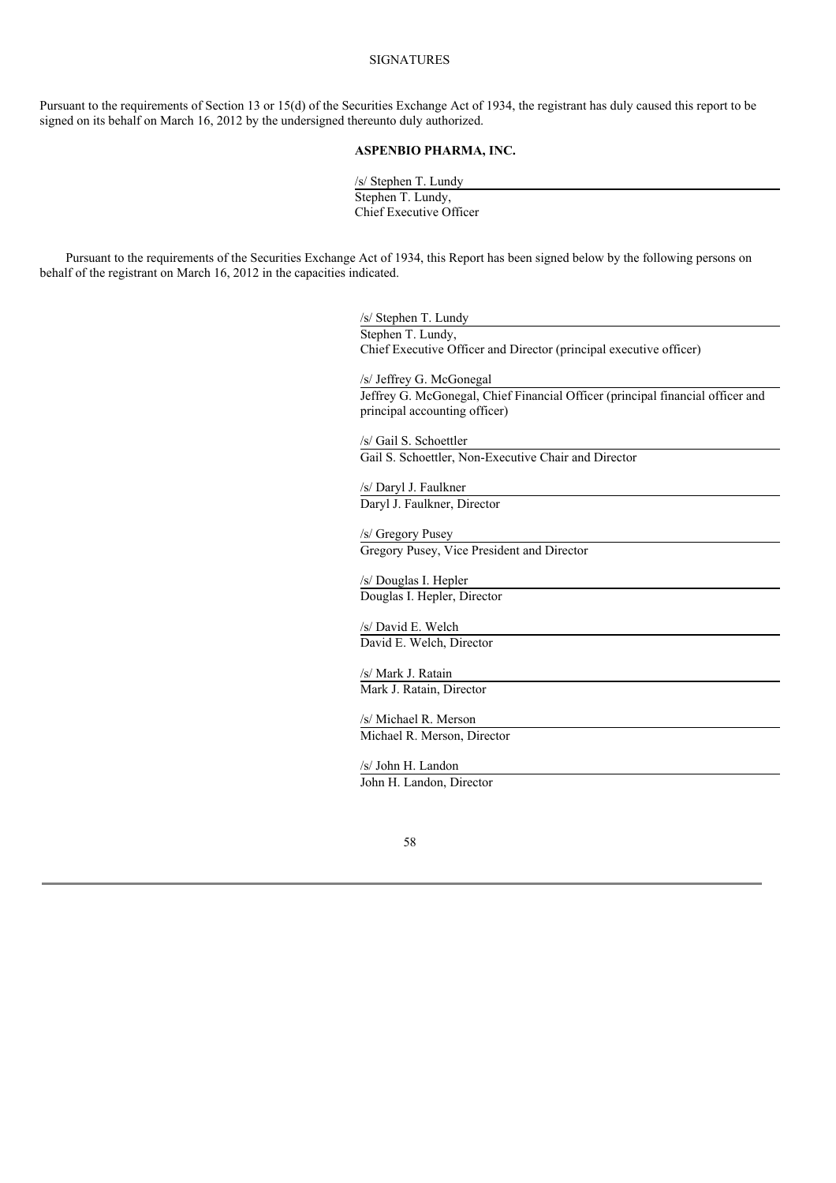# SIGNATURES

Pursuant to the requirements of Section 13 or 15(d) of the Securities Exchange Act of 1934, the registrant has duly caused this report to be signed on its behalf on March 16, 2012 by the undersigned thereunto duly authorized.

**ASPENBIO PHARMA, INC.**

/s/ Stephen T. Lundy
Stephen T. Lundy,
Chief Executive Officer

Pursuant to the requirements of the Securities Exchange Act of 1934, this Report has been signed below by the following persons on behalf of the registrant on March 16, 2012 in the capacities indicated.

/s/ Stephen T. Lundy
Stephen T. Lundy,
Chief Executive Officer and Director (principal executive officer)

/s/ Jeffrey G. McGonegal
Jeffrey G. McGonegal, Chief Financial Officer (principal financial officer and principal accounting officer)

/s/ Gail S. Schoettler
Gail S. Schoettler, Non-Executive Chair and Director

/s/ Daryl J. Faulkner
Daryl J. Faulkner, Director

/s/ Gregory Pusey
Gregory Pusey, Vice President and Director

/s/ Douglas I. Hepler
Douglas I. Hepler, Director

/s/ David E. Welch
David E. Welch, Director

/s/ Mark J. Ratain
Mark J. Ratain, Director

/s/ Michael R. Merson
Michael R. Merson, Director

/s/ John H. Landon
John H. Landon, Director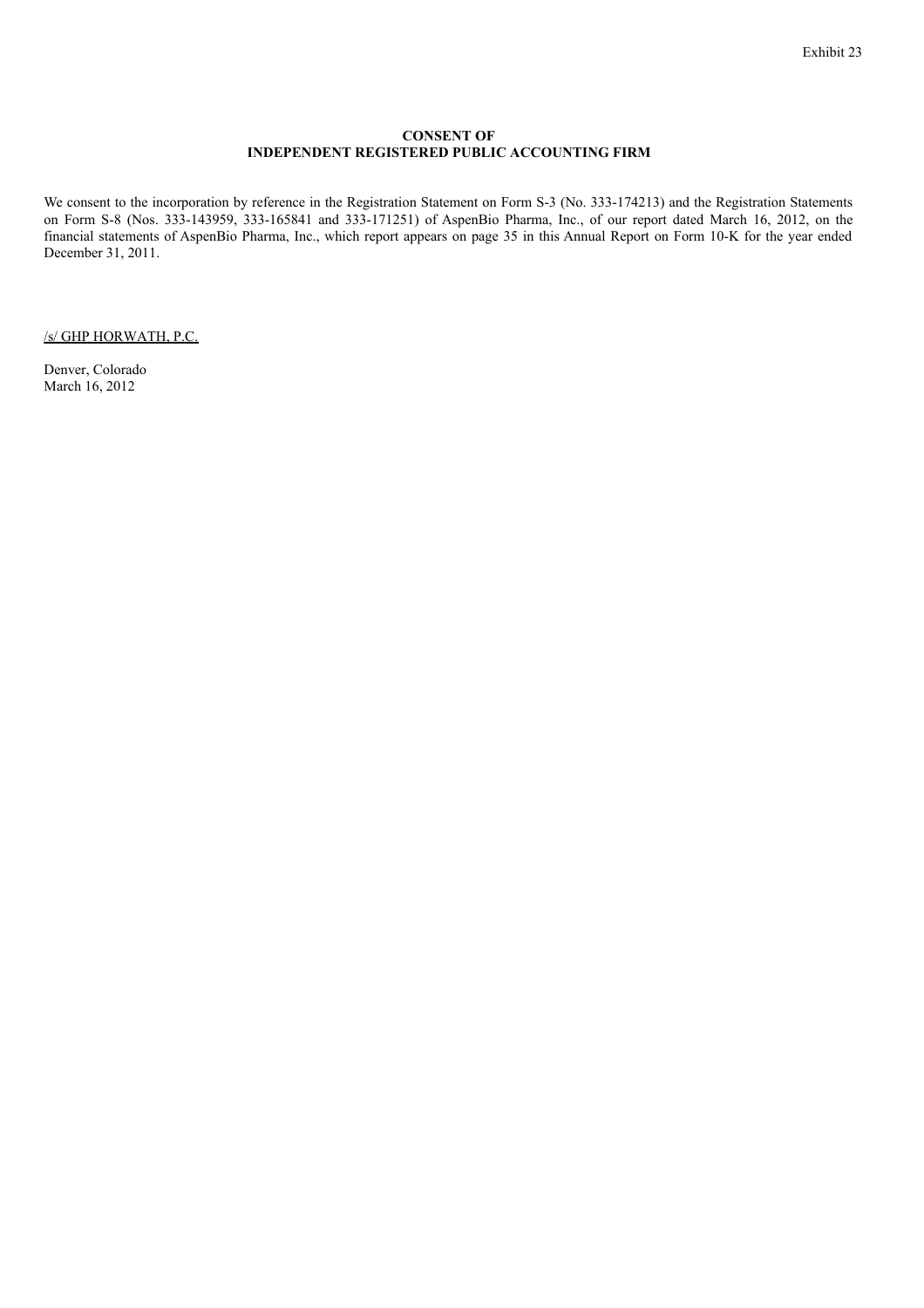Exhibit 23

**CONSENT OF**
**INDEPENDENT REGISTERED PUBLIC ACCOUNTING FIRM**

We consent to the incorporation by reference in the Registration Statement on Form S-3 (No. 333-174213) and the Registration Statements on Form S-8 (Nos. 333-143959, 333-165841 and 333-171251) of AspenBio Pharma, Inc., of our report dated March 16, 2012, on the financial statements of AspenBio Pharma, Inc., which report appears on page 35 in this Annual Report on Form 10-K for the year ended December 31, 2011.

/s/ GHP HORWATH, P.C.

Denver, Colorado
March 16, 2012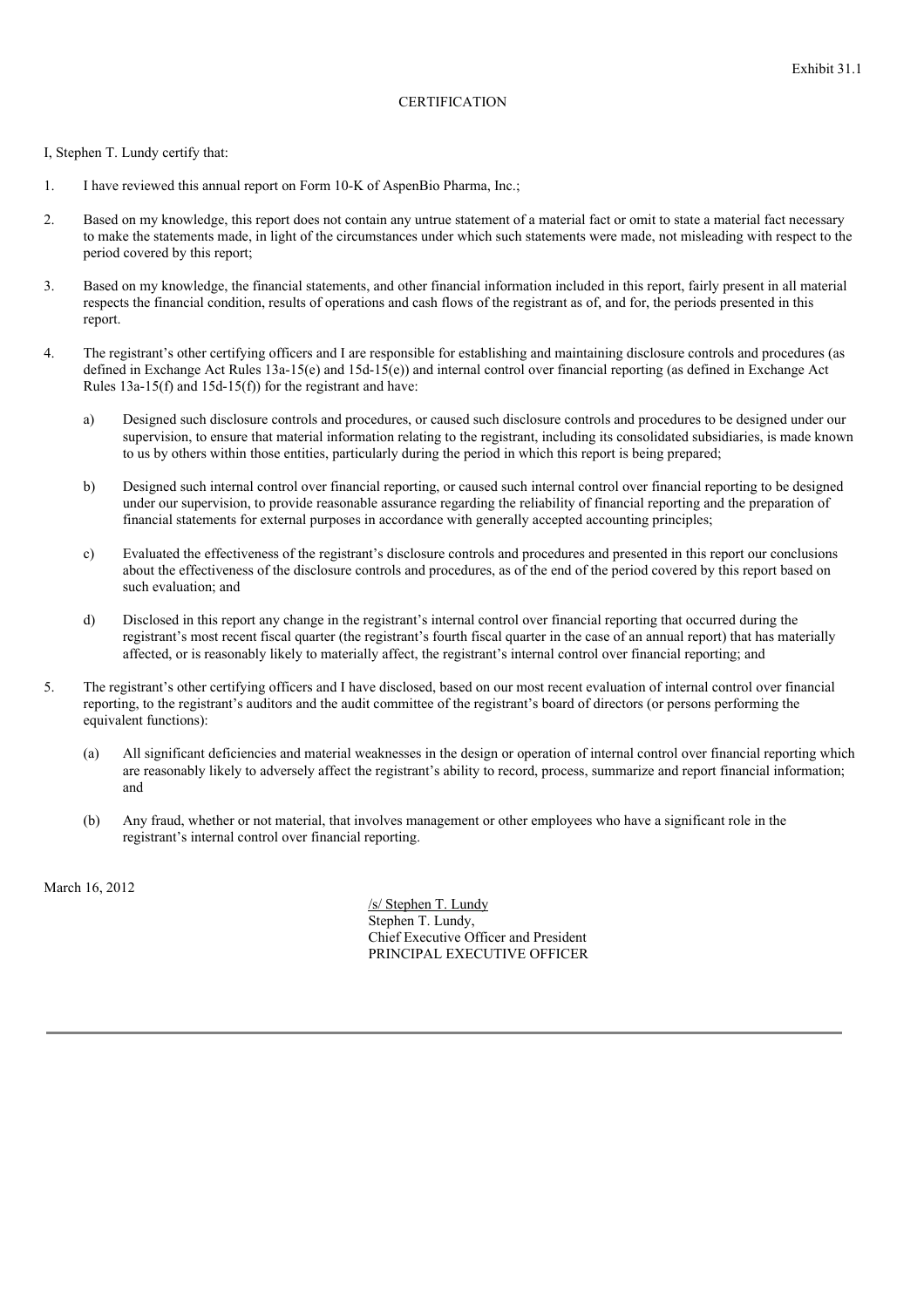Exhibit 31.1

CERTIFICATION

I, Stephen T. Lundy certify that:

1. I have reviewed this annual report on Form 10-K of AspenBio Pharma, Inc.;

2. Based on my knowledge, this report does not contain any untrue statement of a material fact or omit to state a material fact necessary to make the statements made, in light of the circumstances under which such statements were made, not misleading with respect to the period covered by this report;

3. Based on my knowledge, the financial statements, and other financial information included in this report, fairly present in all material respects the financial condition, results of operations and cash flows of the registrant as of, and for, the periods presented in this report.

4. The registrant's other certifying officers and I are responsible for establishing and maintaining disclosure controls and procedures (as defined in Exchange Act Rules 13a-15(e) and 15d-15(e)) and internal control over financial reporting (as defined in Exchange Act Rules 13a-15(f) and 15d-15(f)) for the registrant and have:

   a) Designed such disclosure controls and procedures, or caused such disclosure controls and procedures to be designed under our supervision, to ensure that material information relating to the registrant, including its consolidated subsidiaries, is made known to us by others within those entities, particularly during the period in which this report is being prepared;

   b) Designed such internal control over financial reporting, or caused such internal control over financial reporting to be designed under our supervision, to provide reasonable assurance regarding the reliability of financial reporting and the preparation of financial statements for external purposes in accordance with generally accepted accounting principles;

   c) Evaluated the effectiveness of the registrant's disclosure controls and procedures and presented in this report our conclusions about the effectiveness of the disclosure controls and procedures, as of the end of the period covered by this report based on such evaluation; and

   d) Disclosed in this report any change in the registrant's internal control over financial reporting that occurred during the registrant's most recent fiscal quarter (the registrant's fourth fiscal quarter in the case of an annual report) that has materially affected, or is reasonably likely to materially affect, the registrant's internal control over financial reporting; and

5. The registrant's other certifying officers and I have disclosed, based on our most recent evaluation of internal control over financial reporting, to the registrant's auditors and the audit committee of the registrant's board of directors (or persons performing the equivalent functions):

   (a) All significant deficiencies and material weaknesses in the design or operation of internal control over financial reporting which are reasonably likely to adversely affect the registrant's ability to record, process, summarize and report financial information; and

   (b) Any fraud, whether or not material, that involves management or other employees who have a significant role in the registrant's internal control over financial reporting.

March 16, 2012

/s/ Stephen T. Lundy
Stephen T. Lundy,
Chief Executive Officer and President
PRINCIPAL EXECUTIVE OFFICER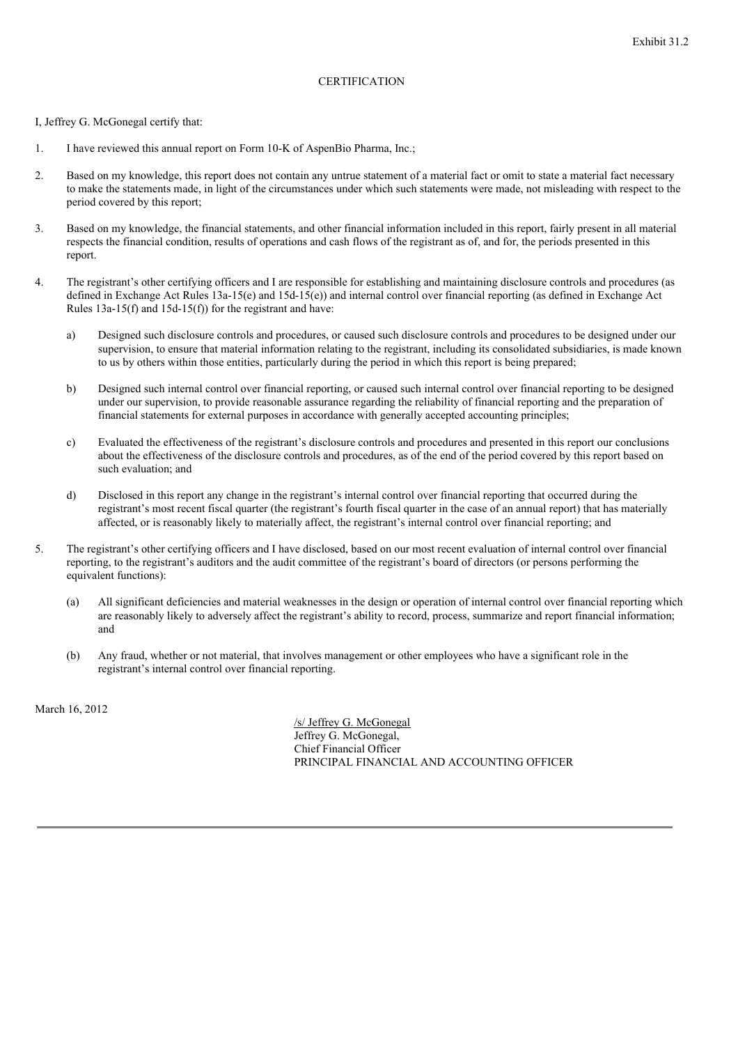Exhibit 31.2

# CERTIFICATION

I, Jeffrey G. McGonegal certify that:

1. I have reviewed this annual report on Form 10-K of AspenBio Pharma, Inc.;

2. Based on my knowledge, this report does not contain any untrue statement of a material fact or omit to state a material fact necessary to make the statements made, in light of the circumstances under which such statements were made, not misleading with respect to the period covered by this report;

3. Based on my knowledge, the financial statements, and other financial information included in this report, fairly present in all material respects the financial condition, results of operations and cash flows of the registrant as of, and for, the periods presented in this report.

4. The registrant's other certifying officers and I are responsible for establishing and maintaining disclosure controls and procedures (as defined in Exchange Act Rules 13a-15(e) and 15d-15(e)) and internal control over financial reporting (as defined in Exchange Act Rules 13a-15(f) and 15d-15(f)) for the registrant and have:

   a) Designed such disclosure controls and procedures, or caused such disclosure controls and procedures to be designed under our supervision, to ensure that material information relating to the registrant, including its consolidated subsidiaries, is made known to us by others within those entities, particularly during the period in which this report is being prepared;

   b) Designed such internal control over financial reporting, or caused such internal control over financial reporting to be designed under our supervision, to provide reasonable assurance regarding the reliability of financial reporting and the preparation of financial statements for external purposes in accordance with generally accepted accounting principles;

   c) Evaluated the effectiveness of the registrant's disclosure controls and procedures and presented in this report our conclusions about the effectiveness of the disclosure controls and procedures, as of the end of the period covered by this report based on such evaluation; and

   d) Disclosed in this report any change in the registrant's internal control over financial reporting that occurred during the registrant's most recent fiscal quarter (the registrant's fourth fiscal quarter in the case of an annual report) that has materially affected, or is reasonably likely to materially affect, the registrant's internal control over financial reporting; and

5. The registrant's other certifying officers and I have disclosed, based on our most recent evaluation of internal control over financial reporting, to the registrant's auditors and the audit committee of the registrant's board of directors (or persons performing the equivalent functions):

   (a) All significant deficiencies and material weaknesses in the design or operation of internal control over financial reporting which are reasonably likely to adversely affect the registrant's ability to record, process, summarize and report financial information; and

   (b) Any fraud, whether or not material, that involves management or other employees who have a significant role in the registrant's internal control over financial reporting.

March 16, 2012

/s/ Jeffrey G. McGonegal
Jeffrey G. McGonegal,
Chief Financial Officer
PRINCIPAL FINANCIAL AND ACCOUNTING OFFICER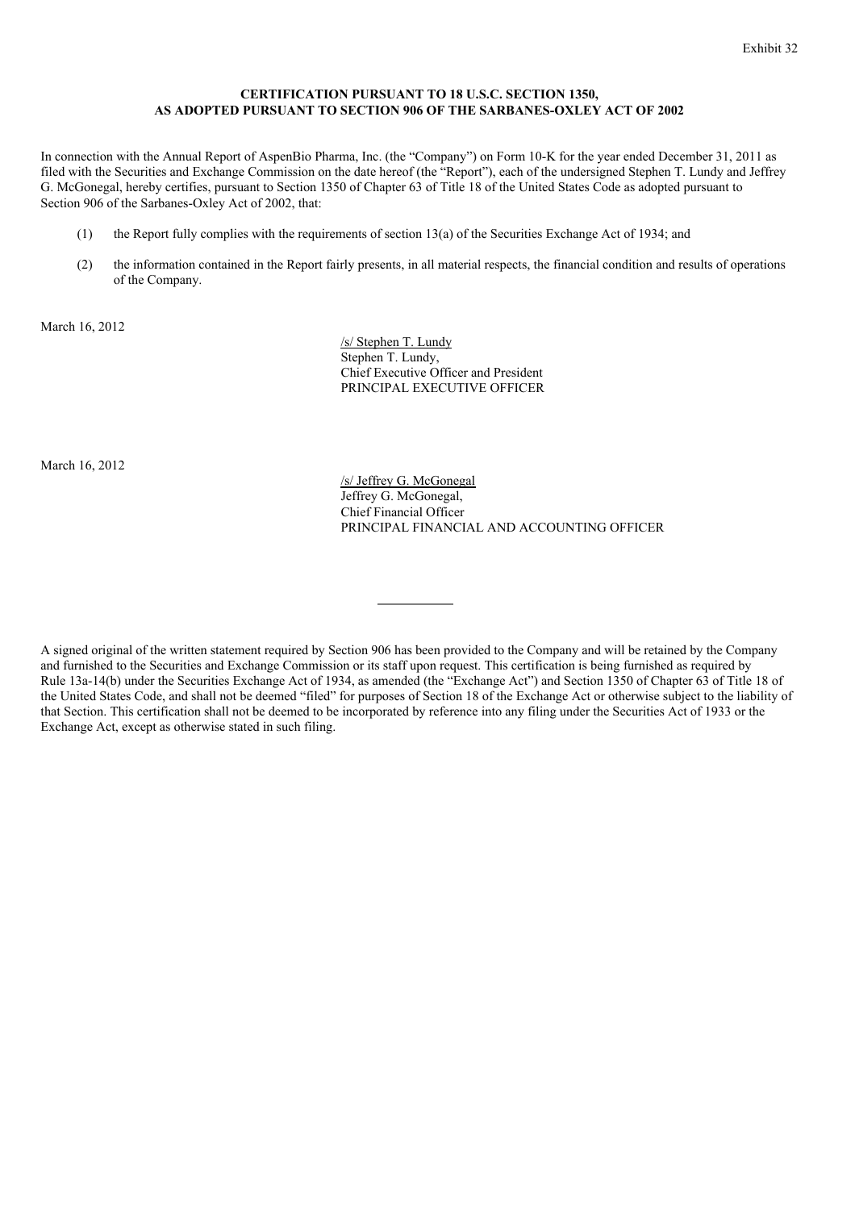Exhibit 32

**CERTIFICATION PURSUANT TO 18 U.S.C. SECTION 1350,
AS ADOPTED PURSUANT TO SECTION 906 OF THE SARBANES-OXLEY ACT OF 2002**

In connection with the Annual Report of AspenBio Pharma, Inc. (the "Company") on Form 10-K for the year ended December 31, 2011 as filed with the Securities and Exchange Commission on the date hereof (the "Report"), each of the undersigned Stephen T. Lundy and Jeffrey G. McGonegal, hereby certifies, pursuant to Section 1350 of Chapter 63 of Title 18 of the United States Code as adopted pursuant to Section 906 of the Sarbanes-Oxley Act of 2002, that:

(1) the Report fully complies with the requirements of section 13(a) of the Securities Exchange Act of 1934; and

(2) the information contained in the Report fairly presents, in all material respects, the financial condition and results of operations of the Company.

March 16, 2012

/s/ Stephen T. Lundy
Stephen T. Lundy,
Chief Executive Officer and President
PRINCIPAL EXECUTIVE OFFICER

March 16, 2012

/s/ Jeffrey G. McGonegal
Jeffrey G. McGonegal,
Chief Financial Officer
PRINCIPAL FINANCIAL AND ACCOUNTING OFFICER

---

A signed original of the written statement required by Section 906 has been provided to the Company and will be retained by the Company and furnished to the Securities and Exchange Commission or its staff upon request. This certification is being furnished as required by Rule 13a-14(b) under the Securities Exchange Act of 1934, as amended (the "Exchange Act") and Section 1350 of Chapter 63 of Title 18 of the United States Code, and shall not be deemed "filed" for purposes of Section 18 of the Exchange Act or otherwise subject to the liability of that Section. This certification shall not be deemed to be incorporated by reference into any filing under the Securities Act of 1933 or the Exchange Act, except as otherwise stated in such filing.